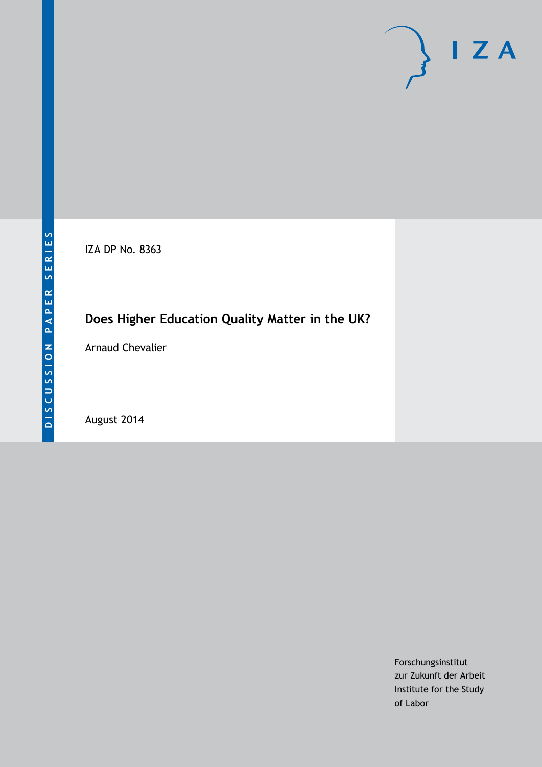DISCUSSION PAPER SERIES

IZA DP No. 8363

# Does Higher Education Quality Matter in the UK?

Arnaud Chevalier

August 2014

Forschungsinstitut
zur Zukunft der Arbeit
Institute for the Study
of Labor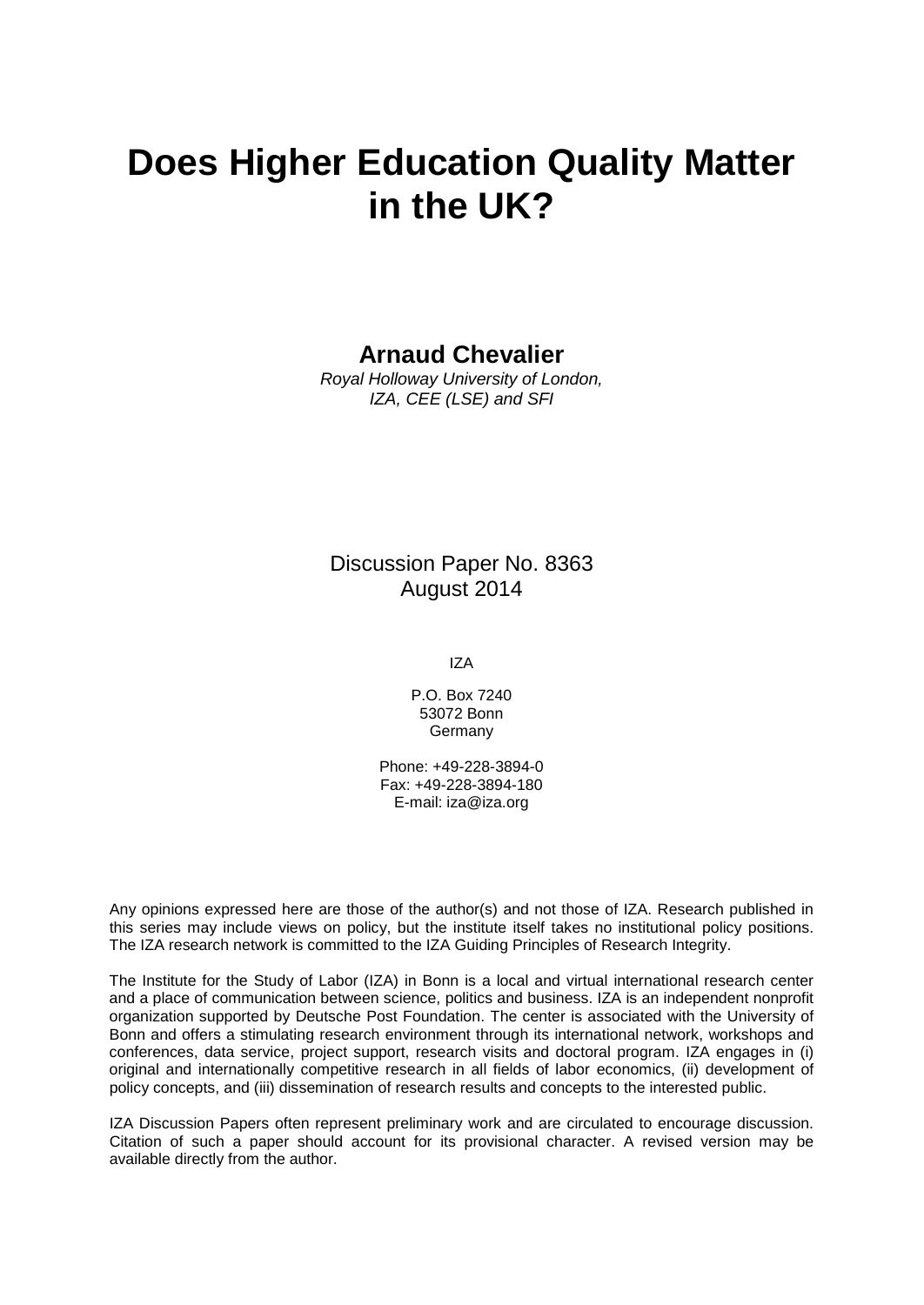# Does Higher Education Quality Matter in the UK?

**Arnaud Chevalier**

*Royal Holloway University of London, IZA, CEE (LSE) and SFI*

Discussion Paper No. 8363
August 2014

IZA

P.O. Box 7240
53072 Bonn
Germany

Phone: +49-228-3894-0
Fax: +49-228-3894-180
E-mail: iza@iza.org

Any opinions expressed here are those of the author(s) and not those of IZA. Research published in this series may include views on policy, but the institute itself takes no institutional policy positions. The IZA research network is committed to the IZA Guiding Principles of Research Integrity.

The Institute for the Study of Labor (IZA) in Bonn is a local and virtual international research center and a place of communication between science, politics and business. IZA is an independent nonprofit organization supported by Deutsche Post Foundation. The center is associated with the University of Bonn and offers a stimulating research environment through its international network, workshops and conferences, data service, project support, research visits and doctoral program. IZA engages in (i) original and internationally competitive research in all fields of labor economics, (ii) development of policy concepts, and (iii) dissemination of research results and concepts to the interested public.

IZA Discussion Papers often represent preliminary work and are circulated to encourage discussion. Citation of such a paper should account for its provisional character. A revised version may be available directly from the author.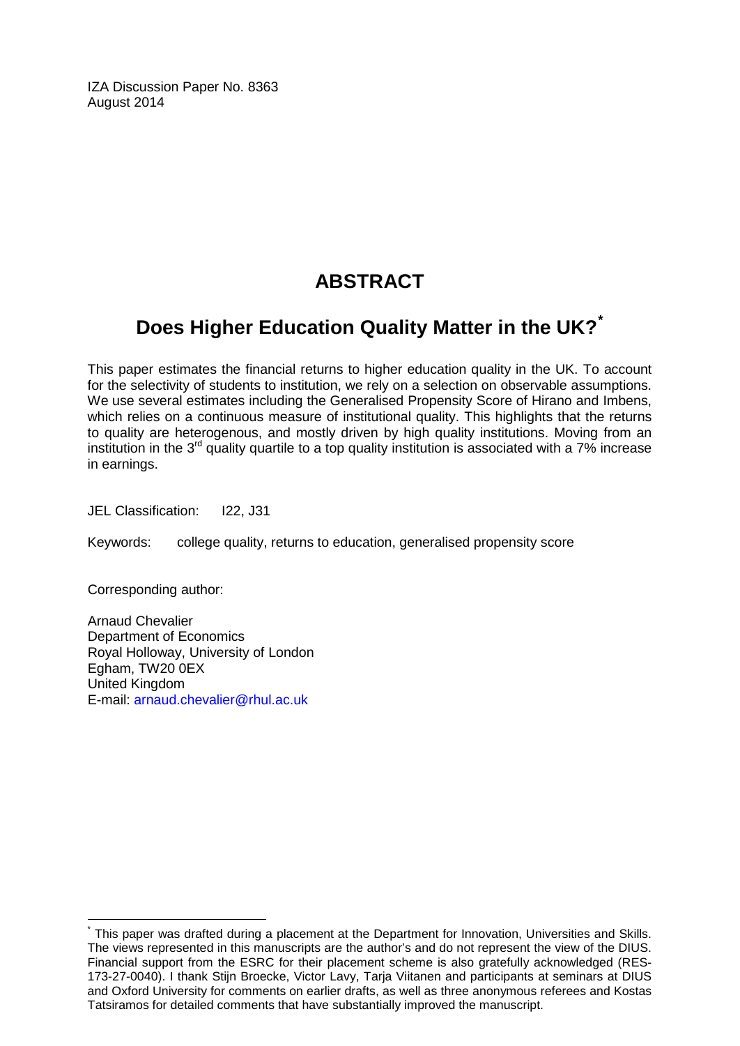IZA Discussion Paper No. 8363
August 2014

# ABSTRACT

## Does Higher Education Quality Matter in the UK?*

This paper estimates the financial returns to higher education quality in the UK. To account for the selectivity of students to institution, we rely on a selection on observable assumptions. We use several estimates including the Generalised Propensity Score of Hirano and Imbens, which relies on a continuous measure of institutional quality. This highlights that the returns to quality are heterogenous, and mostly driven by high quality institutions. Moving from an institution in the 3rd quality quartile to a top quality institution is associated with a 7% increase in earnings.

JEL Classification: I22, J31

Keywords: college quality, returns to education, generalised propensity score

Corresponding author:

Arnaud Chevalier
Department of Economics
Royal Holloway, University of London
Egham, TW20 0EX
United Kingdom
E-mail: arnaud.chevalier@rhul.ac.uk

---

* This paper was drafted during a placement at the Department for Innovation, Universities and Skills. The views represented in this manuscripts are the author's and do not represent the view of the DIUS. Financial support from the ESRC for their placement scheme is also gratefully acknowledged (RES-173-27-0040). I thank Stijn Broecke, Victor Lavy, Tarja Viitanen and participants at seminars at DIUS and Oxford University for comments on earlier drafts, as well as three anonymous referees and Kostas Tatsiramos for detailed comments that have substantially improved the manuscript.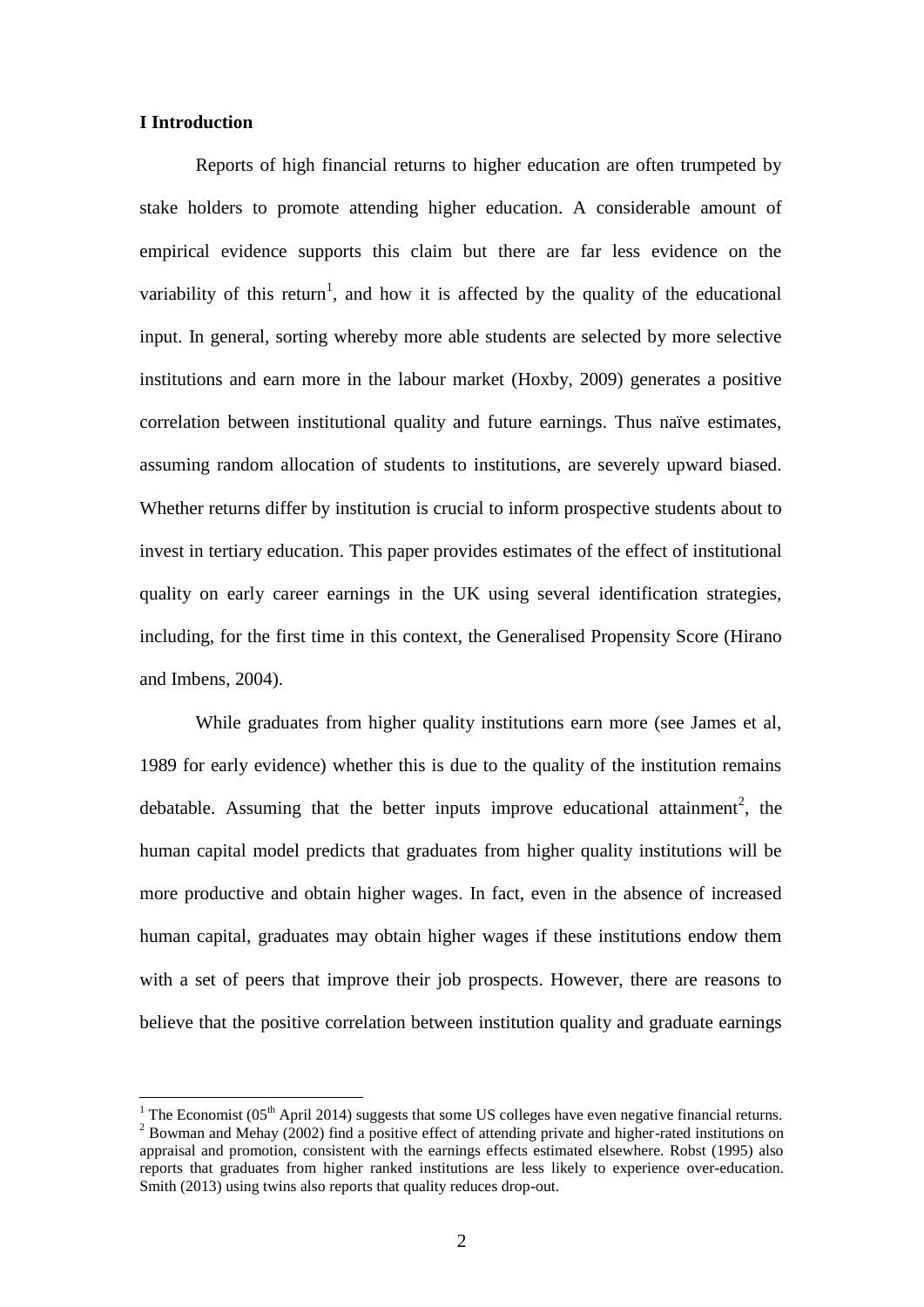## I Introduction

Reports of high financial returns to higher education are often trumpeted by stake holders to promote attending higher education. A considerable amount of empirical evidence supports this claim but there are far less evidence on the variability of this return[1], and how it is affected by the quality of the educational input. In general, sorting whereby more able students are selected by more selective institutions and earn more in the labour market (Hoxby, 2009) generates a positive correlation between institutional quality and future earnings. Thus naïve estimates, assuming random allocation of students to institutions, are severely upward biased. Whether returns differ by institution is crucial to inform prospective students about to invest in tertiary education. This paper provides estimates of the effect of institutional quality on early career earnings in the UK using several identification strategies, including, for the first time in this context, the Generalised Propensity Score (Hirano and Imbens, 2004).

While graduates from higher quality institutions earn more (see James et al, 1989 for early evidence) whether this is due to the quality of the institution remains debatable. Assuming that the better inputs improve educational attainment[2], the human capital model predicts that graduates from higher quality institutions will be more productive and obtain higher wages. In fact, even in the absence of increased human capital, graduates may obtain higher wages if these institutions endow them with a set of peers that improve their job prospects. However, there are reasons to believe that the positive correlation between institution quality and graduate earnings

---

[1] The Economist (05th April 2014) suggests that some US colleges have even negative financial returns.

[2] Bowman and Mehay (2002) find a positive effect of attending private and higher-rated institutions on appraisal and promotion, consistent with the earnings effects estimated elsewhere. Robst (1995) also reports that graduates from higher ranked institutions are less likely to experience over-education. Smith (2013) using twins also reports that quality reduces drop-out.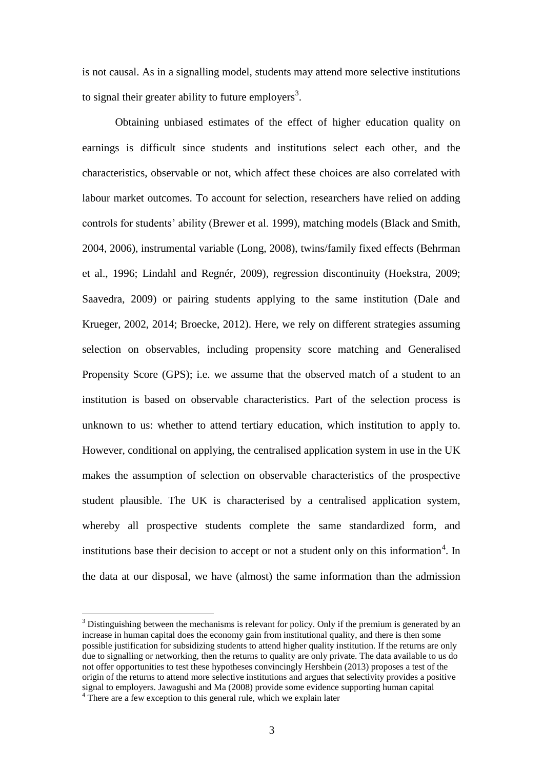is not causal. As in a signalling model, students may attend more selective institutions to signal their greater ability to future employers[3].

Obtaining unbiased estimates of the effect of higher education quality on earnings is difficult since students and institutions select each other, and the characteristics, observable or not, which affect these choices are also correlated with labour market outcomes. To account for selection, researchers have relied on adding controls for students' ability (Brewer et al. 1999), matching models (Black and Smith, 2004, 2006), instrumental variable (Long, 2008), twins/family fixed effects (Behrman et al., 1996; Lindahl and Regnér, 2009), regression discontinuity (Hoekstra, 2009; Saavedra, 2009) or pairing students applying to the same institution (Dale and Krueger, 2002, 2014; Broecke, 2012). Here, we rely on different strategies assuming selection on observables, including propensity score matching and Generalised Propensity Score (GPS); i.e. we assume that the observed match of a student to an institution is based on observable characteristics. Part of the selection process is unknown to us: whether to attend tertiary education, which institution to apply to. However, conditional on applying, the centralised application system in use in the UK makes the assumption of selection on observable characteristics of the prospective student plausible. The UK is characterised by a centralised application system, whereby all prospective students complete the same standardized form, and institutions base their decision to accept or not a student only on this information[4]. In the data at our disposal, we have (almost) the same information than the admission

---

[3] Distinguishing between the mechanisms is relevant for policy. Only if the premium is generated by an increase in human capital does the economy gain from institutional quality, and there is then some possible justification for subsidizing students to attend higher quality institution. If the returns are only due to signalling or networking, then the returns to quality are only private. The data available to us do not offer opportunities to test these hypotheses convincingly Hershbein (2013) proposes a test of the origin of the returns to attend more selective institutions and argues that selectivity provides a positive signal to employers. Jawagushi and Ma (2008) provide some evidence supporting human capital

[4] There are a few exception to this general rule, which we explain later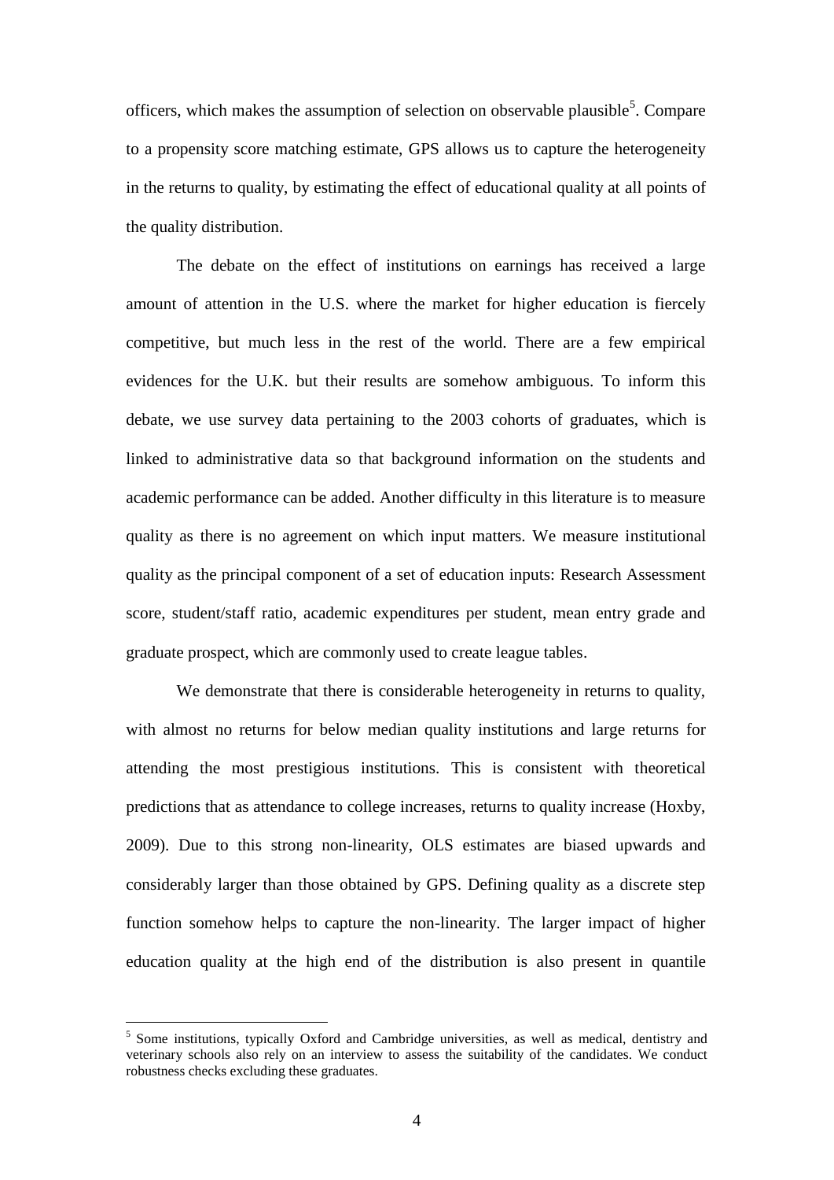officers, which makes the assumption of selection on observable plausible[5]. Compare to a propensity score matching estimate, GPS allows us to capture the heterogeneity in the returns to quality, by estimating the effect of educational quality at all points of the quality distribution.

The debate on the effect of institutions on earnings has received a large amount of attention in the U.S. where the market for higher education is fiercely competitive, but much less in the rest of the world. There are a few empirical evidences for the U.K. but their results are somehow ambiguous. To inform this debate, we use survey data pertaining to the 2003 cohorts of graduates, which is linked to administrative data so that background information on the students and academic performance can be added. Another difficulty in this literature is to measure quality as there is no agreement on which input matters. We measure institutional quality as the principal component of a set of education inputs: Research Assessment score, student/staff ratio, academic expenditures per student, mean entry grade and graduate prospect, which are commonly used to create league tables.

We demonstrate that there is considerable heterogeneity in returns to quality, with almost no returns for below median quality institutions and large returns for attending the most prestigious institutions. This is consistent with theoretical predictions that as attendance to college increases, returns to quality increase (Hoxby, 2009). Due to this strong non-linearity, OLS estimates are biased upwards and considerably larger than those obtained by GPS. Defining quality as a discrete step function somehow helps to capture the non-linearity. The larger impact of higher education quality at the high end of the distribution is also present in quantile

[5] Some institutions, typically Oxford and Cambridge universities, as well as medical, dentistry and veterinary schools also rely on an interview to assess the suitability of the candidates. We conduct robustness checks excluding these graduates.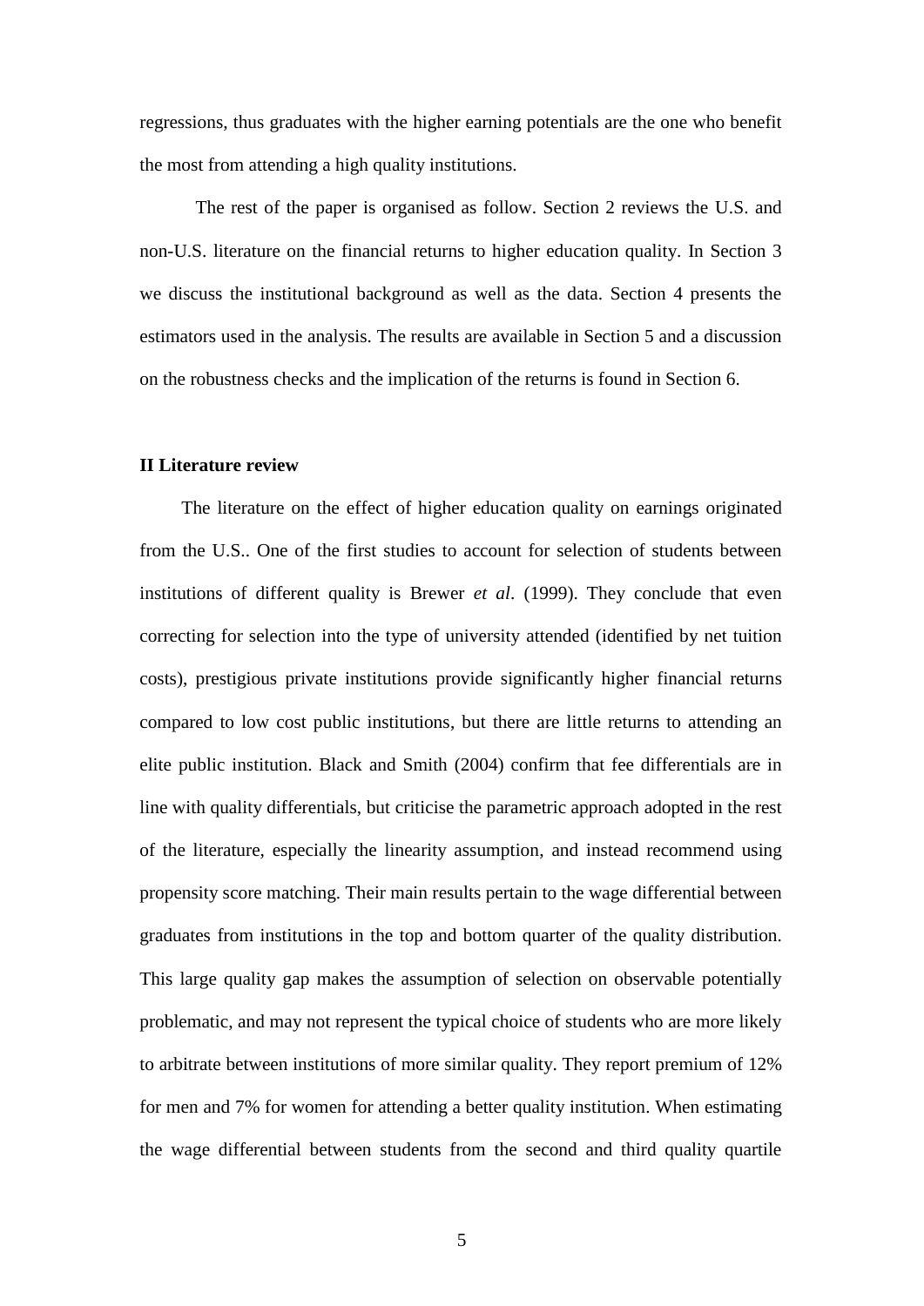regressions, thus graduates with the higher earning potentials are the one who benefit the most from attending a high quality institutions.

The rest of the paper is organised as follow. Section 2 reviews the U.S. and non-U.S. literature on the financial returns to higher education quality. In Section 3 we discuss the institutional background as well as the data. Section 4 presents the estimators used in the analysis. The results are available in Section 5 and a discussion on the robustness checks and the implication of the returns is found in Section 6.

## II Literature review

The literature on the effect of higher education quality on earnings originated from the U.S.. One of the first studies to account for selection of students between institutions of different quality is Brewer *et al*. (1999). They conclude that even correcting for selection into the type of university attended (identified by net tuition costs), prestigious private institutions provide significantly higher financial returns compared to low cost public institutions, but there are little returns to attending an elite public institution. Black and Smith (2004) confirm that fee differentials are in line with quality differentials, but criticise the parametric approach adopted in the rest of the literature, especially the linearity assumption, and instead recommend using propensity score matching. Their main results pertain to the wage differential between graduates from institutions in the top and bottom quarter of the quality distribution. This large quality gap makes the assumption of selection on observable potentially problematic, and may not represent the typical choice of students who are more likely to arbitrate between institutions of more similar quality. They report premium of 12% for men and 7% for women for attending a better quality institution. When estimating the wage differential between students from the second and third quality quartile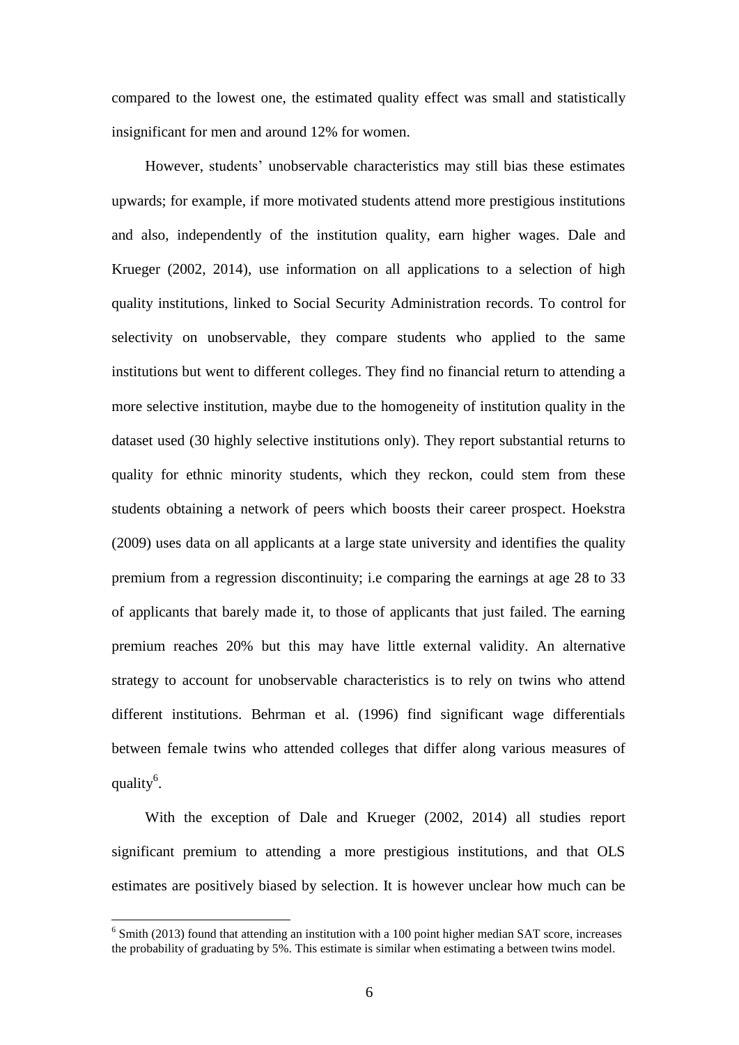compared to the lowest one, the estimated quality effect was small and statistically insignificant for men and around 12% for women.

However, students' unobservable characteristics may still bias these estimates upwards; for example, if more motivated students attend more prestigious institutions and also, independently of the institution quality, earn higher wages. Dale and Krueger (2002, 2014), use information on all applications to a selection of high quality institutions, linked to Social Security Administration records. To control for selectivity on unobservable, they compare students who applied to the same institutions but went to different colleges. They find no financial return to attending a more selective institution, maybe due to the homogeneity of institution quality in the dataset used (30 highly selective institutions only). They report substantial returns to quality for ethnic minority students, which they reckon, could stem from these students obtaining a network of peers which boosts their career prospect. Hoekstra (2009) uses data on all applicants at a large state university and identifies the quality premium from a regression discontinuity; i.e comparing the earnings at age 28 to 33 of applicants that barely made it, to those of applicants that just failed. The earning premium reaches 20% but this may have little external validity. An alternative strategy to account for unobservable characteristics is to rely on twins who attend different institutions. Behrman et al. (1996) find significant wage differentials between female twins who attended colleges that differ along various measures of quality[6].

With the exception of Dale and Krueger (2002, 2014) all studies report significant premium to attending a more prestigious institutions, and that OLS estimates are positively biased by selection. It is however unclear how much can be

[6] Smith (2013) found that attending an institution with a 100 point higher median SAT score, increases the probability of graduating by 5%. This estimate is similar when estimating a between twins model.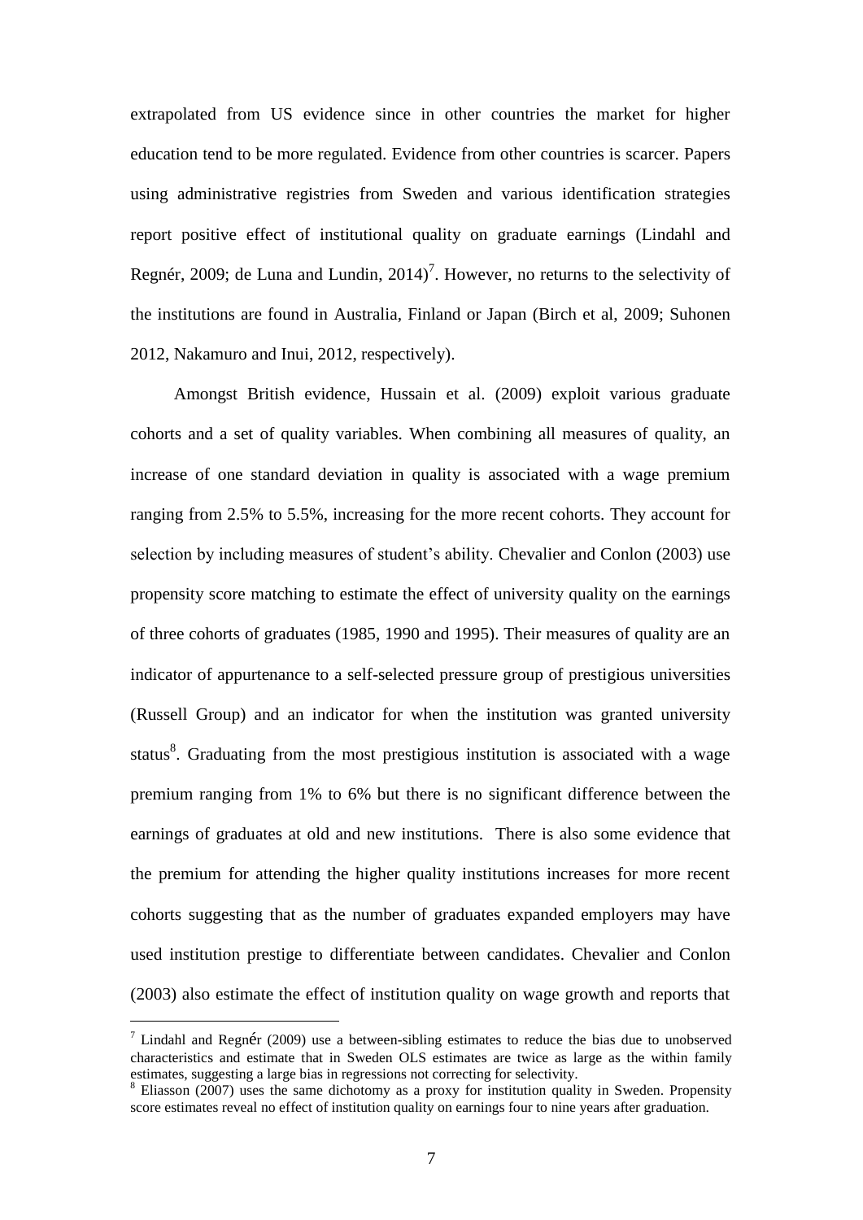extrapolated from US evidence since in other countries the market for higher education tend to be more regulated. Evidence from other countries is scarcer. Papers using administrative registries from Sweden and various identification strategies report positive effect of institutional quality on graduate earnings (Lindahl and Regnér, 2009; de Luna and Lundin, 2014)[7]. However, no returns to the selectivity of the institutions are found in Australia, Finland or Japan (Birch et al, 2009; Suhonen 2012, Nakamuro and Inui, 2012, respectively).

Amongst British evidence, Hussain et al. (2009) exploit various graduate cohorts and a set of quality variables. When combining all measures of quality, an increase of one standard deviation in quality is associated with a wage premium ranging from 2.5% to 5.5%, increasing for the more recent cohorts. They account for selection by including measures of student's ability. Chevalier and Conlon (2003) use propensity score matching to estimate the effect of university quality on the earnings of three cohorts of graduates (1985, 1990 and 1995). Their measures of quality are an indicator of appurtenance to a self-selected pressure group of prestigious universities (Russell Group) and an indicator for when the institution was granted university status[8]. Graduating from the most prestigious institution is associated with a wage premium ranging from 1% to 6% but there is no significant difference between the earnings of graduates at old and new institutions. There is also some evidence that the premium for attending the higher quality institutions increases for more recent cohorts suggesting that as the number of graduates expanded employers may have used institution prestige to differentiate between candidates. Chevalier and Conlon (2003) also estimate the effect of institution quality on wage growth and reports that

[7] Lindahl and Regnér (2009) use a between-sibling estimates to reduce the bias due to unobserved characteristics and estimate that in Sweden OLS estimates are twice as large as the within family estimates, suggesting a large bias in regressions not correcting for selectivity.

[8] Eliasson (2007) uses the same dichotomy as a proxy for institution quality in Sweden. Propensity score estimates reveal no effect of institution quality on earnings four to nine years after graduation.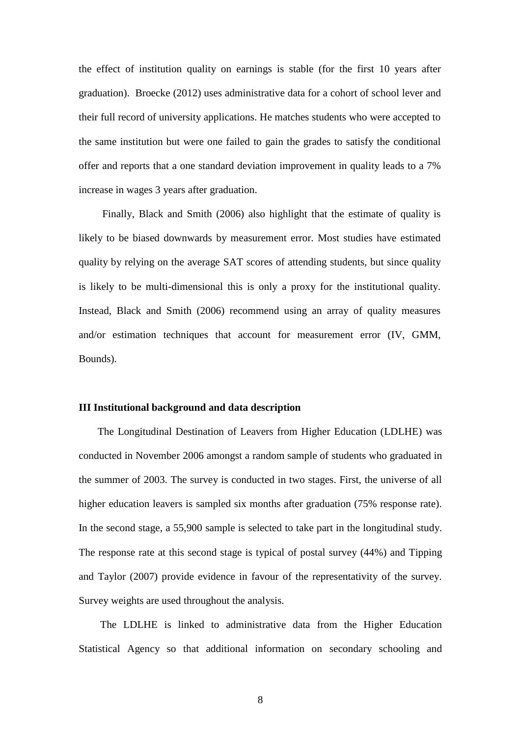the effect of institution quality on earnings is stable (for the first 10 years after graduation). Broecke (2012) uses administrative data for a cohort of school lever and their full record of university applications. He matches students who were accepted to the same institution but were one failed to gain the grades to satisfy the conditional offer and reports that a one standard deviation improvement in quality leads to a 7% increase in wages 3 years after graduation.

Finally, Black and Smith (2006) also highlight that the estimate of quality is likely to be biased downwards by measurement error. Most studies have estimated quality by relying on the average SAT scores of attending students, but since quality is likely to be multi-dimensional this is only a proxy for the institutional quality. Instead, Black and Smith (2006) recommend using an array of quality measures and/or estimation techniques that account for measurement error (IV, GMM, Bounds).

### III Institutional background and data description

The Longitudinal Destination of Leavers from Higher Education (LDLHE) was conducted in November 2006 amongst a random sample of students who graduated in the summer of 2003. The survey is conducted in two stages. First, the universe of all higher education leavers is sampled six months after graduation (75% response rate). In the second stage, a 55,900 sample is selected to take part in the longitudinal study. The response rate at this second stage is typical of postal survey (44%) and Tipping and Taylor (2007) provide evidence in favour of the representativity of the survey. Survey weights are used throughout the analysis.

The LDLHE is linked to administrative data from the Higher Education Statistical Agency so that additional information on secondary schooling and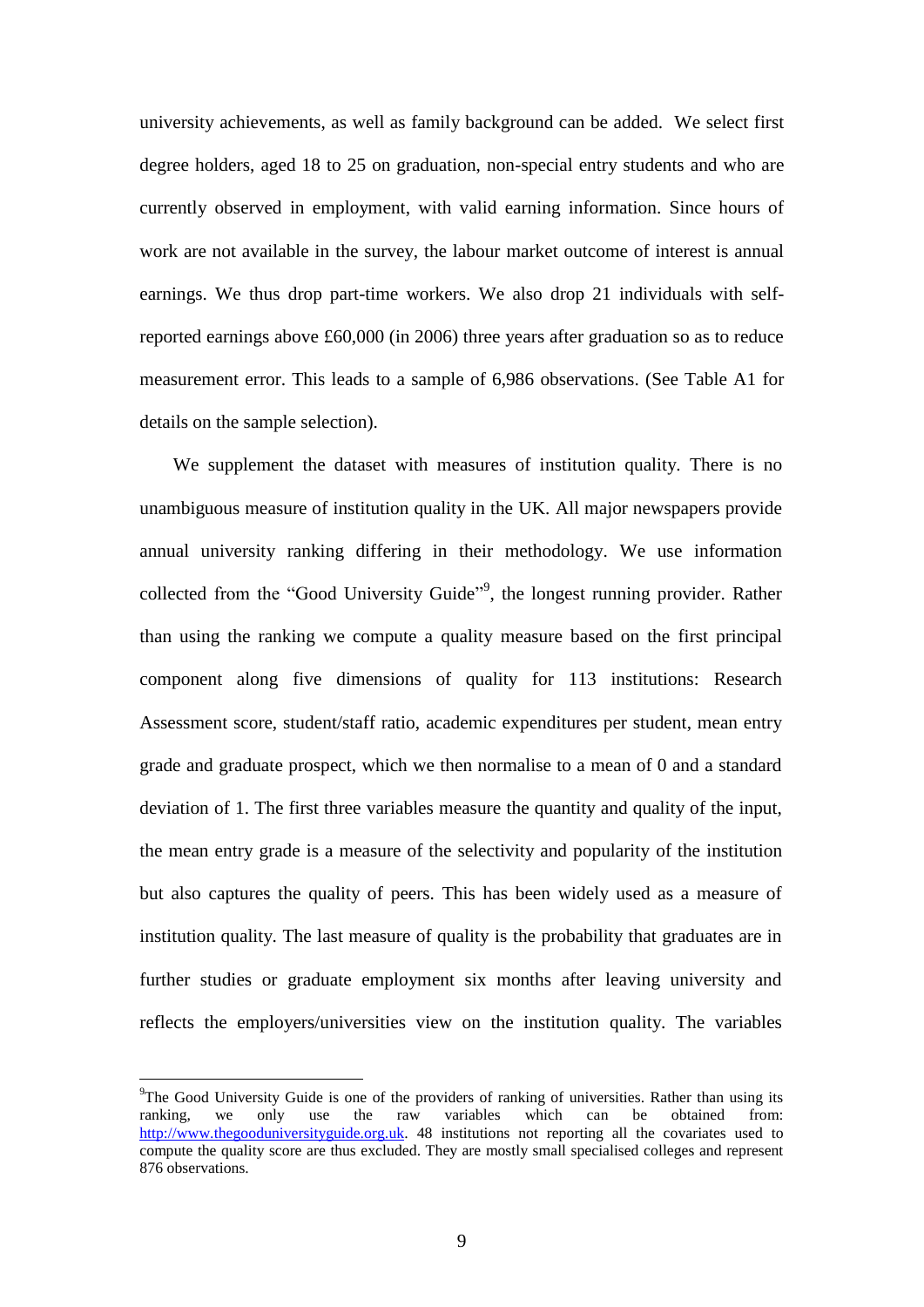university achievements, as well as family background can be added. We select first degree holders, aged 18 to 25 on graduation, non-special entry students and who are currently observed in employment, with valid earning information. Since hours of work are not available in the survey, the labour market outcome of interest is annual earnings. We thus drop part-time workers. We also drop 21 individuals with self-reported earnings above £60,000 (in 2006) three years after graduation so as to reduce measurement error. This leads to a sample of 6,986 observations. (See Table A1 for details on the sample selection).

We supplement the dataset with measures of institution quality. There is no unambiguous measure of institution quality in the UK. All major newspapers provide annual university ranking differing in their methodology. We use information collected from the "Good University Guide"[9], the longest running provider. Rather than using the ranking we compute a quality measure based on the first principal component along five dimensions of quality for 113 institutions: Research Assessment score, student/staff ratio, academic expenditures per student, mean entry grade and graduate prospect, which we then normalise to a mean of 0 and a standard deviation of 1. The first three variables measure the quantity and quality of the input, the mean entry grade is a measure of the selectivity and popularity of the institution but also captures the quality of peers. This has been widely used as a measure of institution quality. The last measure of quality is the probability that graduates are in further studies or graduate employment six months after leaving university and reflects the employers/universities view on the institution quality. The variables

[9] The Good University Guide is one of the providers of ranking of universities. Rather than using its ranking, we only use the raw variables which can be obtained from: http://www.thegooduniversityguide.org.uk. 48 institutions not reporting all the covariates used to compute the quality score are thus excluded. They are mostly small specialised colleges and represent 876 observations.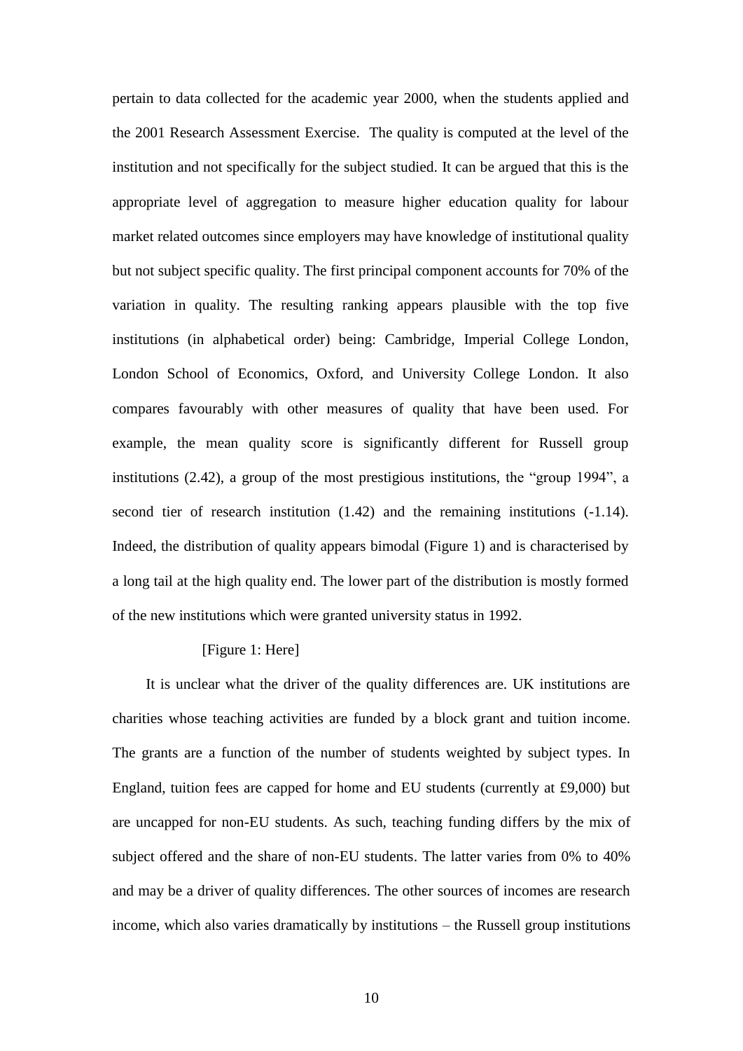pertain to data collected for the academic year 2000, when the students applied and the 2001 Research Assessment Exercise. The quality is computed at the level of the institution and not specifically for the subject studied. It can be argued that this is the appropriate level of aggregation to measure higher education quality for labour market related outcomes since employers may have knowledge of institutional quality but not subject specific quality. The first principal component accounts for 70% of the variation in quality. The resulting ranking appears plausible with the top five institutions (in alphabetical order) being: Cambridge, Imperial College London, London School of Economics, Oxford, and University College London. It also compares favourably with other measures of quality that have been used. For example, the mean quality score is significantly different for Russell group institutions (2.42), a group of the most prestigious institutions, the "group 1994", a second tier of research institution (1.42) and the remaining institutions (-1.14). Indeed, the distribution of quality appears bimodal (Figure 1) and is characterised by a long tail at the high quality end. The lower part of the distribution is mostly formed of the new institutions which were granted university status in 1992.

[Figure 1: Here]

It is unclear what the driver of the quality differences are. UK institutions are charities whose teaching activities are funded by a block grant and tuition income. The grants are a function of the number of students weighted by subject types. In England, tuition fees are capped for home and EU students (currently at £9,000) but are uncapped for non-EU students. As such, teaching funding differs by the mix of subject offered and the share of non-EU students. The latter varies from 0% to 40% and may be a driver of quality differences. The other sources of incomes are research income, which also varies dramatically by institutions – the Russell group institutions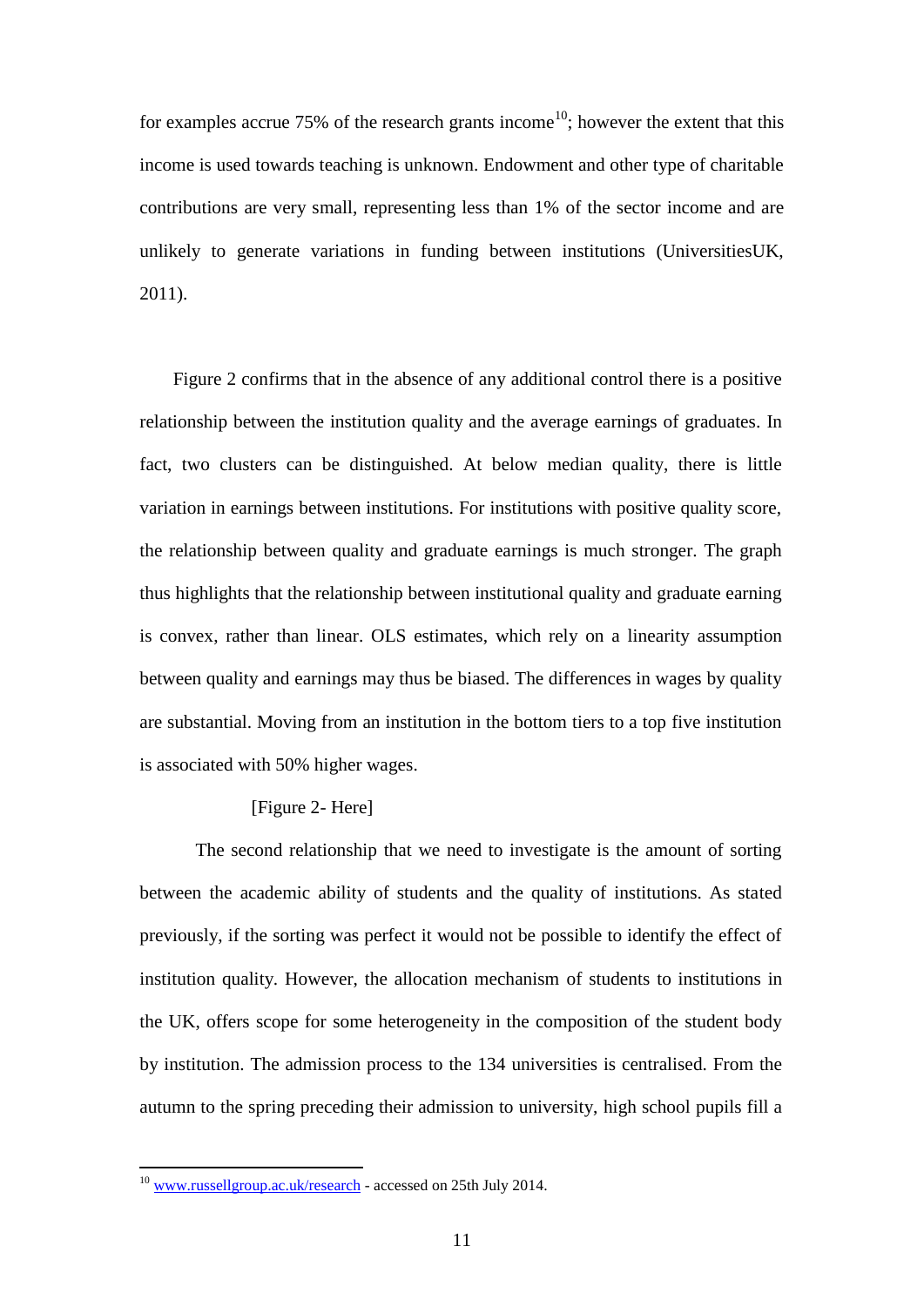for examples accrue 75% of the research grants income[10]; however the extent that this income is used towards teaching is unknown. Endowment and other type of charitable contributions are very small, representing less than 1% of the sector income and are unlikely to generate variations in funding between institutions (UniversitiesUK, 2011).

Figure 2 confirms that in the absence of any additional control there is a positive relationship between the institution quality and the average earnings of graduates. In fact, two clusters can be distinguished. At below median quality, there is little variation in earnings between institutions. For institutions with positive quality score, the relationship between quality and graduate earnings is much stronger. The graph thus highlights that the relationship between institutional quality and graduate earning is convex, rather than linear. OLS estimates, which rely on a linearity assumption between quality and earnings may thus be biased. The differences in wages by quality are substantial. Moving from an institution in the bottom tiers to a top five institution is associated with 50% higher wages.

[Figure 2- Here]

The second relationship that we need to investigate is the amount of sorting between the academic ability of students and the quality of institutions. As stated previously, if the sorting was perfect it would not be possible to identify the effect of institution quality. However, the allocation mechanism of students to institutions in the UK, offers scope for some heterogeneity in the composition of the student body by institution. The admission process to the 134 universities is centralised. From the autumn to the spring preceding their admission to university, high school pupils fill a

[10] www.russellgroup.ac.uk/research - accessed on 25th July 2014.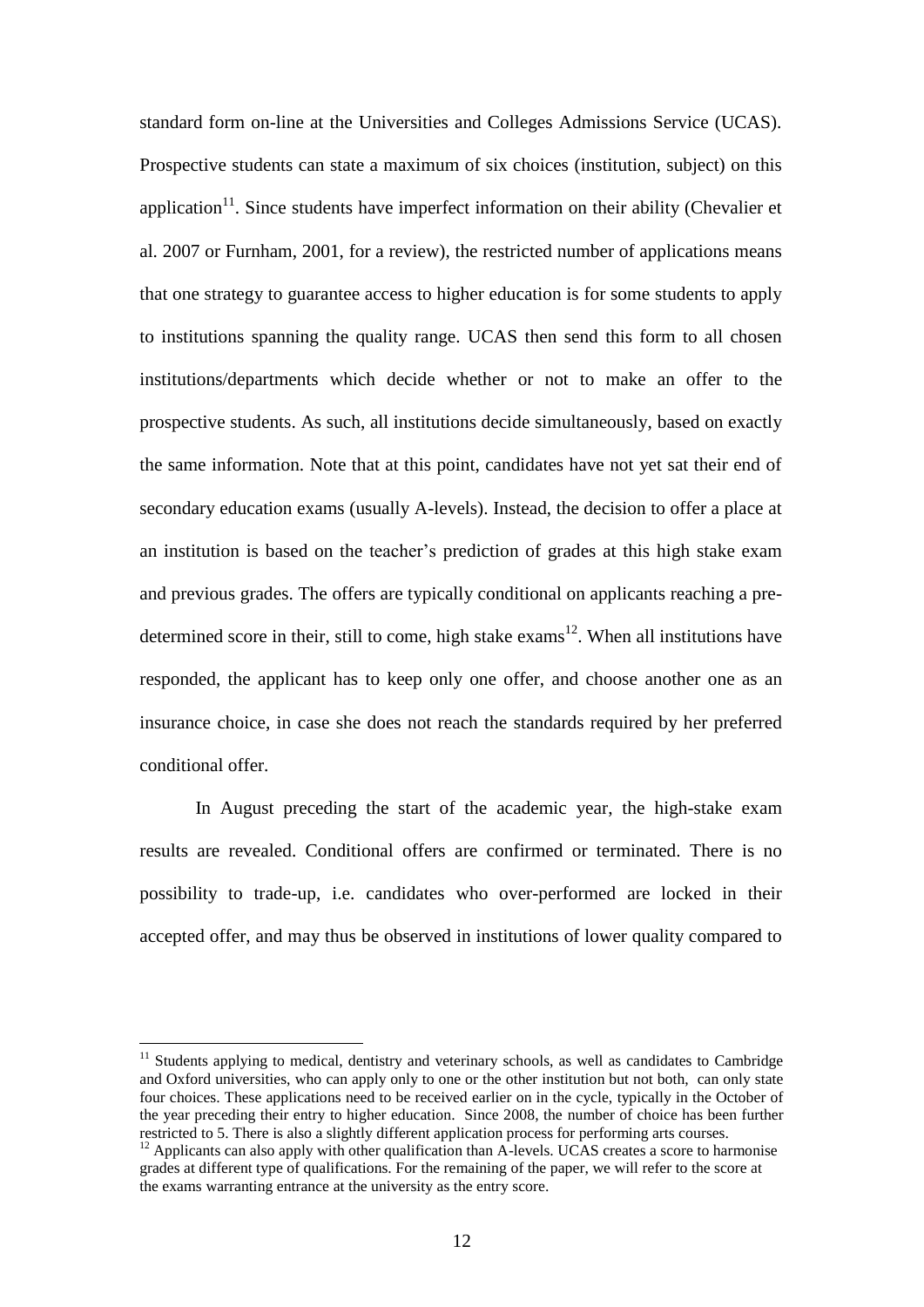standard form on-line at the Universities and Colleges Admissions Service (UCAS). Prospective students can state a maximum of six choices (institution, subject) on this application[11]. Since students have imperfect information on their ability (Chevalier et al. 2007 or Furnham, 2001, for a review), the restricted number of applications means that one strategy to guarantee access to higher education is for some students to apply to institutions spanning the quality range. UCAS then send this form to all chosen institutions/departments which decide whether or not to make an offer to the prospective students. As such, all institutions decide simultaneously, based on exactly the same information. Note that at this point, candidates have not yet sat their end of secondary education exams (usually A-levels). Instead, the decision to offer a place at an institution is based on the teacher's prediction of grades at this high stake exam and previous grades. The offers are typically conditional on applicants reaching a pre-determined score in their, still to come, high stake exams[12]. When all institutions have responded, the applicant has to keep only one offer, and choose another one as an insurance choice, in case she does not reach the standards required by her preferred conditional offer.

In August preceding the start of the academic year, the high-stake exam results are revealed. Conditional offers are confirmed or terminated. There is no possibility to trade-up, i.e. candidates who over-performed are locked in their accepted offer, and may thus be observed in institutions of lower quality compared to

---

[11] Students applying to medical, dentistry and veterinary schools, as well as candidates to Cambridge and Oxford universities, who can apply only to one or the other institution but not both, can only state four choices. These applications need to be received earlier on in the cycle, typically in the October of the year preceding their entry to higher education. Since 2008, the number of choice has been further restricted to 5. There is also a slightly different application process for performing arts courses.

[12] Applicants can also apply with other qualification than A-levels. UCAS creates a score to harmonise grades at different type of qualifications. For the remaining of the paper, we will refer to the score at the exams warranting entrance at the university as the entry score.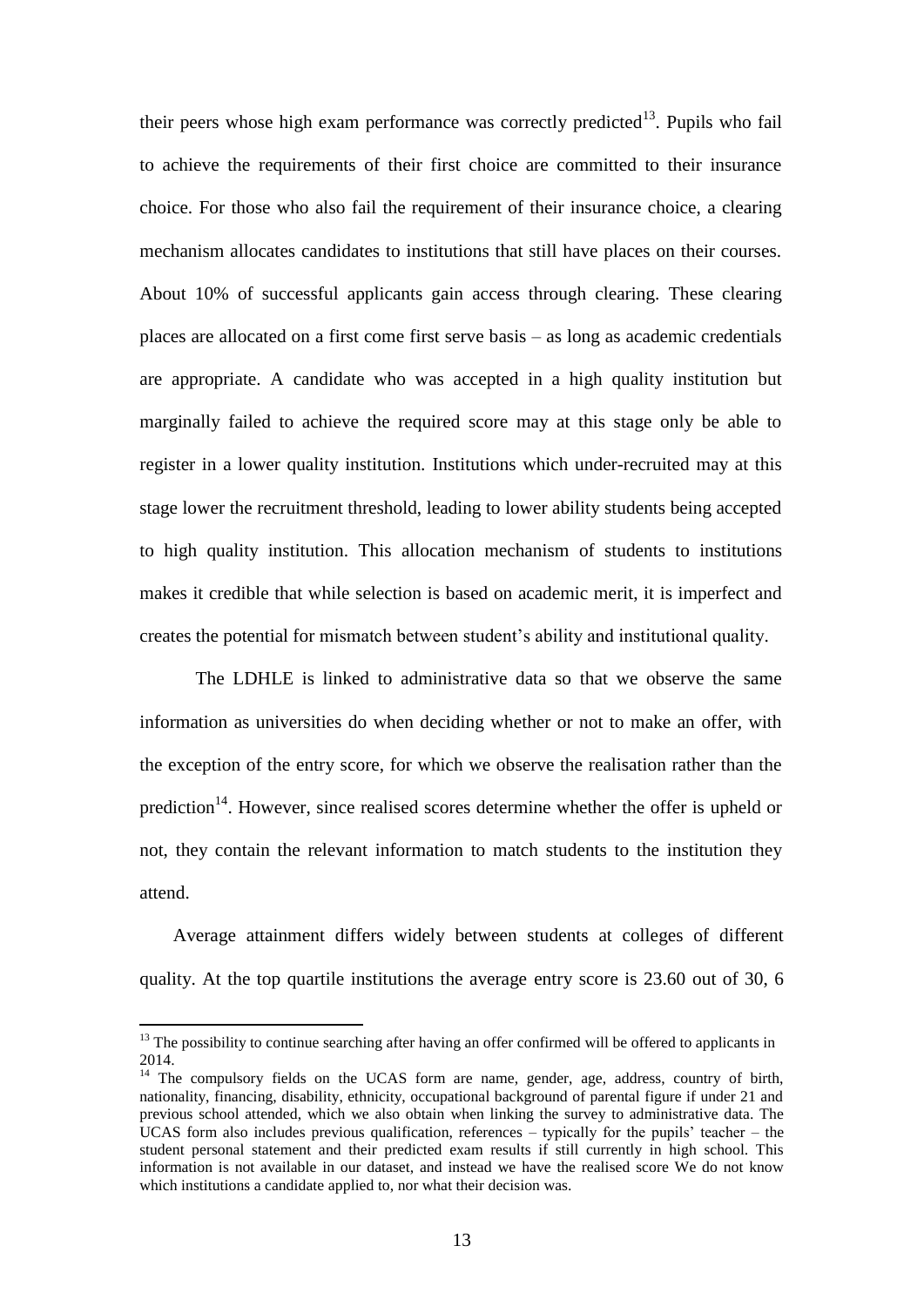their peers whose high exam performance was correctly predicted[13]. Pupils who fail to achieve the requirements of their first choice are committed to their insurance choice. For those who also fail the requirement of their insurance choice, a clearing mechanism allocates candidates to institutions that still have places on their courses. About 10% of successful applicants gain access through clearing. These clearing places are allocated on a first come first serve basis – as long as academic credentials are appropriate. A candidate who was accepted in a high quality institution but marginally failed to achieve the required score may at this stage only be able to register in a lower quality institution. Institutions which under-recruited may at this stage lower the recruitment threshold, leading to lower ability students being accepted to high quality institution. This allocation mechanism of students to institutions makes it credible that while selection is based on academic merit, it is imperfect and creates the potential for mismatch between student's ability and institutional quality.

The LDHLE is linked to administrative data so that we observe the same information as universities do when deciding whether or not to make an offer, with the exception of the entry score, for which we observe the realisation rather than the prediction[14]. However, since realised scores determine whether the offer is upheld or not, they contain the relevant information to match students to the institution they attend.

Average attainment differs widely between students at colleges of different quality. At the top quartile institutions the average entry score is 23.60 out of 30, 6

[13] The possibility to continue searching after having an offer confirmed will be offered to applicants in 2014.

[14] The compulsory fields on the UCAS form are name, gender, age, address, country of birth, nationality, financing, disability, ethnicity, occupational background of parental figure if under 21 and previous school attended, which we also obtain when linking the survey to administrative data. The UCAS form also includes previous qualification, references – typically for the pupils' teacher – the student personal statement and their predicted exam results if still currently in high school. This information is not available in our dataset, and instead we have the realised score We do not know which institutions a candidate applied to, nor what their decision was.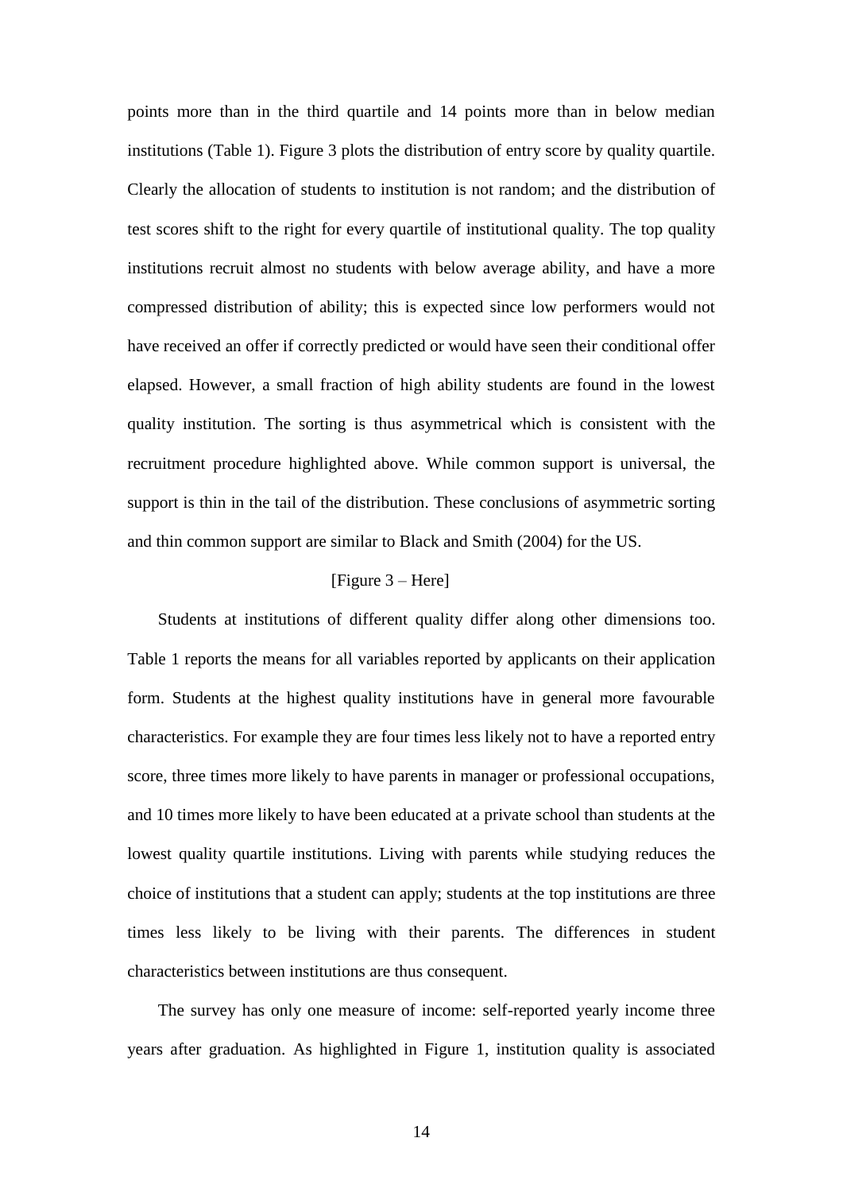points more than in the third quartile and 14 points more than in below median institutions (Table 1). Figure 3 plots the distribution of entry score by quality quartile. Clearly the allocation of students to institution is not random; and the distribution of test scores shift to the right for every quartile of institutional quality. The top quality institutions recruit almost no students with below average ability, and have a more compressed distribution of ability; this is expected since low performers would not have received an offer if correctly predicted or would have seen their conditional offer elapsed. However, a small fraction of high ability students are found in the lowest quality institution. The sorting is thus asymmetrical which is consistent with the recruitment procedure highlighted above. While common support is universal, the support is thin in the tail of the distribution. These conclusions of asymmetric sorting and thin common support are similar to Black and Smith (2004) for the US.

[Figure 3 – Here]

Students at institutions of different quality differ along other dimensions too. Table 1 reports the means for all variables reported by applicants on their application form. Students at the highest quality institutions have in general more favourable characteristics. For example they are four times less likely not to have a reported entry score, three times more likely to have parents in manager or professional occupations, and 10 times more likely to have been educated at a private school than students at the lowest quality quartile institutions. Living with parents while studying reduces the choice of institutions that a student can apply; students at the top institutions are three times less likely to be living with their parents. The differences in student characteristics between institutions are thus consequent.

The survey has only one measure of income: self-reported yearly income three years after graduation. As highlighted in Figure 1, institution quality is associated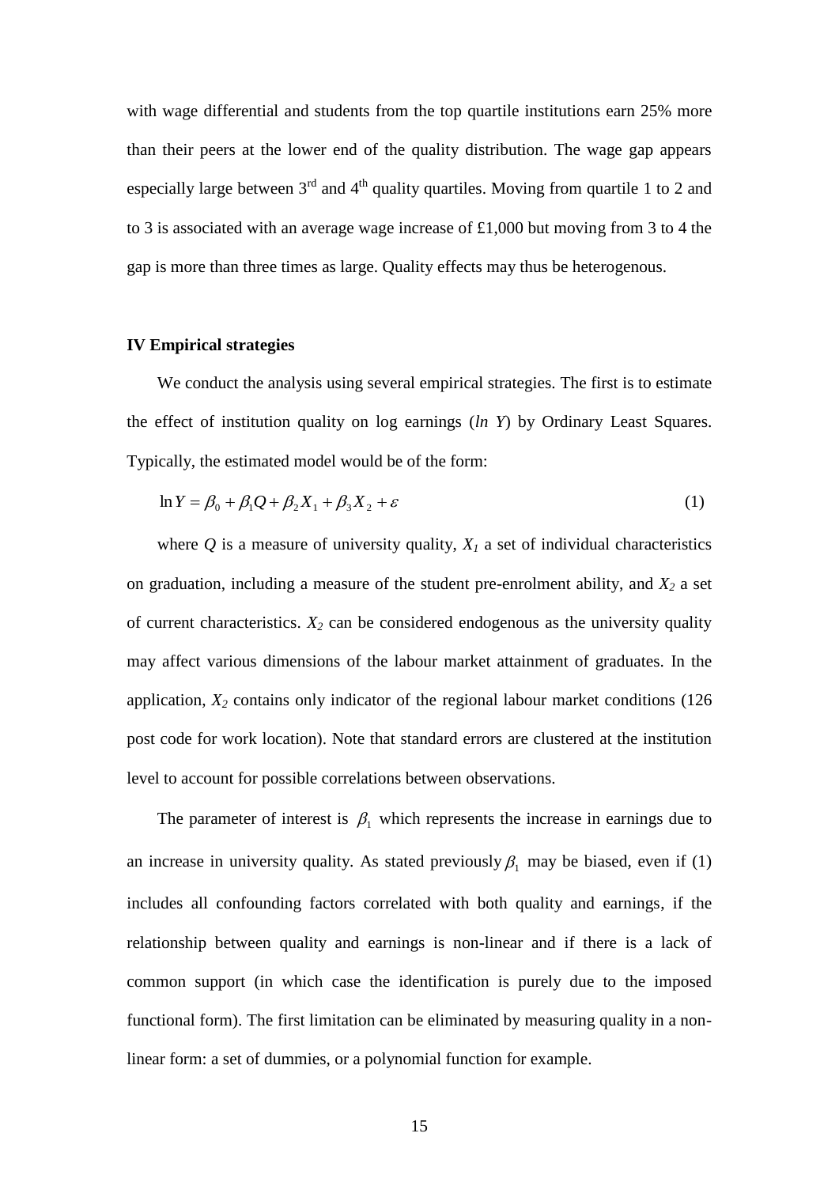with wage differential and students from the top quartile institutions earn 25% more than their peers at the lower end of the quality distribution. The wage gap appears especially large between 3rd and 4th quality quartiles. Moving from quartile 1 to 2 and to 3 is associated with an average wage increase of £1,000 but moving from 3 to 4 the gap is more than three times as large. Quality effects may thus be heterogenous.

## IV Empirical strategies

We conduct the analysis using several empirical strategies. The first is to estimate the effect of institution quality on log earnings (*ln Y*) by Ordinary Least Squares. Typically, the estimated model would be of the form:

$$\ln Y = \beta_0 + \beta_1 Q + \beta_2 X_1 + \beta_3 X_2 + \varepsilon \tag{1}$$

where $Q$ is a measure of university quality, $X_1$ a set of individual characteristics on graduation, including a measure of the student pre-enrolment ability, and $X_2$ a set of current characteristics. $X_2$ can be considered endogenous as the university quality may affect various dimensions of the labour market attainment of graduates. In the application, $X_2$ contains only indicator of the regional labour market conditions (126 post code for work location). Note that standard errors are clustered at the institution level to account for possible correlations between observations.

The parameter of interest is $\beta_1$ which represents the increase in earnings due to an increase in university quality. As stated previously $\beta_1$ may be biased, even if (1) includes all confounding factors correlated with both quality and earnings, if the relationship between quality and earnings is non-linear and if there is a lack of common support (in which case the identification is purely due to the imposed functional form). The first limitation can be eliminated by measuring quality in a non-linear form: a set of dummies, or a polynomial function for example.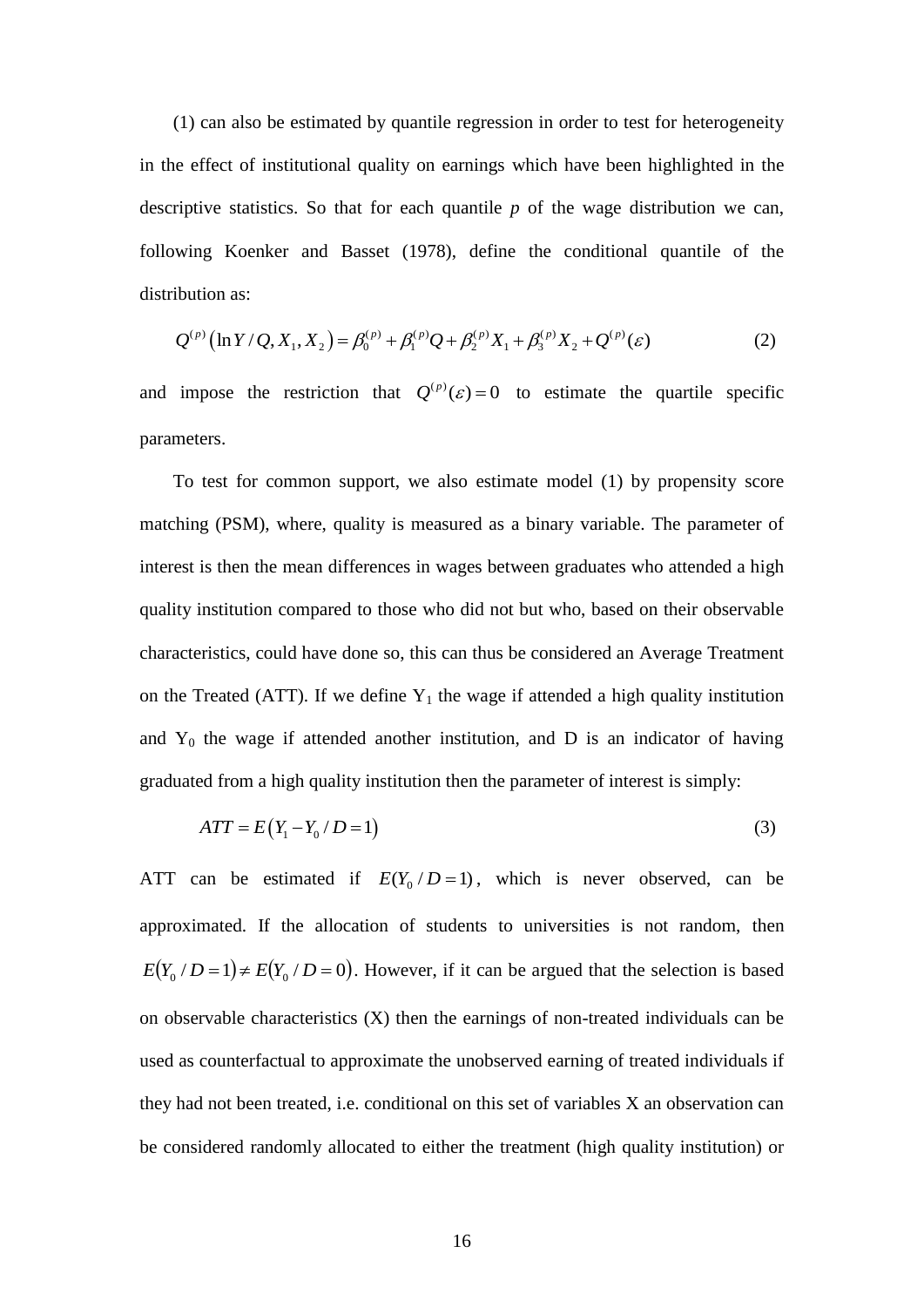(1) can also be estimated by quantile regression in order to test for heterogeneity in the effect of institutional quality on earnings which have been highlighted in the descriptive statistics. So that for each quantile *p* of the wage distribution we can, following Koenker and Basset (1978), define the conditional quantile of the distribution as:

$$Q^{(p)}\left(\ln Y / Q, X_1, X_2\right) = \beta_0^{(p)} + \beta_1^{(p)} Q + \beta_2^{(p)} X_1 + \beta_3^{(p)} X_2 + Q^{(p)}(\varepsilon) \qquad (2)$$

and impose the restriction that $Q^{(p)}(\varepsilon) = 0$ to estimate the quartile specific parameters.

To test for common support, we also estimate model (1) by propensity score matching (PSM), where, quality is measured as a binary variable. The parameter of interest is then the mean differences in wages between graduates who attended a high quality institution compared to those who did not but who, based on their observable characteristics, could have done so, this can thus be considered an Average Treatment on the Treated (ATT). If we define $Y_1$ the wage if attended a high quality institution and $Y_0$ the wage if attended another institution, and D is an indicator of having graduated from a high quality institution then the parameter of interest is simply:

$$ATT = E\left(Y_1 - Y_0 / D = 1\right) \qquad (3)$$

ATT can be estimated if $E(Y_0 / D = 1)$, which is never observed, can be approximated. If the allocation of students to universities is not random, then $E(Y_0 / D = 1) \neq E(Y_0 / D = 0)$. However, if it can be argued that the selection is based on observable characteristics (X) then the earnings of non-treated individuals can be used as counterfactual to approximate the unobserved earning of treated individuals if they had not been treated, i.e. conditional on this set of variables X an observation can be considered randomly allocated to either the treatment (high quality institution) or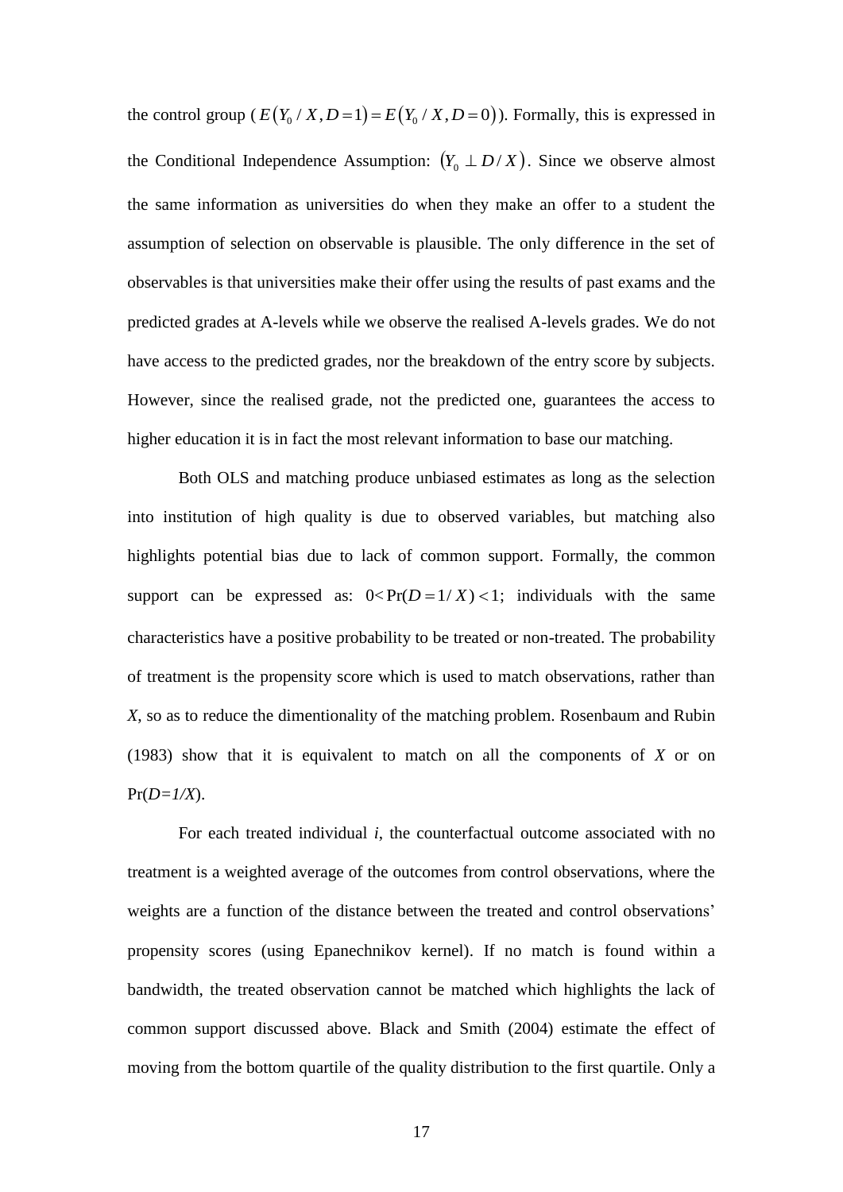the control group ($E(Y_0 / X, D=1) = E(Y_0 / X, D=0)$). Formally, this is expressed in the Conditional Independence Assumption: $(Y_0 \perp D / X)$. Since we observe almost the same information as universities do when they make an offer to a student the assumption of selection on observable is plausible. The only difference in the set of observables is that universities make their offer using the results of past exams and the predicted grades at A-levels while we observe the realised A-levels grades. We do not have access to the predicted grades, nor the breakdown of the entry score by subjects. However, since the realised grade, not the predicted one, guarantees the access to higher education it is in fact the most relevant information to base our matching.

Both OLS and matching produce unbiased estimates as long as the selection into institution of high quality is due to observed variables, but matching also highlights potential bias due to lack of common support. Formally, the common support can be expressed as: $0 < \Pr(D=1/X) < 1$; individuals with the same characteristics have a positive probability to be treated or non-treated. The probability of treatment is the propensity score which is used to match observations, rather than *X*, so as to reduce the dimentionality of the matching problem. Rosenbaum and Rubin (1983) show that it is equivalent to match on all the components of *X* or on $\Pr(D=1/X)$.

For each treated individual *i*, the counterfactual outcome associated with no treatment is a weighted average of the outcomes from control observations, where the weights are a function of the distance between the treated and control observations' propensity scores (using Epanechnikov kernel). If no match is found within a bandwidth, the treated observation cannot be matched which highlights the lack of common support discussed above. Black and Smith (2004) estimate the effect of moving from the bottom quartile of the quality distribution to the first quartile. Only a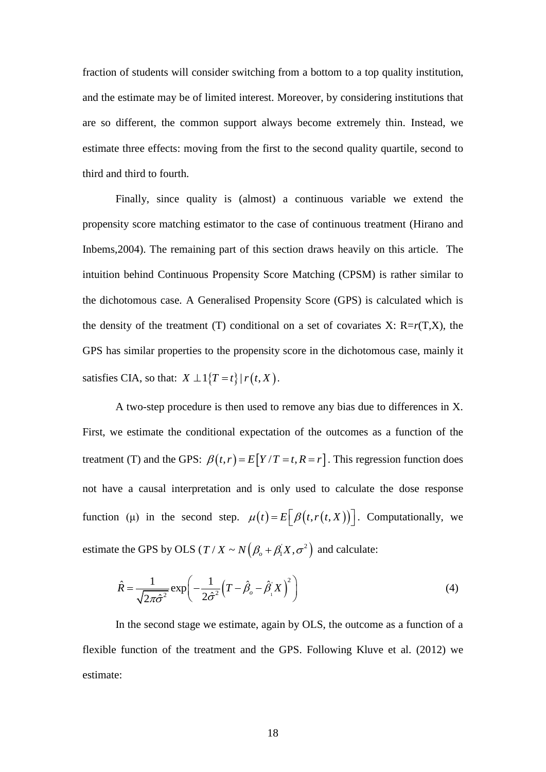fraction of students will consider switching from a bottom to a top quality institution, and the estimate may be of limited interest. Moreover, by considering institutions that are so different, the common support always become extremely thin. Instead, we estimate three effects: moving from the first to the second quality quartile, second to third and third to fourth.

Finally, since quality is (almost) a continuous variable we extend the propensity score matching estimator to the case of continuous treatment (Hirano and Inbems,2004). The remaining part of this section draws heavily on this article. The intuition behind Continuous Propensity Score Matching (CPSM) is rather similar to the dichotomous case. A Generalised Propensity Score (GPS) is calculated which is the density of the treatment (T) conditional on a set of covariates X: R=*r*(T,X), the GPS has similar properties to the propensity score in the dichotomous case, mainly it satisfies CIA, so that: $X \perp 1\{T=t\} \mid r(t,X)$.

A two-step procedure is then used to remove any bias due to differences in X. First, we estimate the conditional expectation of the outcomes as a function of the treatment (T) and the GPS: $\beta(t,r)=E[Y/T=t,R=r]$. This regression function does not have a causal interpretation and is only used to calculate the dose response function (μ) in the second step. $\mu(t)=E[\beta(t,r(t,X))]$. Computationally, we estimate the GPS by OLS ($T/X \sim N(\beta_o+\beta_1^{'}X,\sigma^2)$ and calculate:

$$\hat{R}=\frac{1}{\sqrt{2\pi\hat{\sigma}^2}}\exp\left(-\frac{1}{2\hat{\sigma}^2}\left(T-\hat{\beta}_o-\hat{\beta}_1^{'}X\right)^2\right) \tag{4}$$

In the second stage we estimate, again by OLS, the outcome as a function of a flexible function of the treatment and the GPS. Following Kluve et al. (2012) we estimate: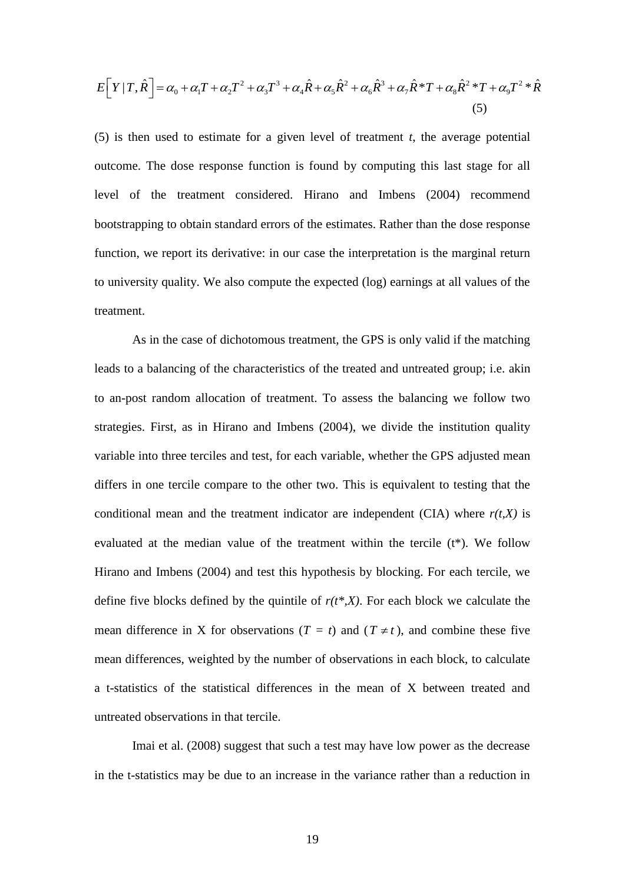$$E\left[Y \mid T, \hat{R}\right] = \alpha_0 + \alpha_1 T + \alpha_2 T^2 + \alpha_3 T^3 + \alpha_4 \hat{R} + \alpha_5 \hat{R}^2 + \alpha_6 \hat{R}^3 + \alpha_7 \hat{R} * T + \alpha_8 \hat{R}^2 * T + \alpha_9 T^2 * \hat{R} \quad (5)$$

(5) is then used to estimate for a given level of treatment *t*, the average potential outcome. The dose response function is found by computing this last stage for all level of the treatment considered. Hirano and Imbens (2004) recommend bootstrapping to obtain standard errors of the estimates. Rather than the dose response function, we report its derivative: in our case the interpretation is the marginal return to university quality. We also compute the expected (log) earnings at all values of the treatment.

As in the case of dichotomous treatment, the GPS is only valid if the matching leads to a balancing of the characteristics of the treated and untreated group; i.e. akin to an-post random allocation of treatment. To assess the balancing we follow two strategies. First, as in Hirano and Imbens (2004), we divide the institution quality variable into three terciles and test, for each variable, whether the GPS adjusted mean differs in one tercile compare to the other two. This is equivalent to testing that the conditional mean and the treatment indicator are independent (CIA) where $r(t,X)$ is evaluated at the median value of the treatment within the tercile ($t^*$). We follow Hirano and Imbens (2004) and test this hypothesis by blocking. For each tercile, we define five blocks defined by the quintile of $r(t^*,X)$. For each block we calculate the mean difference in X for observations ($T = t$) and ($T \neq t$), and combine these five mean differences, weighted by the number of observations in each block, to calculate a t-statistics of the statistical differences in the mean of X between treated and untreated observations in that tercile.

Imai et al. (2008) suggest that such a test may have low power as the decrease in the t-statistics may be due to an increase in the variance rather than a reduction in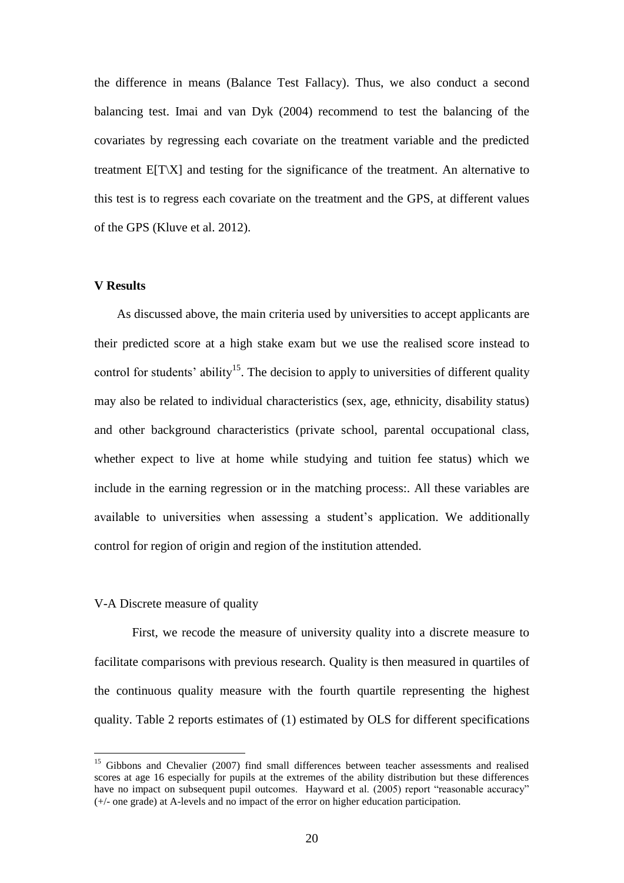the difference in means (Balance Test Fallacy). Thus, we also conduct a second balancing test. Imai and van Dyk (2004) recommend to test the balancing of the covariates by regressing each covariate on the treatment variable and the predicted treatment $E[T \backslash X]$ and testing for the significance of the treatment. An alternative to this test is to regress each covariate on the treatment and the GPS, at different values of the GPS (Kluve et al. 2012).

## V Results

As discussed above, the main criteria used by universities to accept applicants are their predicted score at a high stake exam but we use the realised score instead to control for students' ability[15]. The decision to apply to universities of different quality may also be related to individual characteristics (sex, age, ethnicity, disability status) and other background characteristics (private school, parental occupational class, whether expect to live at home while studying and tuition fee status) which we include in the earning regression or in the matching process:. All these variables are available to universities when assessing a student's application. We additionally control for region of origin and region of the institution attended.

### V-A Discrete measure of quality

First, we recode the measure of university quality into a discrete measure to facilitate comparisons with previous research. Quality is then measured in quartiles of the continuous quality measure with the fourth quartile representing the highest quality. Table 2 reports estimates of (1) estimated by OLS for different specifications

[15] Gibbons and Chevalier (2007) find small differences between teacher assessments and realised scores at age 16 especially for pupils at the extremes of the ability distribution but these differences have no impact on subsequent pupil outcomes. Hayward et al. (2005) report "reasonable accuracy" (+/- one grade) at A-levels and no impact of the error on higher education participation.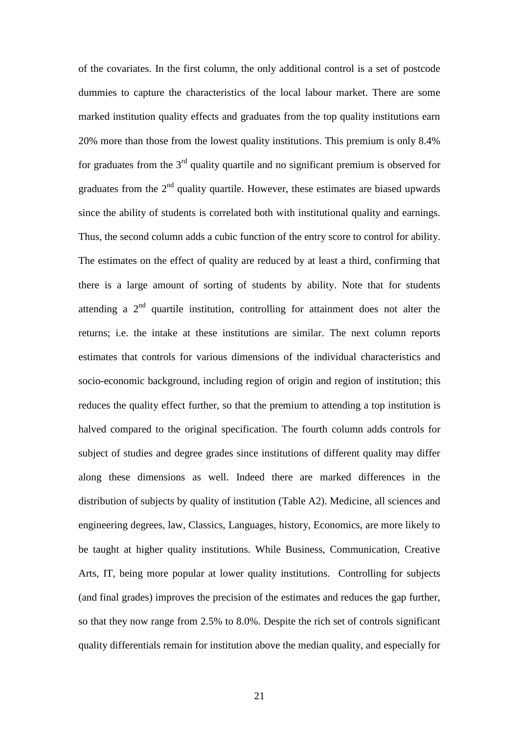of the covariates. In the first column, the only additional control is a set of postcode dummies to capture the characteristics of the local labour market. There are some marked institution quality effects and graduates from the top quality institutions earn 20% more than those from the lowest quality institutions. This premium is only 8.4% for graduates from the 3rd quality quartile and no significant premium is observed for graduates from the 2nd quality quartile. However, these estimates are biased upwards since the ability of students is correlated both with institutional quality and earnings. Thus, the second column adds a cubic function of the entry score to control for ability. The estimates on the effect of quality are reduced by at least a third, confirming that there is a large amount of sorting of students by ability. Note that for students attending a 2nd quartile institution, controlling for attainment does not alter the returns; i.e. the intake at these institutions are similar. The next column reports estimates that controls for various dimensions of the individual characteristics and socio-economic background, including region of origin and region of institution; this reduces the quality effect further, so that the premium to attending a top institution is halved compared to the original specification. The fourth column adds controls for subject of studies and degree grades since institutions of different quality may differ along these dimensions as well. Indeed there are marked differences in the distribution of subjects by quality of institution (Table A2). Medicine, all sciences and engineering degrees, law, Classics, Languages, history, Economics, are more likely to be taught at higher quality institutions. While Business, Communication, Creative Arts, IT, being more popular at lower quality institutions. Controlling for subjects (and final grades) improves the precision of the estimates and reduces the gap further, so that they now range from 2.5% to 8.0%. Despite the rich set of controls significant quality differentials remain for institution above the median quality, and especially for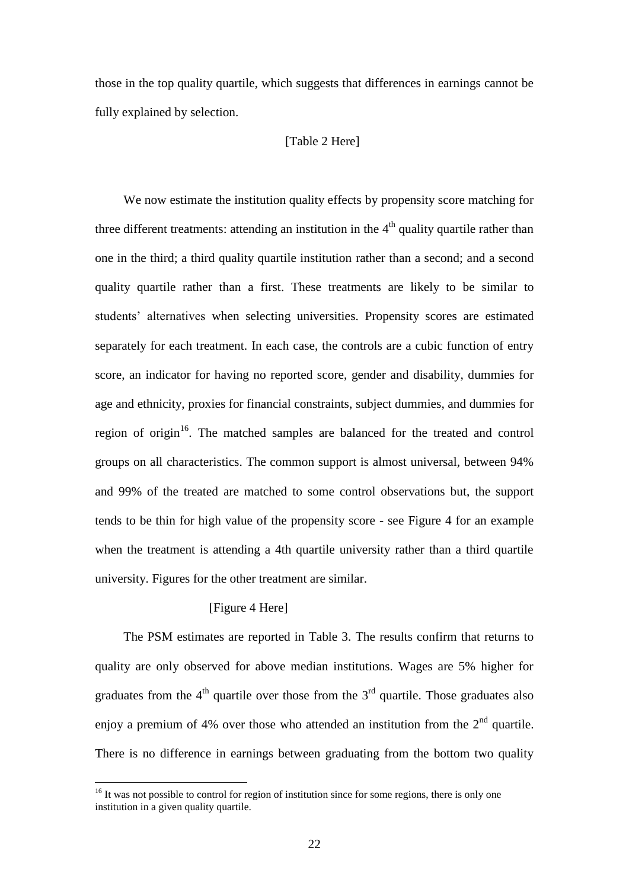those in the top quality quartile, which suggests that differences in earnings cannot be fully explained by selection.

[Table 2 Here]

We now estimate the institution quality effects by propensity score matching for three different treatments: attending an institution in the $4^{th}$ quality quartile rather than one in the third; a third quality quartile institution rather than a second; and a second quality quartile rather than a first. These treatments are likely to be similar to students' alternatives when selecting universities. Propensity scores are estimated separately for each treatment. In each case, the controls are a cubic function of entry score, an indicator for having no reported score, gender and disability, dummies for age and ethnicity, proxies for financial constraints, subject dummies, and dummies for region of origin[16]. The matched samples are balanced for the treated and control groups on all characteristics. The common support is almost universal, between 94% and 99% of the treated are matched to some control observations but, the support tends to be thin for high value of the propensity score - see Figure 4 for an example when the treatment is attending a 4th quartile university rather than a third quartile university. Figures for the other treatment are similar.

[Figure 4 Here]

The PSM estimates are reported in Table 3. The results confirm that returns to quality are only observed for above median institutions. Wages are 5% higher for graduates from the $4^{th}$ quartile over those from the $3^{rd}$ quartile. Those graduates also enjoy a premium of 4% over those who attended an institution from the $2^{nd}$ quartile. There is no difference in earnings between graduating from the bottom two quality

[16] It was not possible to control for region of institution since for some regions, there is only one institution in a given quality quartile.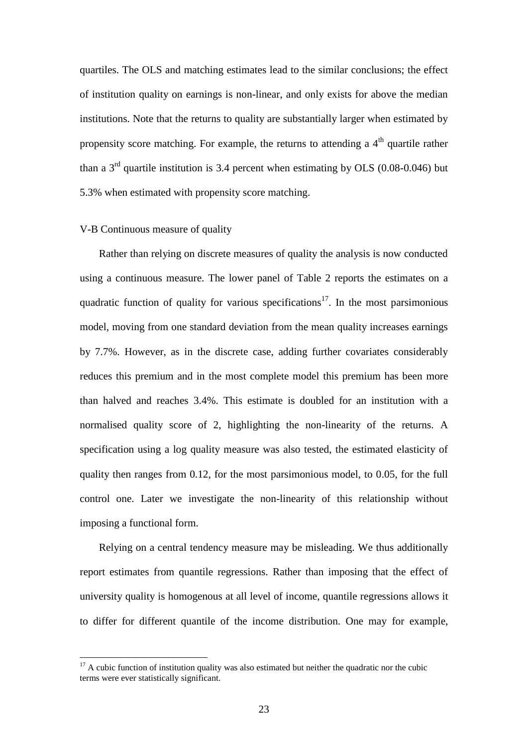quartiles. The OLS and matching estimates lead to the similar conclusions; the effect of institution quality on earnings is non-linear, and only exists for above the median institutions. Note that the returns to quality are substantially larger when estimated by propensity score matching. For example, the returns to attending a 4th quartile rather than a 3rd quartile institution is 3.4 percent when estimating by OLS (0.08-0.046) but 5.3% when estimated with propensity score matching.

### V-B Continuous measure of quality

Rather than relying on discrete measures of quality the analysis is now conducted using a continuous measure. The lower panel of Table 2 reports the estimates on a quadratic function of quality for various specifications[17]. In the most parsimonious model, moving from one standard deviation from the mean quality increases earnings by 7.7%. However, as in the discrete case, adding further covariates considerably reduces this premium and in the most complete model this premium has been more than halved and reaches 3.4%. This estimate is doubled for an institution with a normalised quality score of 2, highlighting the non-linearity of the returns. A specification using a log quality measure was also tested, the estimated elasticity of quality then ranges from 0.12, for the most parsimonious model, to 0.05, for the full control one. Later we investigate the non-linearity of this relationship without imposing a functional form.

Relying on a central tendency measure may be misleading. We thus additionally report estimates from quantile regressions. Rather than imposing that the effect of university quality is homogenous at all level of income, quantile regressions allows it to differ for different quantile of the income distribution. One may for example,

---

[17] A cubic function of institution quality was also estimated but neither the quadratic nor the cubic terms were ever statistically significant.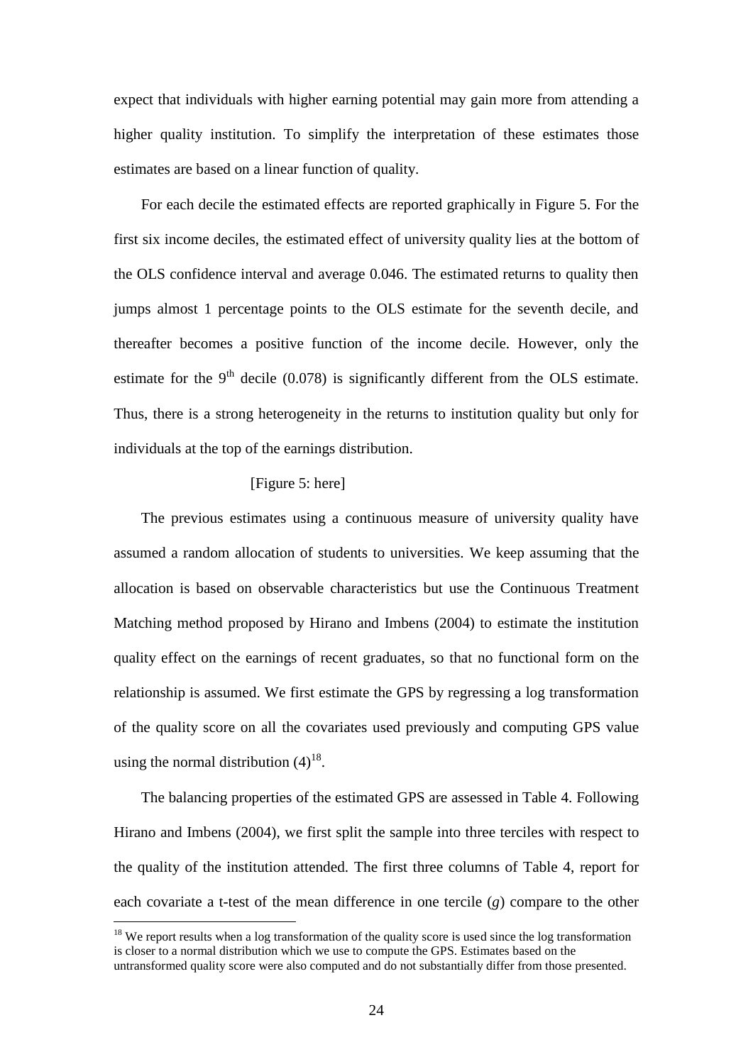expect that individuals with higher earning potential may gain more from attending a higher quality institution. To simplify the interpretation of these estimates those estimates are based on a linear function of quality.

For each decile the estimated effects are reported graphically in Figure 5. For the first six income deciles, the estimated effect of university quality lies at the bottom of the OLS confidence interval and average 0.046. The estimated returns to quality then jumps almost 1 percentage points to the OLS estimate for the seventh decile, and thereafter becomes a positive function of the income decile. However, only the estimate for the $9^{th}$ decile (0.078) is significantly different from the OLS estimate. Thus, there is a strong heterogeneity in the returns to institution quality but only for individuals at the top of the earnings distribution.

[Figure 5: here]

The previous estimates using a continuous measure of university quality have assumed a random allocation of students to universities. We keep assuming that the allocation is based on observable characteristics but use the Continuous Treatment Matching method proposed by Hirano and Imbens (2004) to estimate the institution quality effect on the earnings of recent graduates, so that no functional form on the relationship is assumed. We first estimate the GPS by regressing a log transformation of the quality score on all the covariates used previously and computing GPS value using the normal distribution (4)[18].

The balancing properties of the estimated GPS are assessed in Table 4. Following Hirano and Imbens (2004), we first split the sample into three terciles with respect to the quality of the institution attended. The first three columns of Table 4, report for each covariate a t-test of the mean difference in one tercile (*g*) compare to the other

[18] We report results when a log transformation of the quality score is used since the log transformation is closer to a normal distribution which we use to compute the GPS. Estimates based on the untransformed quality score were also computed and do not substantially differ from those presented.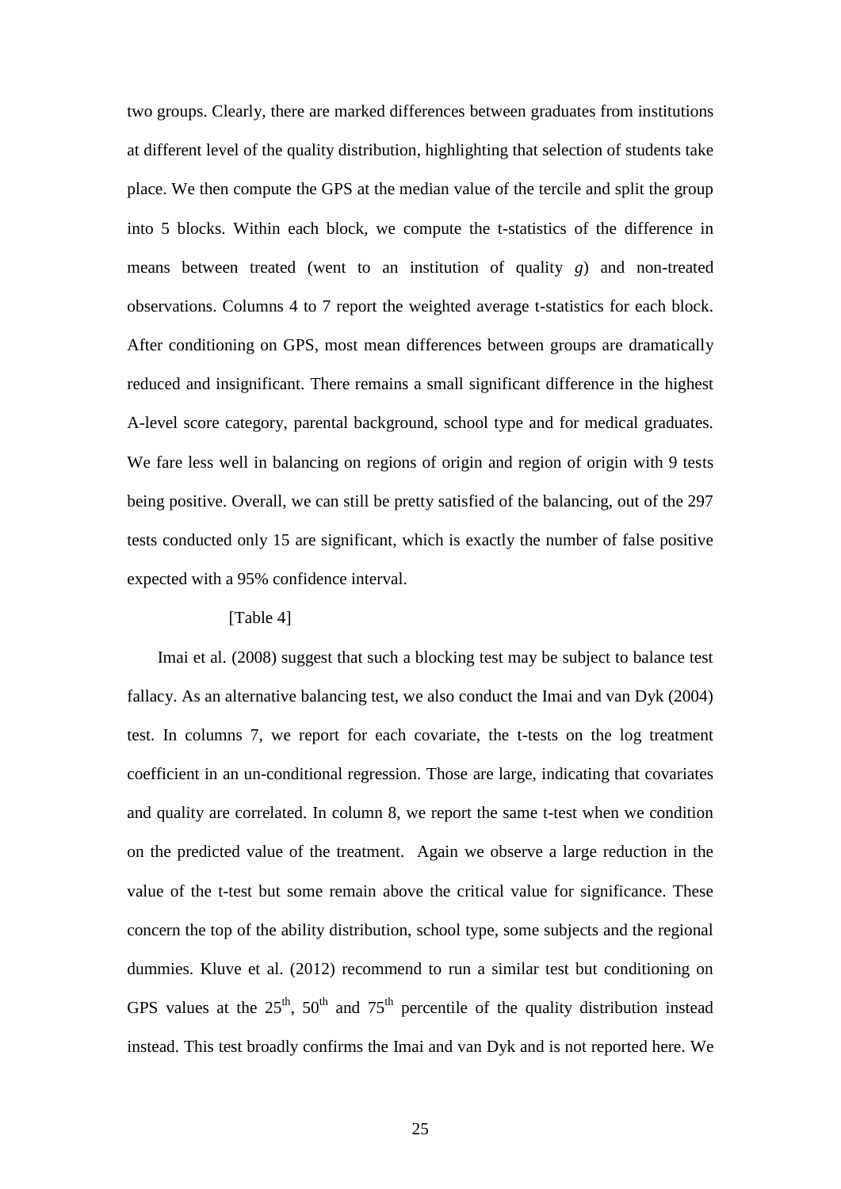two groups. Clearly, there are marked differences between graduates from institutions at different level of the quality distribution, highlighting that selection of students take place. We then compute the GPS at the median value of the tercile and split the group into 5 blocks. Within each block, we compute the t-statistics of the difference in means between treated (went to an institution of quality *g*) and non-treated observations. Columns 4 to 7 report the weighted average t-statistics for each block. After conditioning on GPS, most mean differences between groups are dramatically reduced and insignificant. There remains a small significant difference in the highest A-level score category, parental background, school type and for medical graduates. We fare less well in balancing on regions of origin and region of origin with 9 tests being positive. Overall, we can still be pretty satisfied of the balancing, out of the 297 tests conducted only 15 are significant, which is exactly the number of false positive expected with a 95% confidence interval.

[Table 4]

Imai et al. (2008) suggest that such a blocking test may be subject to balance test fallacy. As an alternative balancing test, we also conduct the Imai and van Dyk (2004) test. In columns 7, we report for each covariate, the t-tests on the log treatment coefficient in an un-conditional regression. Those are large, indicating that covariates and quality are correlated. In column 8, we report the same t-test when we condition on the predicted value of the treatment. Again we observe a large reduction in the value of the t-test but some remain above the critical value for significance. These concern the top of the ability distribution, school type, some subjects and the regional dummies. Kluve et al. (2012) recommend to run a similar test but conditioning on GPS values at the $25^{th}$, $50^{th}$ and $75^{th}$ percentile of the quality distribution instead instead. This test broadly confirms the Imai and van Dyk and is not reported here. We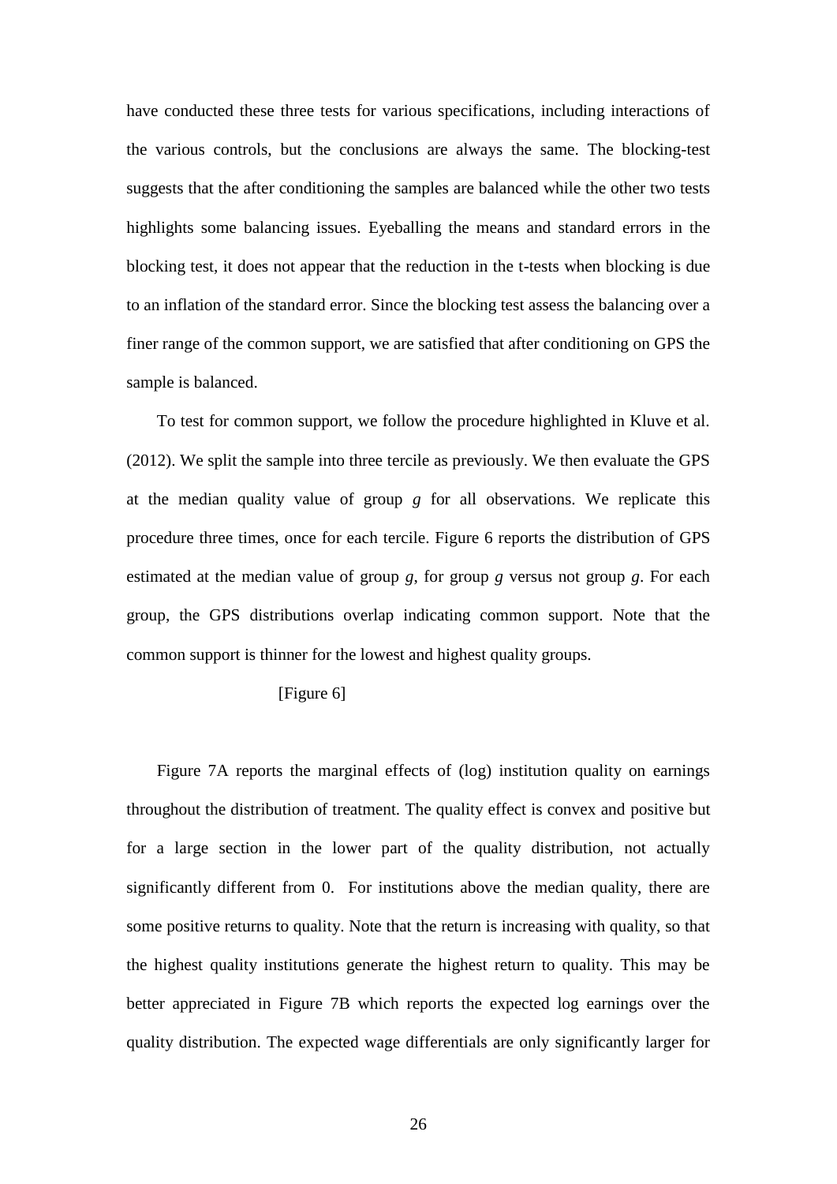have conducted these three tests for various specifications, including interactions of the various controls, but the conclusions are always the same. The blocking-test suggests that the after conditioning the samples are balanced while the other two tests highlights some balancing issues. Eyeballing the means and standard errors in the blocking test, it does not appear that the reduction in the t-tests when blocking is due to an inflation of the standard error. Since the blocking test assess the balancing over a finer range of the common support, we are satisfied that after conditioning on GPS the sample is balanced.

To test for common support, we follow the procedure highlighted in Kluve et al. (2012). We split the sample into three tercile as previously. We then evaluate the GPS at the median quality value of group *g* for all observations. We replicate this procedure three times, once for each tercile. Figure 6 reports the distribution of GPS estimated at the median value of group *g*, for group *g* versus not group *g*. For each group, the GPS distributions overlap indicating common support. Note that the common support is thinner for the lowest and highest quality groups.

[Figure 6]

Figure 7A reports the marginal effects of (log) institution quality on earnings throughout the distribution of treatment. The quality effect is convex and positive but for a large section in the lower part of the quality distribution, not actually significantly different from 0. For institutions above the median quality, there are some positive returns to quality. Note that the return is increasing with quality, so that the highest quality institutions generate the highest return to quality. This may be better appreciated in Figure 7B which reports the expected log earnings over the quality distribution. The expected wage differentials are only significantly larger for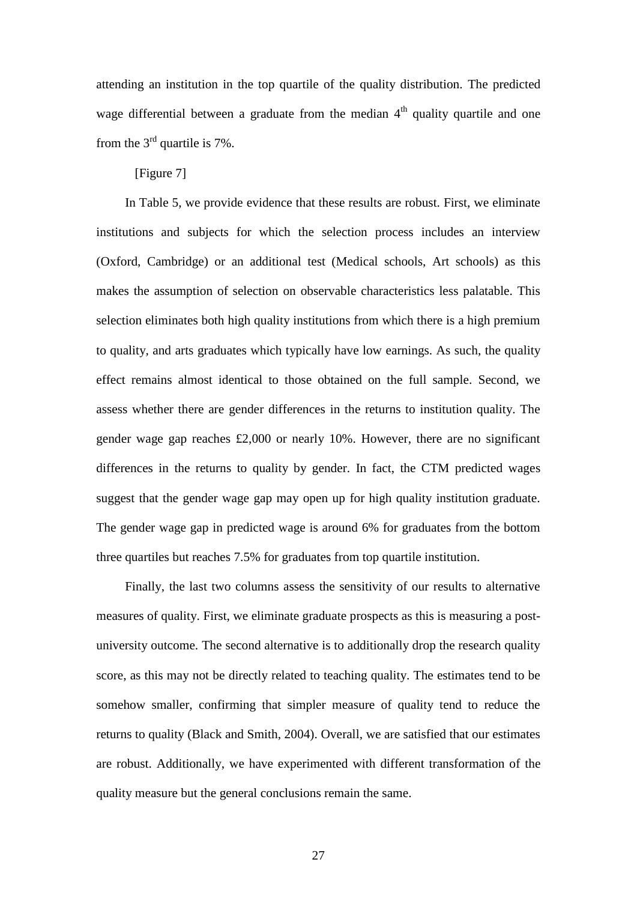attending an institution in the top quartile of the quality distribution. The predicted wage differential between a graduate from the median 4th quality quartile and one from the 3rd quartile is 7%.

[Figure 7]

In Table 5, we provide evidence that these results are robust. First, we eliminate institutions and subjects for which the selection process includes an interview (Oxford, Cambridge) or an additional test (Medical schools, Art schools) as this makes the assumption of selection on observable characteristics less palatable. This selection eliminates both high quality institutions from which there is a high premium to quality, and arts graduates which typically have low earnings. As such, the quality effect remains almost identical to those obtained on the full sample. Second, we assess whether there are gender differences in the returns to institution quality. The gender wage gap reaches £2,000 or nearly 10%. However, there are no significant differences in the returns to quality by gender. In fact, the CTM predicted wages suggest that the gender wage gap may open up for high quality institution graduate. The gender wage gap in predicted wage is around 6% for graduates from the bottom three quartiles but reaches 7.5% for graduates from top quartile institution.

Finally, the last two columns assess the sensitivity of our results to alternative measures of quality. First, we eliminate graduate prospects as this is measuring a post-university outcome. The second alternative is to additionally drop the research quality score, as this may not be directly related to teaching quality. The estimates tend to be somehow smaller, confirming that simpler measure of quality tend to reduce the returns to quality (Black and Smith, 2004). Overall, we are satisfied that our estimates are robust. Additionally, we have experimented with different transformation of the quality measure but the general conclusions remain the same.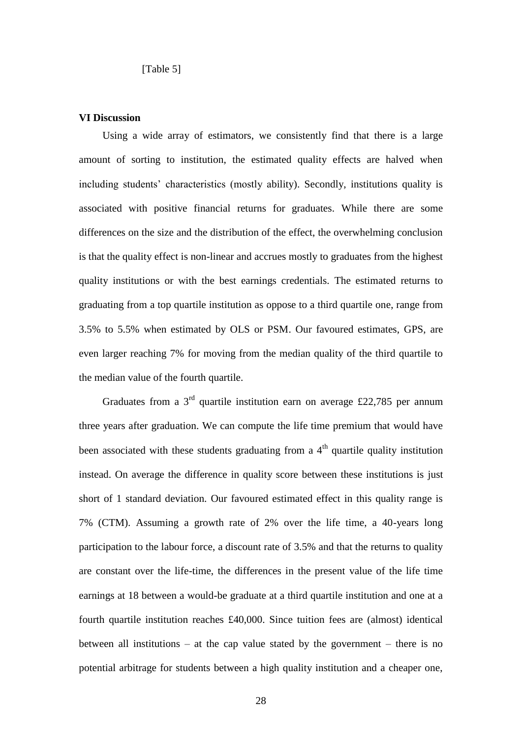[Table 5]

## VI Discussion

Using a wide array of estimators, we consistently find that there is a large amount of sorting to institution, the estimated quality effects are halved when including students' characteristics (mostly ability). Secondly, institutions quality is associated with positive financial returns for graduates. While there are some differences on the size and the distribution of the effect, the overwhelming conclusion is that the quality effect is non-linear and accrues mostly to graduates from the highest quality institutions or with the best earnings credentials. The estimated returns to graduating from a top quartile institution as oppose to a third quartile one, range from 3.5% to 5.5% when estimated by OLS or PSM. Our favoured estimates, GPS, are even larger reaching 7% for moving from the median quality of the third quartile to the median value of the fourth quartile.

Graduates from a 3rd quartile institution earn on average £22,785 per annum three years after graduation. We can compute the life time premium that would have been associated with these students graduating from a 4th quartile quality institution instead. On average the difference in quality score between these institutions is just short of 1 standard deviation. Our favoured estimated effect in this quality range is 7% (CTM). Assuming a growth rate of 2% over the life time, a 40-years long participation to the labour force, a discount rate of 3.5% and that the returns to quality are constant over the life-time, the differences in the present value of the life time earnings at 18 between a would-be graduate at a third quartile institution and one at a fourth quartile institution reaches £40,000. Since tuition fees are (almost) identical between all institutions – at the cap value stated by the government – there is no potential arbitrage for students between a high quality institution and a cheaper one,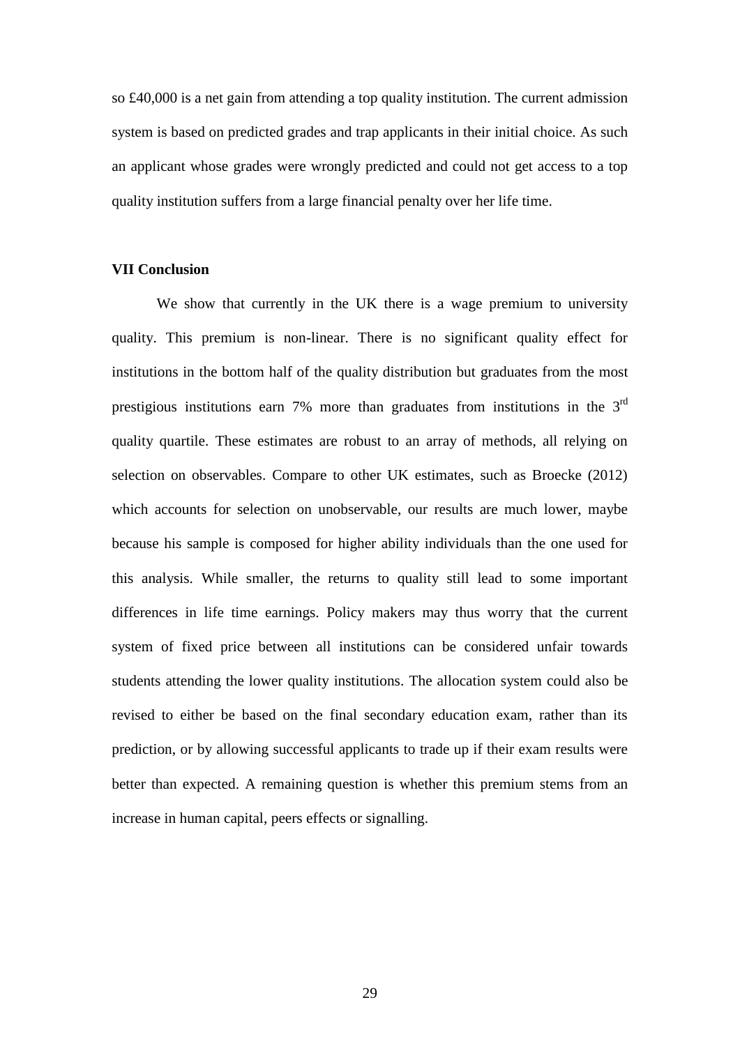so £40,000 is a net gain from attending a top quality institution. The current admission system is based on predicted grades and trap applicants in their initial choice. As such an applicant whose grades were wrongly predicted and could not get access to a top quality institution suffers from a large financial penalty over her life time.

## VII Conclusion

We show that currently in the UK there is a wage premium to university quality. This premium is non-linear. There is no significant quality effect for institutions in the bottom half of the quality distribution but graduates from the most prestigious institutions earn 7% more than graduates from institutions in the 3rd quality quartile. These estimates are robust to an array of methods, all relying on selection on observables. Compare to other UK estimates, such as Broecke (2012) which accounts for selection on unobservable, our results are much lower, maybe because his sample is composed for higher ability individuals than the one used for this analysis. While smaller, the returns to quality still lead to some important differences in life time earnings. Policy makers may thus worry that the current system of fixed price between all institutions can be considered unfair towards students attending the lower quality institutions. The allocation system could also be revised to either be based on the final secondary education exam, rather than its prediction, or by allowing successful applicants to trade up if their exam results were better than expected. A remaining question is whether this premium stems from an increase in human capital, peers effects or signalling.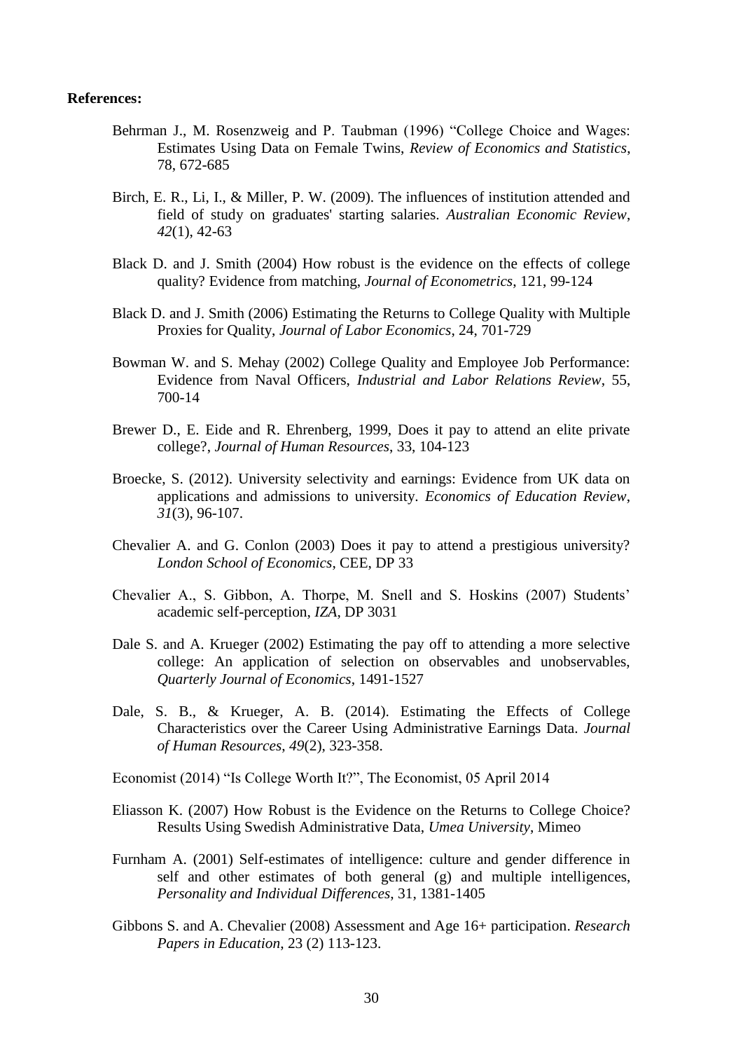**References:**

Behrman J., M. Rosenzweig and P. Taubman (1996) "College Choice and Wages: Estimates Using Data on Female Twins, *Review of Economics and Statistics*, 78, 672-685

Birch, E. R., Li, I., & Miller, P. W. (2009). The influences of institution attended and field of study on graduates' starting salaries. *Australian Economic Review*, *42*(1), 42-63

Black D. and J. Smith (2004) How robust is the evidence on the effects of college quality? Evidence from matching, *Journal of Econometrics*, 121, 99-124

Black D. and J. Smith (2006) Estimating the Returns to College Quality with Multiple Proxies for Quality, *Journal of Labor Economics*, 24, 701-729

Bowman W. and S. Mehay (2002) College Quality and Employee Job Performance: Evidence from Naval Officers, *Industrial and Labor Relations Review*, 55, 700-14

Brewer D., E. Eide and R. Ehrenberg, 1999, Does it pay to attend an elite private college?, *Journal of Human Resources*, 33, 104-123

Broecke, S. (2012). University selectivity and earnings: Evidence from UK data on applications and admissions to university. *Economics of Education Review*, *31*(3), 96-107.

Chevalier A. and G. Conlon (2003) Does it pay to attend a prestigious university? *London School of Economics*, CEE, DP 33

Chevalier A., S. Gibbon, A. Thorpe, M. Snell and S. Hoskins (2007) Students' academic self-perception, *IZA*, DP 3031

Dale S. and A. Krueger (2002) Estimating the pay off to attending a more selective college: An application of selection on observables and unobservables, *Quarterly Journal of Economics*, 1491-1527

Dale, S. B., & Krueger, A. B. (2014). Estimating the Effects of College Characteristics over the Career Using Administrative Earnings Data. *Journal of Human Resources*, *49*(2), 323-358.

Economist (2014) "Is College Worth It?", The Economist, 05 April 2014

Eliasson K. (2007) How Robust is the Evidence on the Returns to College Choice? Results Using Swedish Administrative Data, *Umea University*, Mimeo

Furnham A. (2001) Self-estimates of intelligence: culture and gender difference in self and other estimates of both general (g) and multiple intelligences, *Personality and Individual Differences*, 31, 1381-1405

Gibbons S. and A. Chevalier (2008) Assessment and Age 16+ participation. *Research Papers in Education*, 23 (2) 113-123.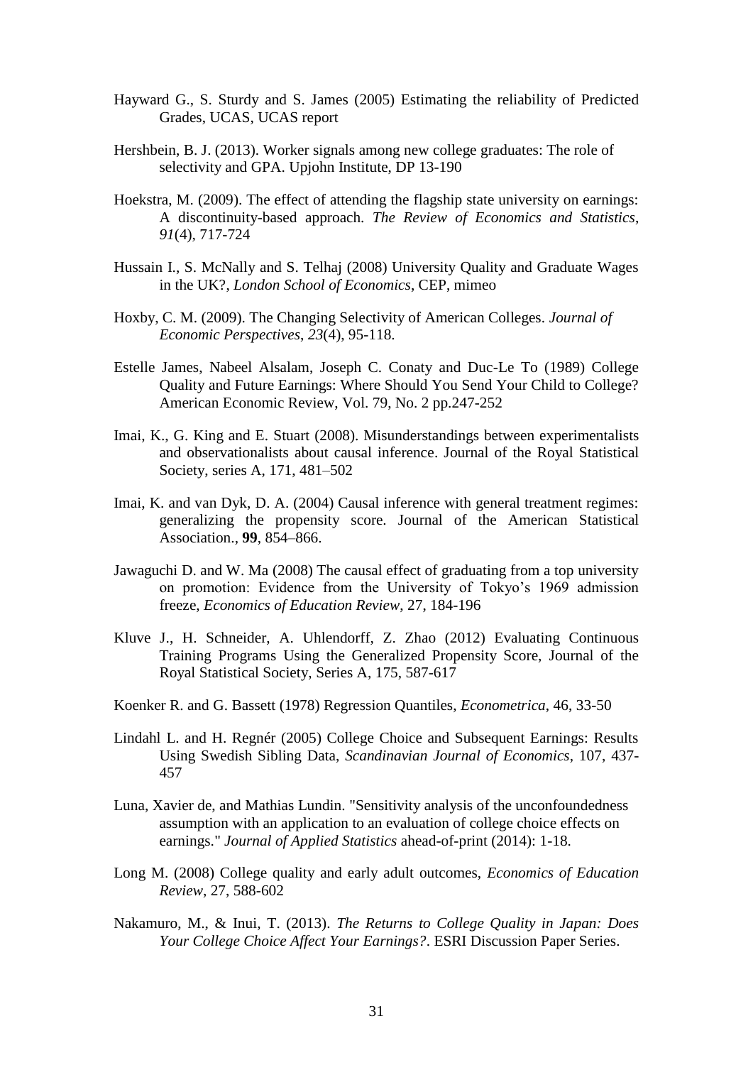Hayward G., S. Sturdy and S. James (2005) Estimating the reliability of Predicted Grades, UCAS, UCAS report

Hershbein, B. J. (2013). Worker signals among new college graduates: The role of selectivity and GPA. Upjohn Institute, DP 13-190

Hoekstra, M. (2009). The effect of attending the flagship state university on earnings: A discontinuity-based approach. *The Review of Economics and Statistics*, *91*(4), 717-724

Hussain I., S. McNally and S. Telhaj (2008) University Quality and Graduate Wages in the UK?, *London School of Economics*, CEP, mimeo

Hoxby, C. M. (2009). The Changing Selectivity of American Colleges. *Journal of Economic Perspectives*, *23*(4), 95-118.

Estelle James, Nabeel Alsalam, Joseph C. Conaty and Duc-Le To (1989) College Quality and Future Earnings: Where Should You Send Your Child to College? American Economic Review, Vol. 79, No. 2 pp.247-252

Imai, K., G. King and E. Stuart (2008). Misunderstandings between experimentalists and observationalists about causal inference. Journal of the Royal Statistical Society, series A, 171, 481–502

Imai, K. and van Dyk, D. A. (2004) Causal inference with general treatment regimes: generalizing the propensity score. Journal of the American Statistical Association., **99**, 854–866.

Jawaguchi D. and W. Ma (2008) The causal effect of graduating from a top university on promotion: Evidence from the University of Tokyo's 1969 admission freeze, *Economics of Education Review*, 27, 184-196

Kluve J., H. Schneider, A. Uhlendorff, Z. Zhao (2012) Evaluating Continuous Training Programs Using the Generalized Propensity Score, Journal of the Royal Statistical Society, Series A, 175, 587-617

Koenker R. and G. Bassett (1978) Regression Quantiles, *Econometrica*, 46, 33-50

Lindahl L. and H. Regnér (2005) College Choice and Subsequent Earnings: Results Using Swedish Sibling Data, *Scandinavian Journal of Economics*, 107, 437-457

Luna, Xavier de, and Mathias Lundin. "Sensitivity analysis of the unconfoundedness assumption with an application to an evaluation of college choice effects on earnings." *Journal of Applied Statistics* ahead-of-print (2014): 1-18.

Long M. (2008) College quality and early adult outcomes, *Economics of Education Review*, 27, 588-602

Nakamuro, M., & Inui, T. (2013). *The Returns to College Quality in Japan: Does Your College Choice Affect Your Earnings?*. ESRI Discussion Paper Series.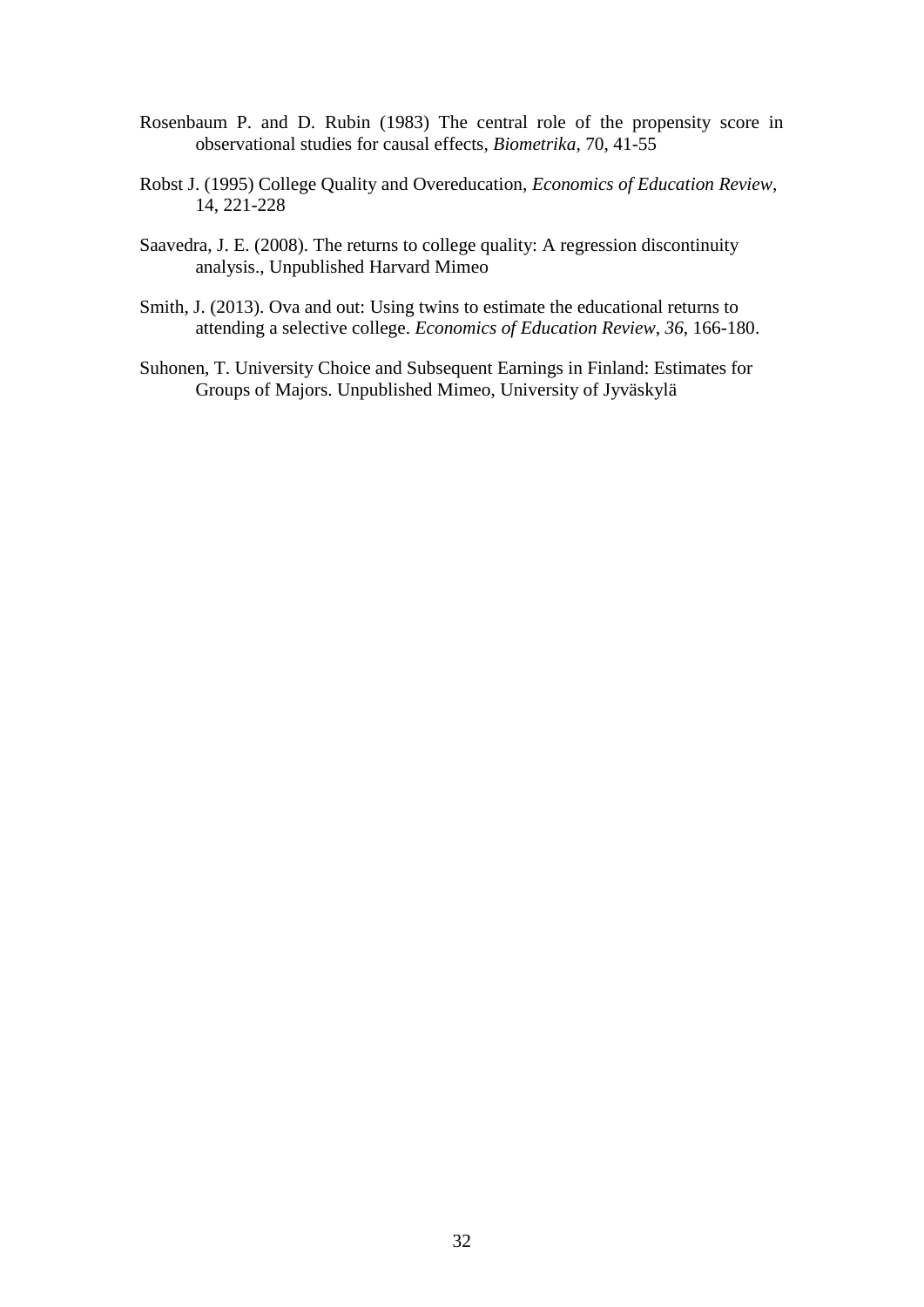Rosenbaum P. and D. Rubin (1983) The central role of the propensity score in observational studies for causal effects, *Biometrika*, 70, 41-55

Robst J. (1995) College Quality and Overeducation, *Economics of Education Review*, 14, 221-228

Saavedra, J. E. (2008). The returns to college quality: A regression discontinuity analysis., Unpublished Harvard Mimeo

Smith, J. (2013). Ova and out: Using twins to estimate the educational returns to attending a selective college. *Economics of Education Review*, *36*, 166-180.

Suhonen, T. University Choice and Subsequent Earnings in Finland: Estimates for Groups of Majors. Unpublished Mimeo, University of Jyväskylä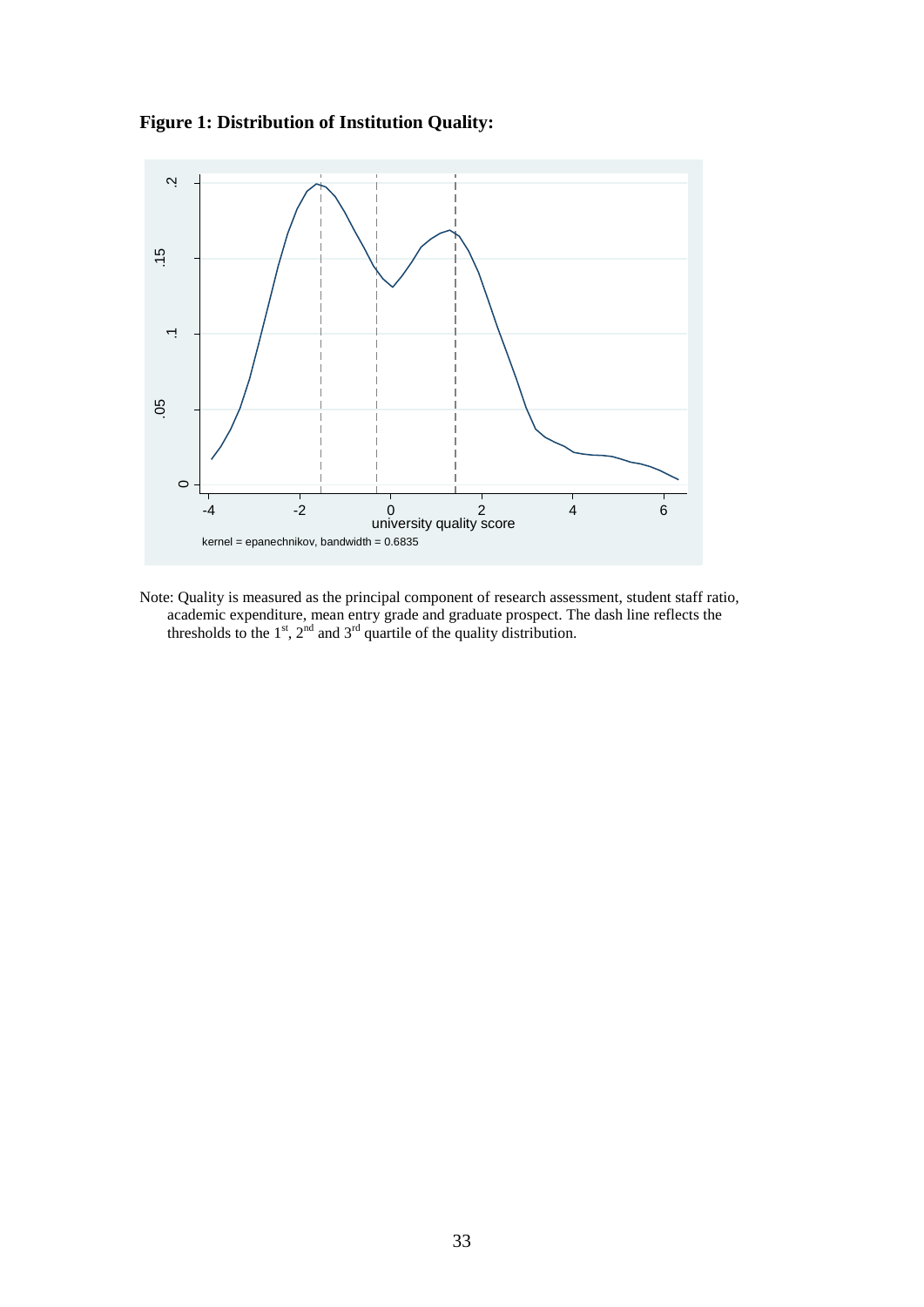**Figure 1: Distribution of Institution Quality:**

Note: Quality is measured as the principal component of research assessment, student staff ratio, academic expenditure, mean entry grade and graduate prospect. The dash line reflects the thresholds to the 1st, 2nd and 3rd quartile of the quality distribution.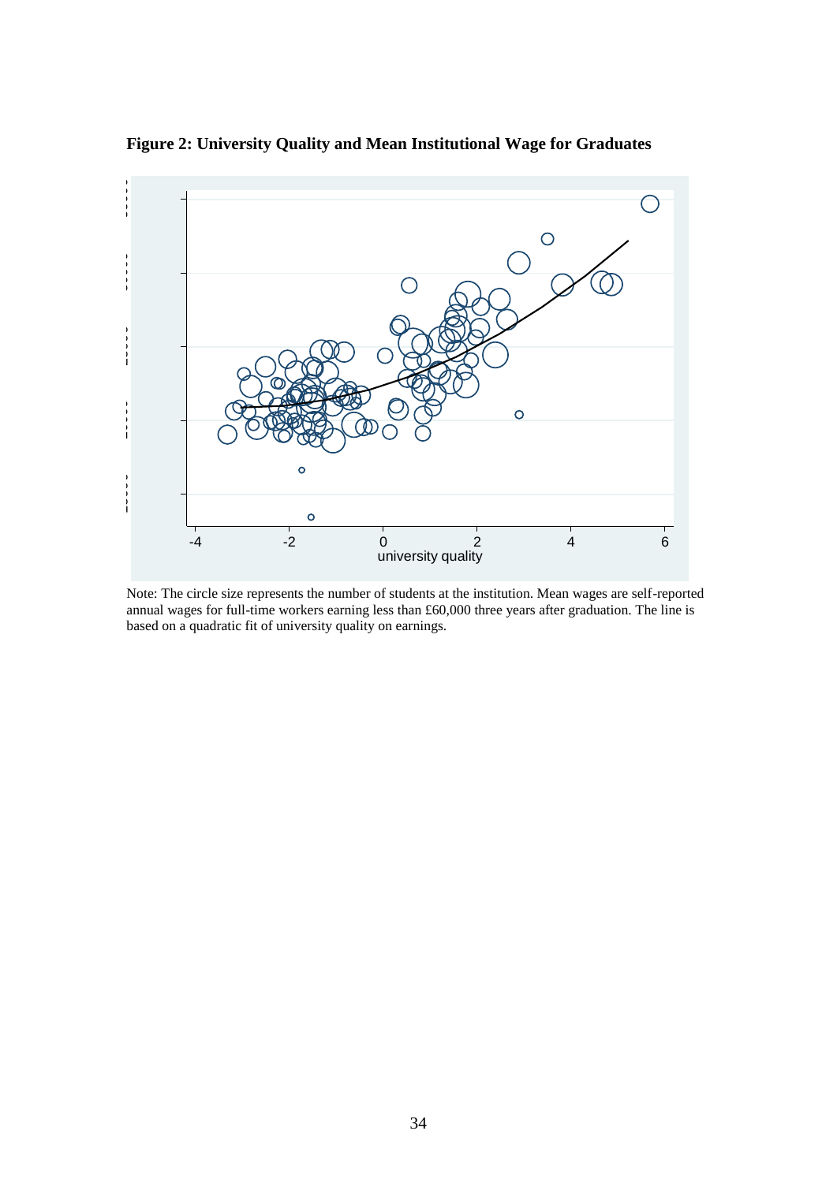**Figure 2: University Quality and Mean Institutional Wage for Graduates**

Note: The circle size represents the number of students at the institution. Mean wages are self-reported annual wages for full-time workers earning less than £60,000 three years after graduation. The line is based on a quadratic fit of university quality on earnings.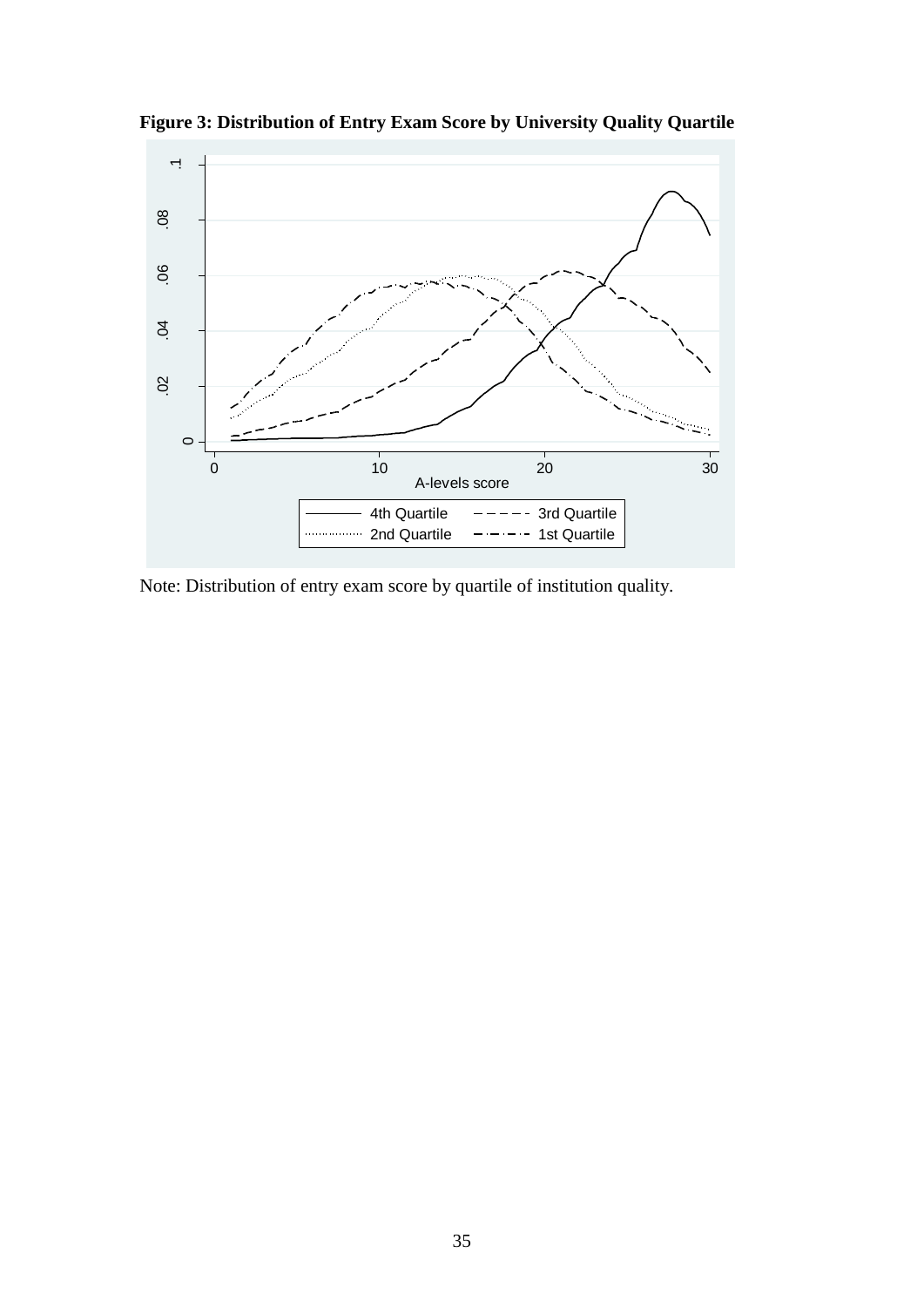**Figure 3: Distribution of Entry Exam Score by University Quality Quartile**

Note: Distribution of entry exam score by quartile of institution quality.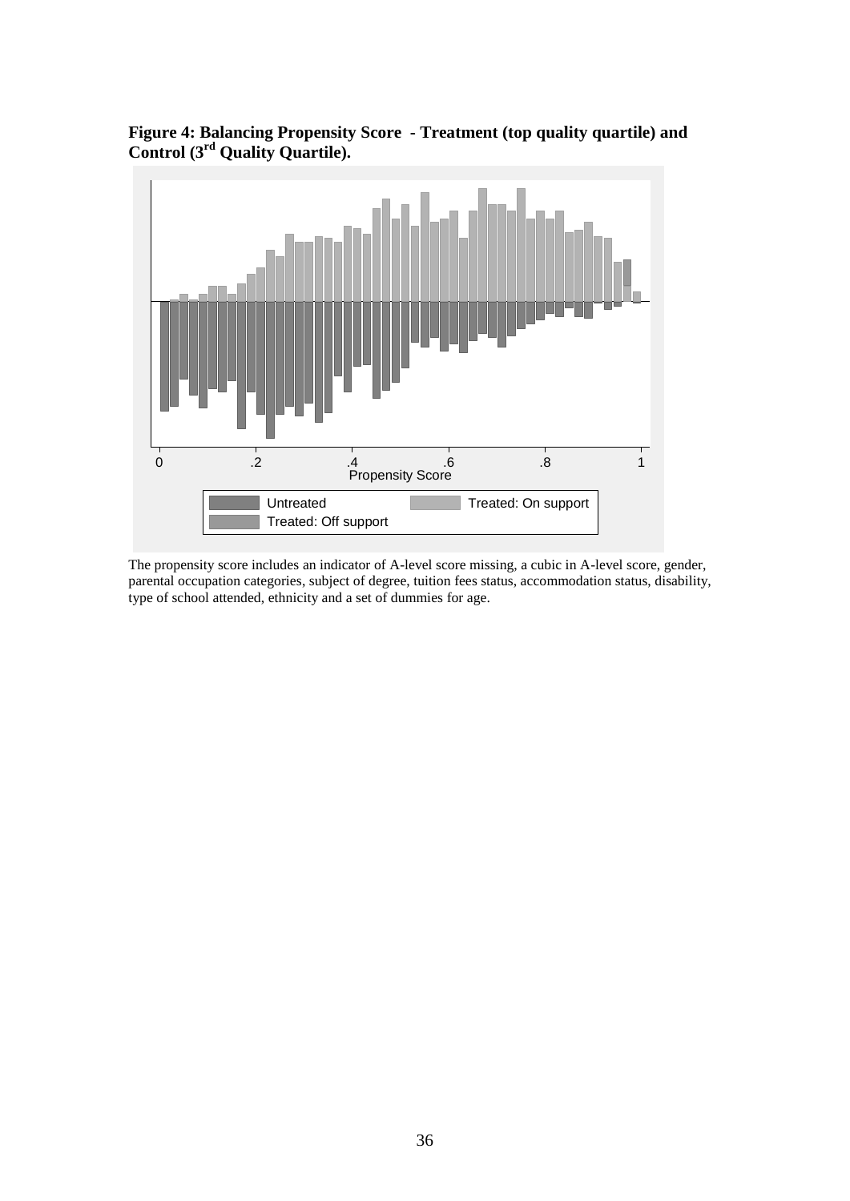**Figure 4: Balancing Propensity Score - Treatment (top quality quartile) and Control (3[rd] Quality Quartile).**

The propensity score includes an indicator of A-level score missing, a cubic in A-level score, gender, parental occupation categories, subject of degree, tuition fees status, accommodation status, disability, type of school attended, ethnicity and a set of dummies for age.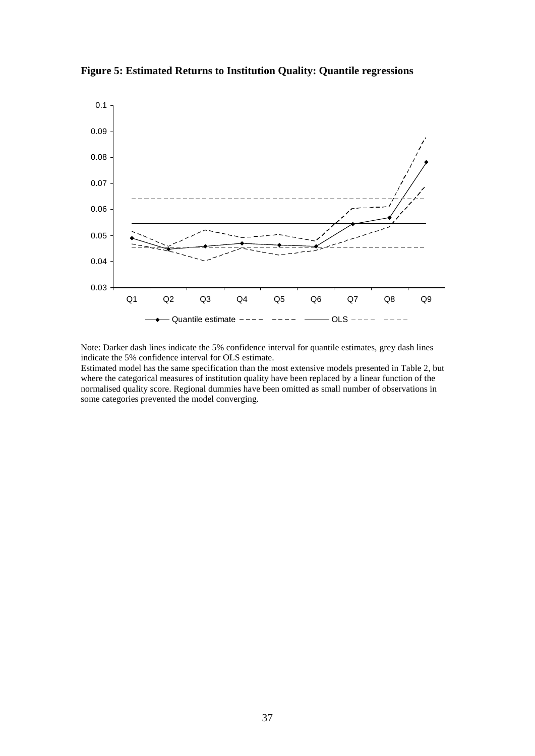**Figure 5: Estimated Returns to Institution Quality: Quantile regressions**

Note: Darker dash lines indicate the 5% confidence interval for quantile estimates, grey dash lines indicate the 5% confidence interval for OLS estimate.
Estimated model has the same specification than the most extensive models presented in Table 2, but where the categorical measures of institution quality have been replaced by a linear function of the normalised quality score. Regional dummies have been omitted as small number of observations in some categories prevented the model converging.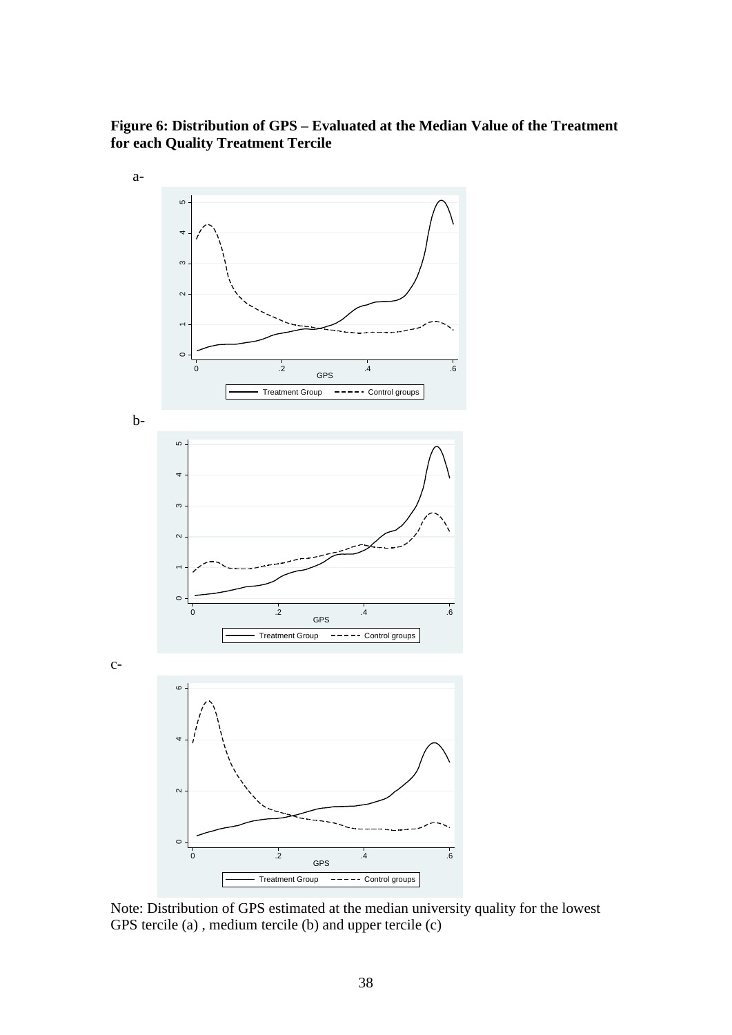**Figure 6: Distribution of GPS – Evaluated at the Median Value of the Treatment for each Quality Treatment Tercile**

a-

b-

c-

Note: Distribution of GPS estimated at the median university quality for the lowest GPS tercile (a) , medium tercile (b) and upper tercile (c)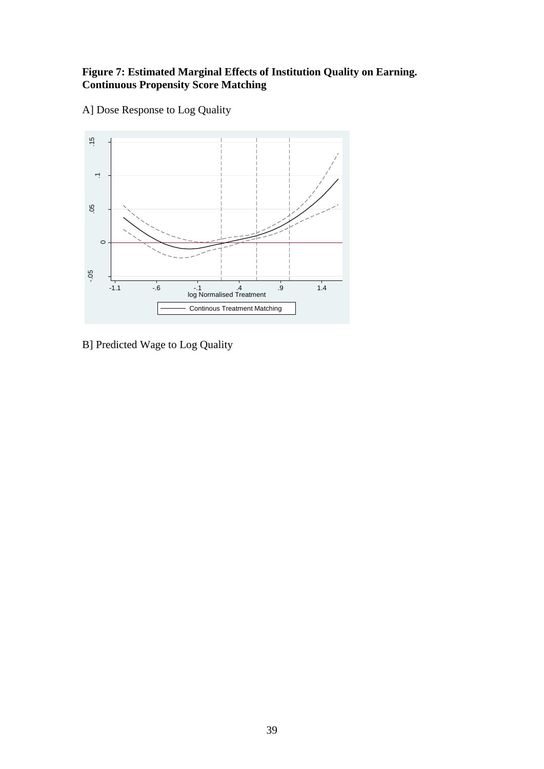**Figure 7: Estimated Marginal Effects of Institution Quality on Earning. Continuous Propensity Score Matching**

A] Dose Response to Log Quality

B] Predicted Wage to Log Quality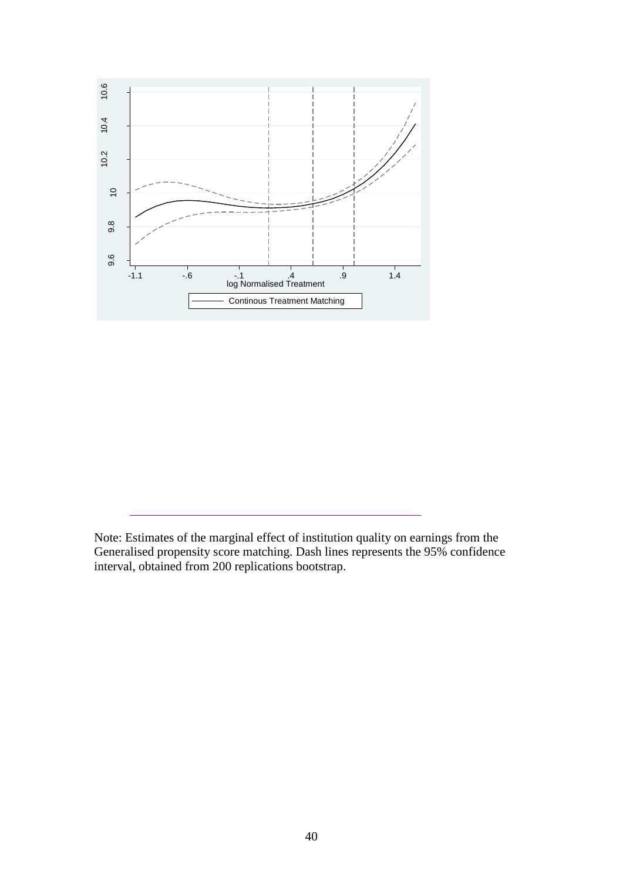Note: Estimates of the marginal effect of institution quality on earnings from the Generalised propensity score matching. Dash lines represents the 95% confidence interval, obtained from 200 replications bootstrap.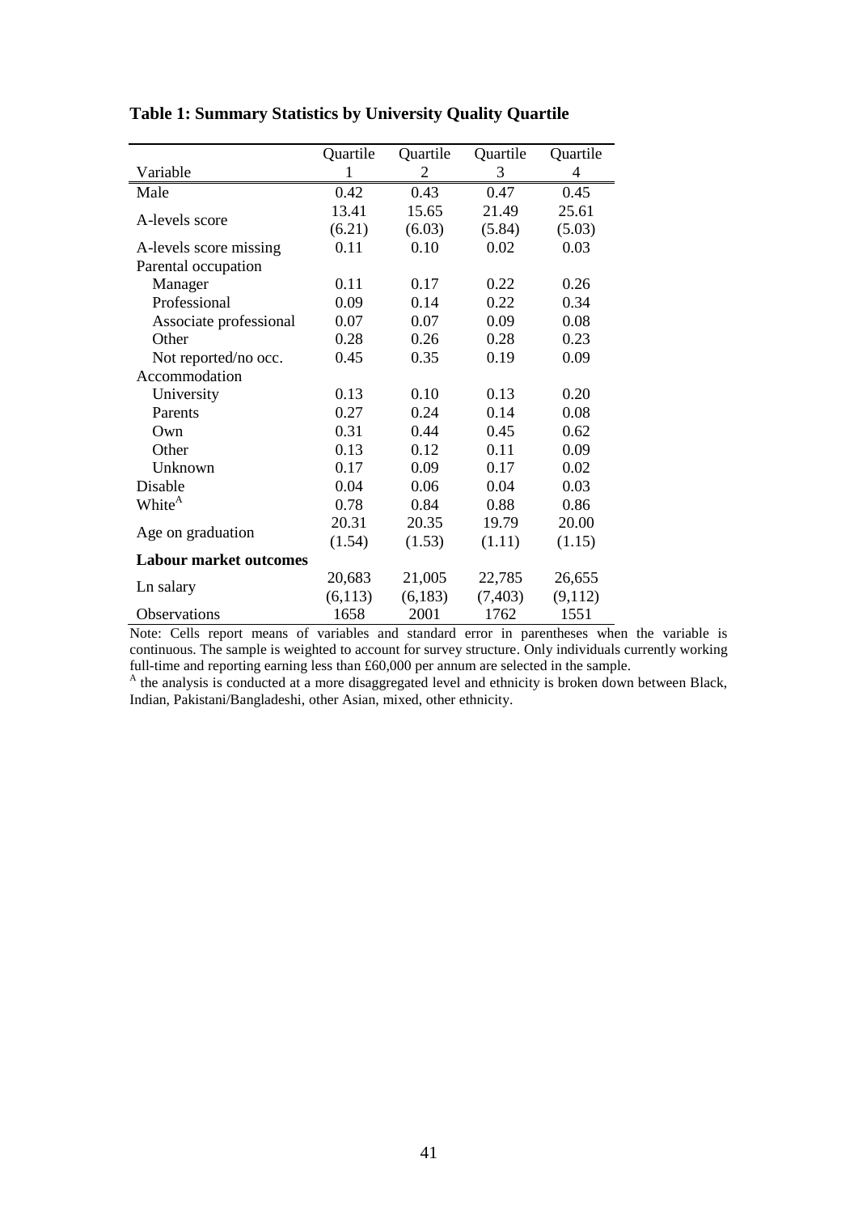**Table 1: Summary Statistics by University Quality Quartile**

| Variable | Quartile 1 | Quartile 2 | Quartile 3 | Quartile 4 |
|---|---|---|---|---|
| Male | 0.42 | 0.43 | 0.47 | 0.45 |
| A-levels score | 13.41 | 15.65 | 21.49 | 25.61 |
| | (6.21) | (6.03) | (5.84) | (5.03) |
| A-levels score missing | 0.11 | 0.10 | 0.02 | 0.03 |
| Parental occupation | | | | |
| Manager | 0.11 | 0.17 | 0.22 | 0.26 |
| Professional | 0.09 | 0.14 | 0.22 | 0.34 |
| Associate professional | 0.07 | 0.07 | 0.09 | 0.08 |
| Other | 0.28 | 0.26 | 0.28 | 0.23 |
| Not reported/no occ. | 0.45 | 0.35 | 0.19 | 0.09 |
| Accommodation | | | | |
| University | 0.13 | 0.10 | 0.13 | 0.20 |
| Parents | 0.27 | 0.24 | 0.14 | 0.08 |
| Own | 0.31 | 0.44 | 0.45 | 0.62 |
| Other | 0.13 | 0.12 | 0.11 | 0.09 |
| Unknown | 0.17 | 0.09 | 0.17 | 0.02 |
| Disable | 0.04 | 0.06 | 0.04 | 0.03 |
| White[A] | 0.78 | 0.84 | 0.88 | 0.86 |
| Age on graduation | 20.31 | 20.35 | 19.79 | 20.00 |
| | (1.54) | (1.53) | (1.11) | (1.15) |
| **Labour market outcomes** | | | | |
| Ln salary | 20,683 | 21,005 | 22,785 | 26,655 |
| | (6,113) | (6,183) | (7,403) | (9,112) |
| Observations | 1658 | 2001 | 1762 | 1551 |

Note: Cells report means of variables and standard error in parentheses when the variable is continuous. The sample is weighted to account for survey structure. Only individuals currently working full-time and reporting earning less than £60,000 per annum are selected in the sample.

[A] the analysis is conducted at a more disaggregated level and ethnicity is broken down between Black, Indian, Pakistani/Bangladeshi, other Asian, mixed, other ethnicity.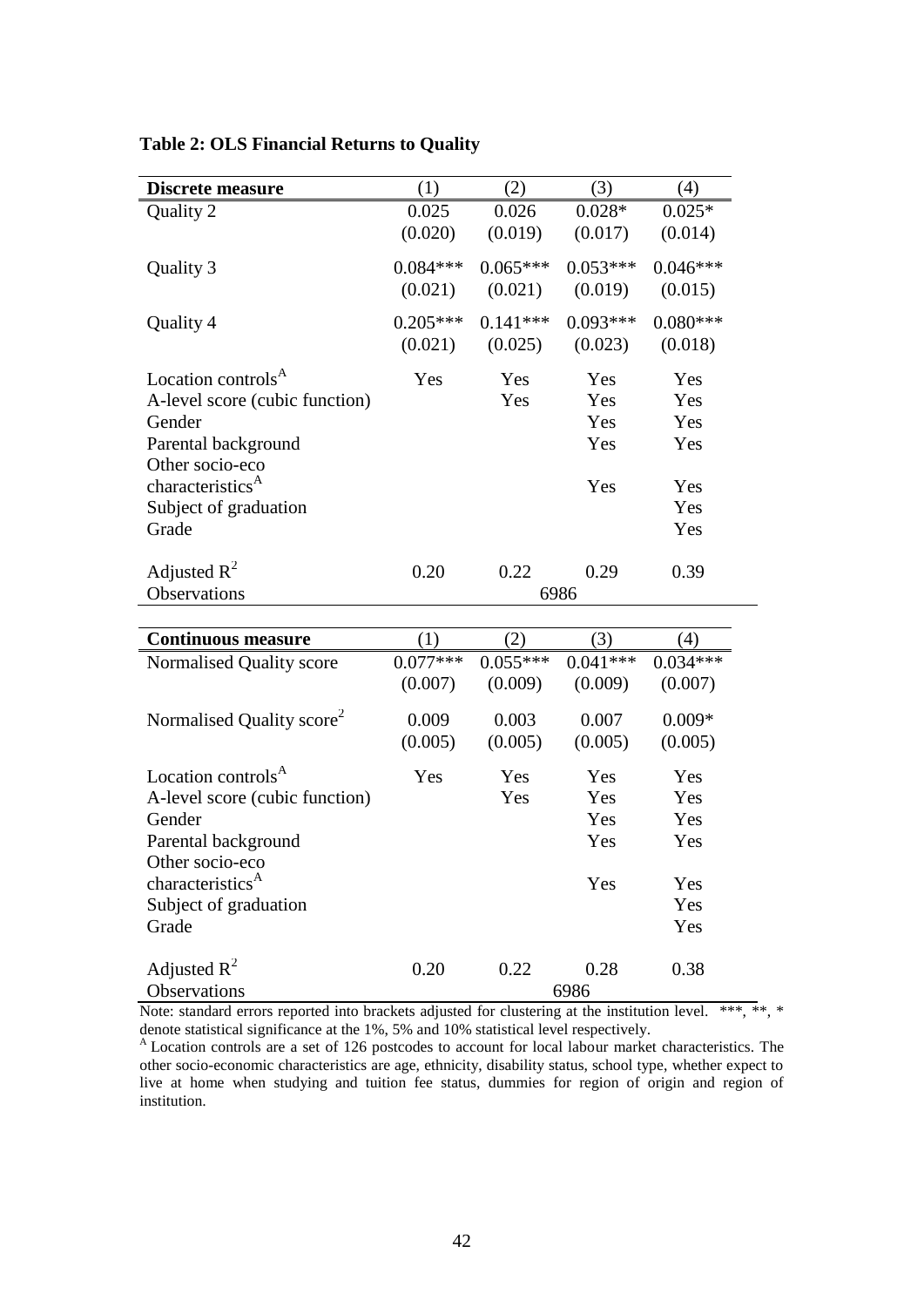**Table 2: OLS Financial Returns to Quality**

| Discrete measure | (1) | (2) | (3) | (4) |
|---|---|---|---|---|
| Quality 2 | 0.025 | 0.026 | 0.028* | 0.025* |
| | (0.020) | (0.019) | (0.017) | (0.014) |
| Quality 3 | 0.084*** | 0.065*** | 0.053*** | 0.046*** |
| | (0.021) | (0.021) | (0.019) | (0.015) |
| Quality 4 | 0.205*** | 0.141*** | 0.093*** | 0.080*** |
| | (0.021) | (0.025) | (0.023) | (0.018) |
| Location controls[A] | Yes | Yes | Yes | Yes |
| A-level score (cubic function) | | Yes | Yes | Yes |
| Gender | | | Yes | Yes |
| Parental background | | | Yes | Yes |
| Other socio-eco characteristics[A] | | | Yes | Yes |
| Subject of graduation | | | | Yes |
| Grade | | | | Yes |
| Adjusted $R^2$ | 0.20 | 0.22 | 0.29 | 0.39 |
| Observations | 6986 | | | |

| Continuous measure | (1) | (2) | (3) | (4) |
|---|---|---|---|---|
| Normalised Quality score | 0.077*** | 0.055*** | 0.041*** | 0.034*** |
| | (0.007) | (0.009) | (0.009) | (0.007) |
| Normalised Quality score$^2$ | 0.009 | 0.003 | 0.007 | 0.009* |
| | (0.005) | (0.005) | (0.005) | (0.005) |
| Location controls[A] | Yes | Yes | Yes | Yes |
| A-level score (cubic function) | | Yes | Yes | Yes |
| Gender | | | Yes | Yes |
| Parental background | | | Yes | Yes |
| Other socio-eco characteristics[A] | | | Yes | Yes |
| Subject of graduation | | | | Yes |
| Grade | | | | Yes |
| Adjusted $R^2$ | 0.20 | 0.22 | 0.28 | 0.38 |
| Observations | 6986 | | | |

Note: standard errors reported into brackets adjusted for clustering at the institution level. ***, **, * denote statistical significance at the 1%, 5% and 10% statistical level respectively.

[A] Location controls are a set of 126 postcodes to account for local labour market characteristics. The other socio-economic characteristics are age, ethnicity, disability status, school type, whether expect to live at home when studying and tuition fee status, dummies for region of origin and region of institution.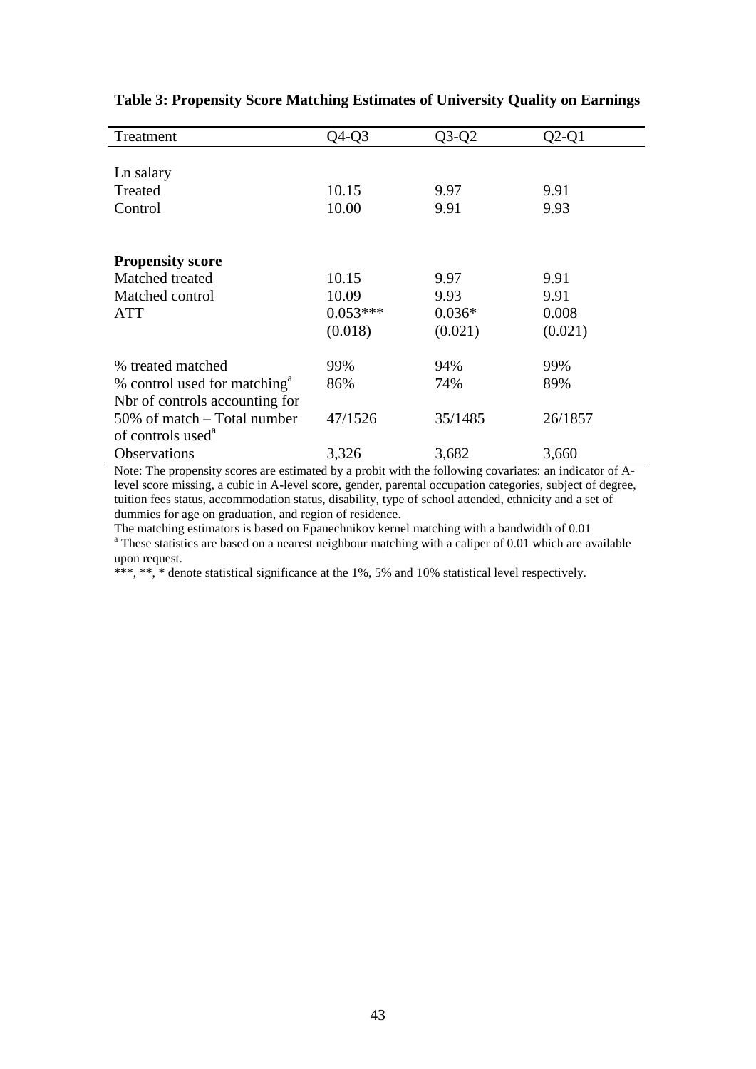**Table 3: Propensity Score Matching Estimates of University Quality on Earnings**

| Treatment | Q4-Q3 | Q3-Q2 | Q2-Q1 |
|---|---|---|---|
| Ln salary | | | |
| Treated | 10.15 | 9.97 | 9.91 |
| Control | 10.00 | 9.91 | 9.93 |
| **Propensity score** | | | |
| Matched treated | 10.15 | 9.97 | 9.91 |
| Matched control | 10.09 | 9.93 | 9.91 |
| ATT | 0.053*** | 0.036* | 0.008 |
| | (0.018) | (0.021) | (0.021) |
| % treated matched | 99% | 94% | 99% |
| % control used for matching[a] | 86% | 74% | 89% |
| Nbr of controls accounting for 50% of match – Total number of controls used[a] | 47/1526 | 35/1485 | 26/1857 |
| Observations | 3,326 | 3,682 | 3,660 |

Note: The propensity scores are estimated by a probit with the following covariates: an indicator of A-level score missing, a cubic in A-level score, gender, parental occupation categories, subject of degree, tuition fees status, accommodation status, disability, type of school attended, ethnicity and a set of dummies for age on graduation, and region of residence.

The matching estimators is based on Epanechnikov kernel matching with a bandwidth of 0.01

[a] These statistics are based on a nearest neighbour matching with a caliper of 0.01 which are available upon request.

***, **, * denote statistical significance at the 1%, 5% and 10% statistical level respectively.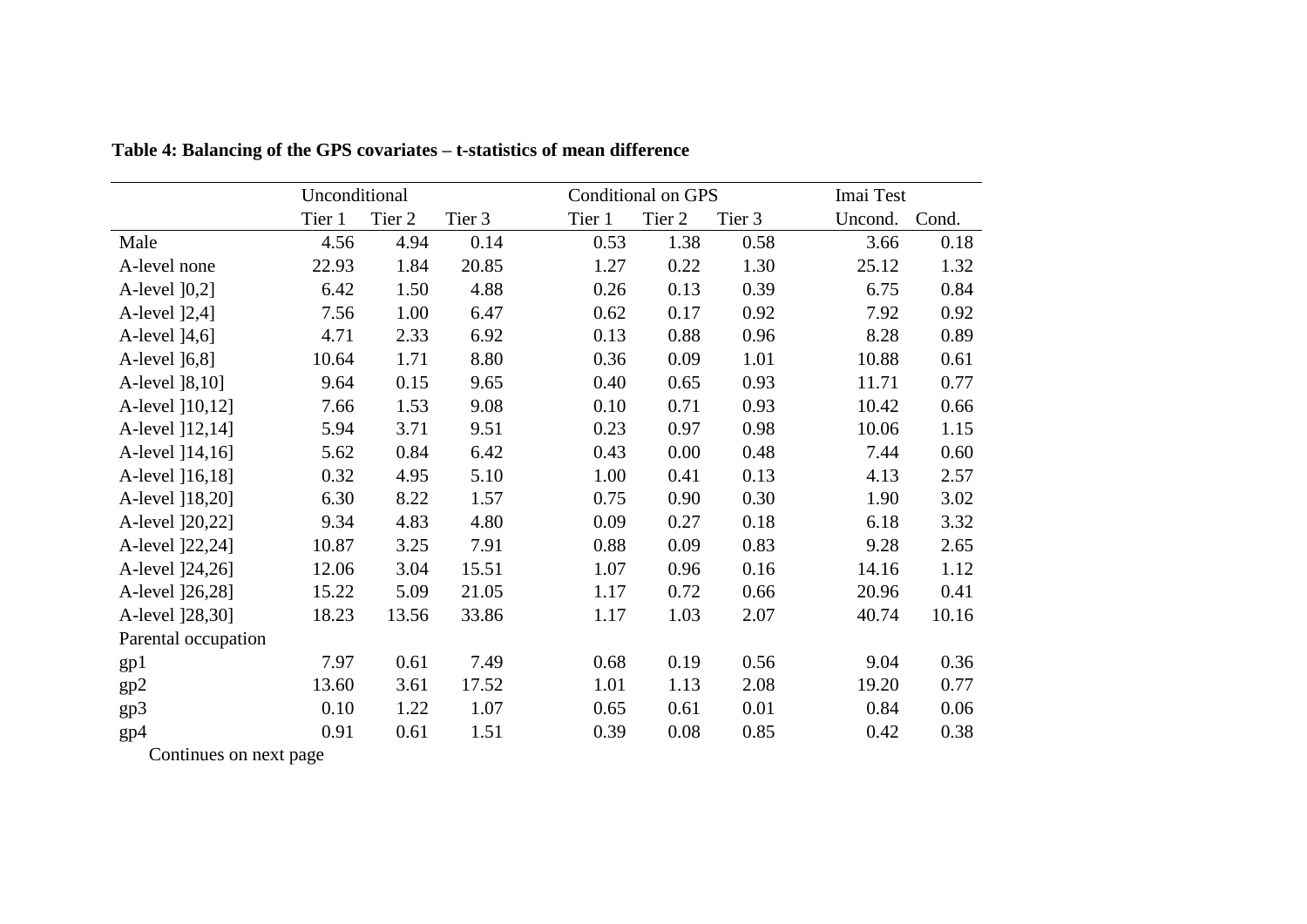**Table 4: Balancing of the GPS covariates – t-statistics of mean difference**

| | Unconditional | | | Conditional on GPS | | | Imai Test | |
|---|---|---|---|---|---|---|---|---|
| | Tier 1 | Tier 2 | Tier 3 | Tier 1 | Tier 2 | Tier 3 | Uncond. | Cond. |
| Male | 4.56 | 4.94 | 0.14 | 0.53 | 1.38 | 0.58 | 3.66 | 0.18 |
| A-level none | 22.93 | 1.84 | 20.85 | 1.27 | 0.22 | 1.30 | 25.12 | 1.32 |
| A-level ]0,2] | 6.42 | 1.50 | 4.88 | 0.26 | 0.13 | 0.39 | 6.75 | 0.84 |
| A-level ]2,4] | 7.56 | 1.00 | 6.47 | 0.62 | 0.17 | 0.92 | 7.92 | 0.92 |
| A-level ]4,6] | 4.71 | 2.33 | 6.92 | 0.13 | 0.88 | 0.96 | 8.28 | 0.89 |
| A-level ]6,8] | 10.64 | 1.71 | 8.80 | 0.36 | 0.09 | 1.01 | 10.88 | 0.61 |
| A-level ]8,10] | 9.64 | 0.15 | 9.65 | 0.40 | 0.65 | 0.93 | 11.71 | 0.77 |
| A-level ]10,12] | 7.66 | 1.53 | 9.08 | 0.10 | 0.71 | 0.93 | 10.42 | 0.66 |
| A-level ]12,14] | 5.94 | 3.71 | 9.51 | 0.23 | 0.97 | 0.98 | 10.06 | 1.15 |
| A-level ]14,16] | 5.62 | 0.84 | 6.42 | 0.43 | 0.00 | 0.48 | 7.44 | 0.60 |
| A-level ]16,18] | 0.32 | 4.95 | 5.10 | 1.00 | 0.41 | 0.13 | 4.13 | 2.57 |
| A-level ]18,20] | 6.30 | 8.22 | 1.57 | 0.75 | 0.90 | 0.30 | 1.90 | 3.02 |
| A-level ]20,22] | 9.34 | 4.83 | 4.80 | 0.09 | 0.27 | 0.18 | 6.18 | 3.32 |
| A-level ]22,24] | 10.87 | 3.25 | 7.91 | 0.88 | 0.09 | 0.83 | 9.28 | 2.65 |
| A-level ]24,26] | 12.06 | 3.04 | 15.51 | 1.07 | 0.96 | 0.16 | 14.16 | 1.12 |
| A-level ]26,28] | 15.22 | 5.09 | 21.05 | 1.17 | 0.72 | 0.66 | 20.96 | 0.41 |
| A-level ]28,30] | 18.23 | 13.56 | 33.86 | 1.17 | 1.03 | 2.07 | 40.74 | 10.16 |
| Parental occupation | | | | | | | | |
| gp1 | 7.97 | 0.61 | 7.49 | 0.68 | 0.19 | 0.56 | 9.04 | 0.36 |
| gp2 | 13.60 | 3.61 | 17.52 | 1.01 | 1.13 | 2.08 | 19.20 | 0.77 |
| gp3 | 0.10 | 1.22 | 1.07 | 0.65 | 0.61 | 0.01 | 0.84 | 0.06 |
| gp4 | 0.91 | 0.61 | 1.51 | 0.39 | 0.08 | 0.85 | 0.42 | 0.38 |

Continues on next page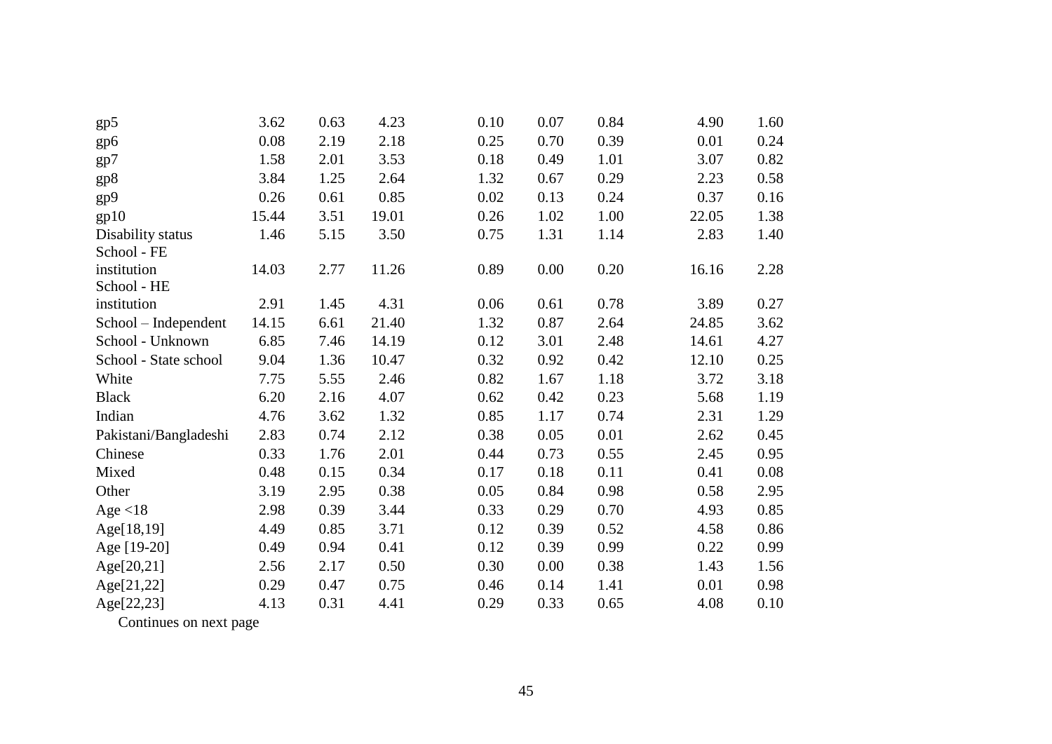| | | | | | | | | |
|---|---|---|---|---|---|---|---|---|
| gp5 | 3.62 | 0.63 | 4.23 | 0.10 | 0.07 | 0.84 | 4.90 | 1.60 |
| gp6 | 0.08 | 2.19 | 2.18 | 0.25 | 0.70 | 0.39 | 0.01 | 0.24 |
| gp7 | 1.58 | 2.01 | 3.53 | 0.18 | 0.49 | 1.01 | 3.07 | 0.82 |
| gp8 | 3.84 | 1.25 | 2.64 | 1.32 | 0.67 | 0.29 | 2.23 | 0.58 |
| gp9 | 0.26 | 0.61 | 0.85 | 0.02 | 0.13 | 0.24 | 0.37 | 0.16 |
| gp10 | 15.44 | 3.51 | 19.01 | 0.26 | 1.02 | 1.00 | 22.05 | 1.38 |
| Disability status | 1.46 | 5.15 | 3.50 | 0.75 | 1.31 | 1.14 | 2.83 | 1.40 |
| School - FE institution | 14.03 | 2.77 | 11.26 | 0.89 | 0.00 | 0.20 | 16.16 | 2.28 |
| School - HE institution | 2.91 | 1.45 | 4.31 | 0.06 | 0.61 | 0.78 | 3.89 | 0.27 |
| School – Independent | 14.15 | 6.61 | 21.40 | 1.32 | 0.87 | 2.64 | 24.85 | 3.62 |
| School - Unknown | 6.85 | 7.46 | 14.19 | 0.12 | 3.01 | 2.48 | 14.61 | 4.27 |
| School - State school | 9.04 | 1.36 | 10.47 | 0.32 | 0.92 | 0.42 | 12.10 | 0.25 |
| White | 7.75 | 5.55 | 2.46 | 0.82 | 1.67 | 1.18 | 3.72 | 3.18 |
| Black | 6.20 | 2.16 | 4.07 | 0.62 | 0.42 | 0.23 | 5.68 | 1.19 |
| Indian | 4.76 | 3.62 | 1.32 | 0.85 | 1.17 | 0.74 | 2.31 | 1.29 |
| Pakistani/Bangladeshi | 2.83 | 0.74 | 2.12 | 0.38 | 0.05 | 0.01 | 2.62 | 0.45 |
| Chinese | 0.33 | 1.76 | 2.01 | 0.44 | 0.73 | 0.55 | 2.45 | 0.95 |
| Mixed | 0.48 | 0.15 | 0.34 | 0.17 | 0.18 | 0.11 | 0.41 | 0.08 |
| Other | 3.19 | 2.95 | 0.38 | 0.05 | 0.84 | 0.98 | 0.58 | 2.95 |
| Age <18 | 2.98 | 0.39 | 3.44 | 0.33 | 0.29 | 0.70 | 4.93 | 0.85 |
| Age[18,19] | 4.49 | 0.85 | 3.71 | 0.12 | 0.39 | 0.52 | 4.58 | 0.86 |
| Age [19-20] | 0.49 | 0.94 | 0.41 | 0.12 | 0.39 | 0.99 | 0.22 | 0.99 |
| Age[20,21] | 2.56 | 2.17 | 0.50 | 0.30 | 0.00 | 0.38 | 1.43 | 1.56 |
| Age[21,22] | 0.29 | 0.47 | 0.75 | 0.46 | 0.14 | 1.41 | 0.01 | 0.98 |
| Age[22,23] | 4.13 | 0.31 | 4.41 | 0.29 | 0.33 | 0.65 | 4.08 | 0.10 |

Continues on next page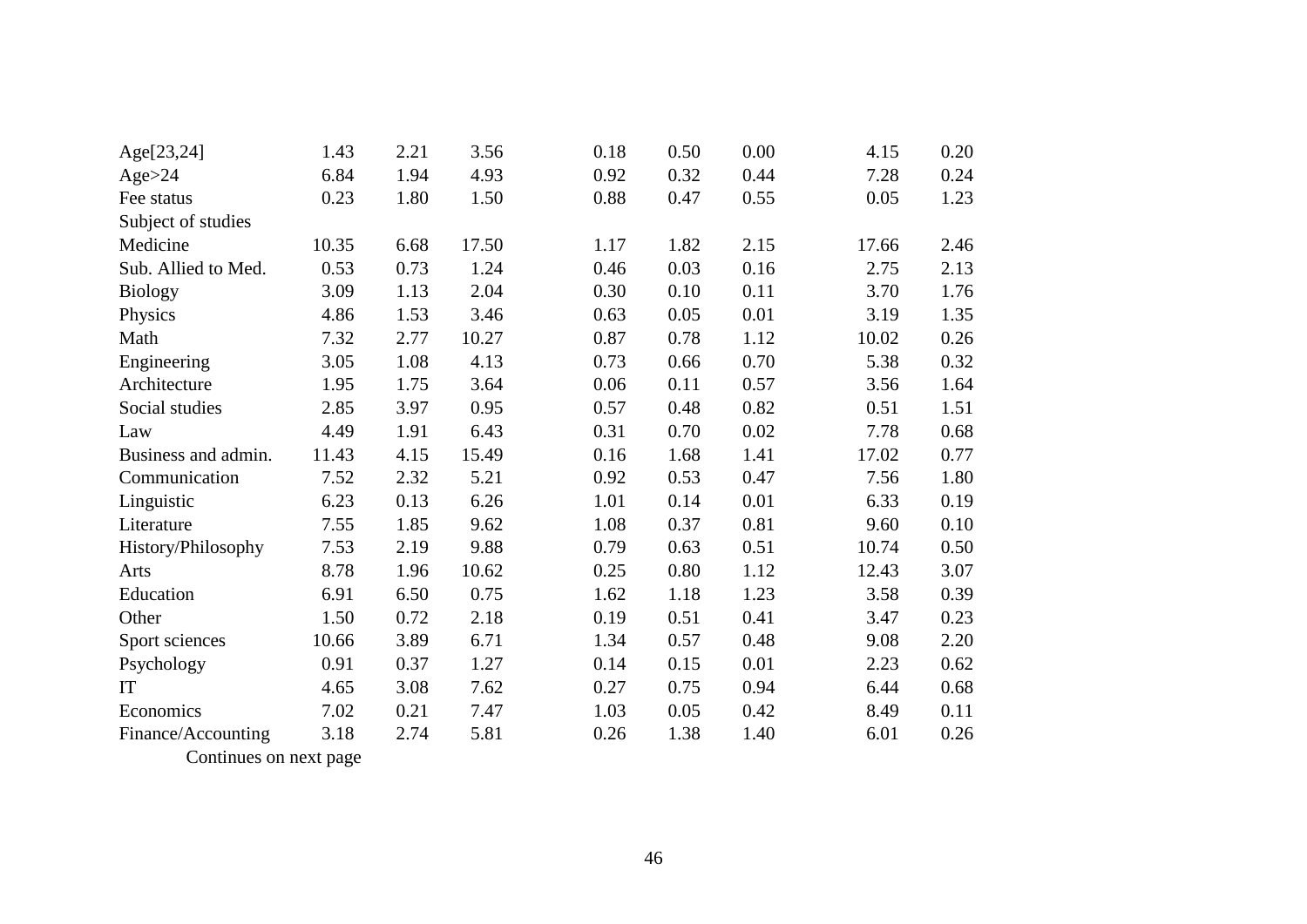| | | | | | | | | |
|---|---|---|---|---|---|---|---|---|
| Age[23,24] | 1.43 | 2.21 | 3.56 | 0.18 | 0.50 | 0.00 | 4.15 | 0.20 |
| Age>24 | 6.84 | 1.94 | 4.93 | 0.92 | 0.32 | 0.44 | 7.28 | 0.24 |
| Fee status | 0.23 | 1.80 | 1.50 | 0.88 | 0.47 | 0.55 | 0.05 | 1.23 |
| Subject of studies | | | | | | | | |
| Medicine | 10.35 | 6.68 | 17.50 | 1.17 | 1.82 | 2.15 | 17.66 | 2.46 |
| Sub. Allied to Med. | 0.53 | 0.73 | 1.24 | 0.46 | 0.03 | 0.16 | 2.75 | 2.13 |
| Biology | 3.09 | 1.13 | 2.04 | 0.30 | 0.10 | 0.11 | 3.70 | 1.76 |
| Physics | 4.86 | 1.53 | 3.46 | 0.63 | 0.05 | 0.01 | 3.19 | 1.35 |
| Math | 7.32 | 2.77 | 10.27 | 0.87 | 0.78 | 1.12 | 10.02 | 0.26 |
| Engineering | 3.05 | 1.08 | 4.13 | 0.73 | 0.66 | 0.70 | 5.38 | 0.32 |
| Architecture | 1.95 | 1.75 | 3.64 | 0.06 | 0.11 | 0.57 | 3.56 | 1.64 |
| Social studies | 2.85 | 3.97 | 0.95 | 0.57 | 0.48 | 0.82 | 0.51 | 1.51 |
| Law | 4.49 | 1.91 | 6.43 | 0.31 | 0.70 | 0.02 | 7.78 | 0.68 |
| Business and admin. | 11.43 | 4.15 | 15.49 | 0.16 | 1.68 | 1.41 | 17.02 | 0.77 |
| Communication | 7.52 | 2.32 | 5.21 | 0.92 | 0.53 | 0.47 | 7.56 | 1.80 |
| Linguistic | 6.23 | 0.13 | 6.26 | 1.01 | 0.14 | 0.01 | 6.33 | 0.19 |
| Literature | 7.55 | 1.85 | 9.62 | 1.08 | 0.37 | 0.81 | 9.60 | 0.10 |
| History/Philosophy | 7.53 | 2.19 | 9.88 | 0.79 | 0.63 | 0.51 | 10.74 | 0.50 |
| Arts | 8.78 | 1.96 | 10.62 | 0.25 | 0.80 | 1.12 | 12.43 | 3.07 |
| Education | 6.91 | 6.50 | 0.75 | 1.62 | 1.18 | 1.23 | 3.58 | 0.39 |
| Other | 1.50 | 0.72 | 2.18 | 0.19 | 0.51 | 0.41 | 3.47 | 0.23 |
| Sport sciences | 10.66 | 3.89 | 6.71 | 1.34 | 0.57 | 0.48 | 9.08 | 2.20 |
| Psychology | 0.91 | 0.37 | 1.27 | 0.14 | 0.15 | 0.01 | 2.23 | 0.62 |
| IT | 4.65 | 3.08 | 7.62 | 0.27 | 0.75 | 0.94 | 6.44 | 0.68 |
| Economics | 7.02 | 0.21 | 7.47 | 1.03 | 0.05 | 0.42 | 8.49 | 0.11 |
| Finance/Accounting | 3.18 | 2.74 | 5.81 | 0.26 | 1.38 | 1.40 | 6.01 | 0.26 |

Continues on next page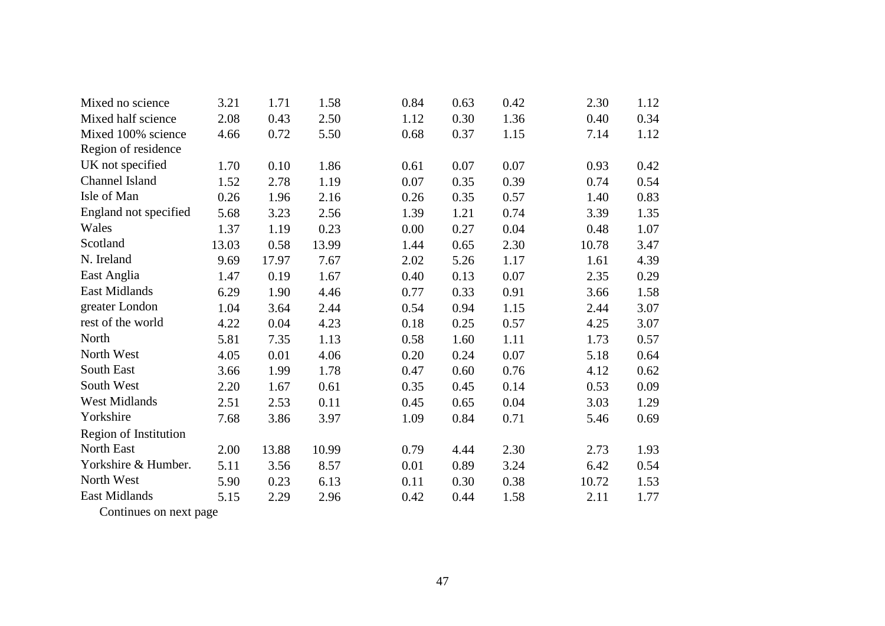| | | | | | | | | |
|---|---|---|---|---|---|---|---|---|
| Mixed no science | 3.21 | 1.71 | 1.58 | 0.84 | 0.63 | 0.42 | 2.30 | 1.12 |
| Mixed half science | 2.08 | 0.43 | 2.50 | 1.12 | 0.30 | 1.36 | 0.40 | 0.34 |
| Mixed 100% science | 4.66 | 0.72 | 5.50 | 0.68 | 0.37 | 1.15 | 7.14 | 1.12 |
| Region of residence | | | | | | | | |
| UK not specified | 1.70 | 0.10 | 1.86 | 0.61 | 0.07 | 0.07 | 0.93 | 0.42 |
| Channel Island | 1.52 | 2.78 | 1.19 | 0.07 | 0.35 | 0.39 | 0.74 | 0.54 |
| Isle of Man | 0.26 | 1.96 | 2.16 | 0.26 | 0.35 | 0.57 | 1.40 | 0.83 |
| England not specified | 5.68 | 3.23 | 2.56 | 1.39 | 1.21 | 0.74 | 3.39 | 1.35 |
| Wales | 1.37 | 1.19 | 0.23 | 0.00 | 0.27 | 0.04 | 0.48 | 1.07 |
| Scotland | 13.03 | 0.58 | 13.99 | 1.44 | 0.65 | 2.30 | 10.78 | 3.47 |
| N. Ireland | 9.69 | 17.97 | 7.67 | 2.02 | 5.26 | 1.17 | 1.61 | 4.39 |
| East Anglia | 1.47 | 0.19 | 1.67 | 0.40 | 0.13 | 0.07 | 2.35 | 0.29 |
| East Midlands | 6.29 | 1.90 | 4.46 | 0.77 | 0.33 | 0.91 | 3.66 | 1.58 |
| greater London | 1.04 | 3.64 | 2.44 | 0.54 | 0.94 | 1.15 | 2.44 | 3.07 |
| rest of the world | 4.22 | 0.04 | 4.23 | 0.18 | 0.25 | 0.57 | 4.25 | 3.07 |
| North | 5.81 | 7.35 | 1.13 | 0.58 | 1.60 | 1.11 | 1.73 | 0.57 |
| North West | 4.05 | 0.01 | 4.06 | 0.20 | 0.24 | 0.07 | 5.18 | 0.64 |
| South East | 3.66 | 1.99 | 1.78 | 0.47 | 0.60 | 0.76 | 4.12 | 0.62 |
| South West | 2.20 | 1.67 | 0.61 | 0.35 | 0.45 | 0.14 | 0.53 | 0.09 |
| West Midlands | 2.51 | 2.53 | 0.11 | 0.45 | 0.65 | 0.04 | 3.03 | 1.29 |
| Yorkshire | 7.68 | 3.86 | 3.97 | 1.09 | 0.84 | 0.71 | 5.46 | 0.69 |
| Region of Institution | | | | | | | | |
| North East | 2.00 | 13.88 | 10.99 | 0.79 | 4.44 | 2.30 | 2.73 | 1.93 |
| Yorkshire & Humber. | 5.11 | 3.56 | 8.57 | 0.01 | 0.89 | 3.24 | 6.42 | 0.54 |
| North West | 5.90 | 0.23 | 6.13 | 0.11 | 0.30 | 0.38 | 10.72 | 1.53 |
| East Midlands | 5.15 | 2.29 | 2.96 | 0.42 | 0.44 | 1.58 | 2.11 | 1.77 |

Continues on next page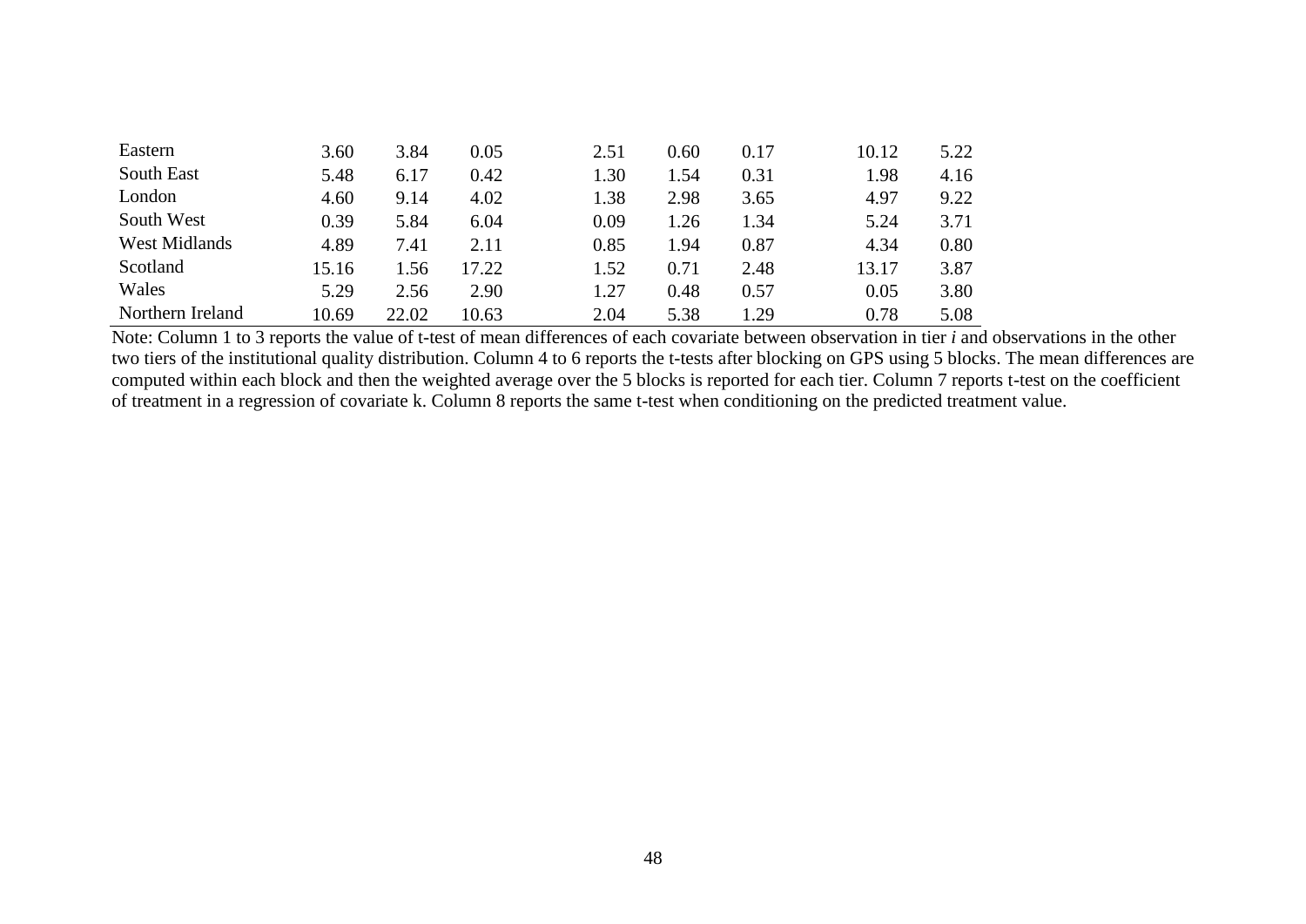| | | | | | | | | |
|---|---|---|---|---|---|---|---|---|
| Eastern | 3.60 | 3.84 | 0.05 | 2.51 | 0.60 | 0.17 | 10.12 | 5.22 |
| South East | 5.48 | 6.17 | 0.42 | 1.30 | 1.54 | 0.31 | 1.98 | 4.16 |
| London | 4.60 | 9.14 | 4.02 | 1.38 | 2.98 | 3.65 | 4.97 | 9.22 |
| South West | 0.39 | 5.84 | 6.04 | 0.09 | 1.26 | 1.34 | 5.24 | 3.71 |
| West Midlands | 4.89 | 7.41 | 2.11 | 0.85 | 1.94 | 0.87 | 4.34 | 0.80 |
| Scotland | 15.16 | 1.56 | 17.22 | 1.52 | 0.71 | 2.48 | 13.17 | 3.87 |
| Wales | 5.29 | 2.56 | 2.90 | 1.27 | 0.48 | 0.57 | 0.05 | 3.80 |
| Northern Ireland | 10.69 | 22.02 | 10.63 | 2.04 | 5.38 | 1.29 | 0.78 | 5.08 |

Note: Column 1 to 3 reports the value of t-test of mean differences of each covariate between observation in tier *i* and observations in the other two tiers of the institutional quality distribution. Column 4 to 6 reports the t-tests after blocking on GPS using 5 blocks. The mean differences are computed within each block and then the weighted average over the 5 blocks is reported for each tier. Column 7 reports t-test on the coefficient of treatment in a regression of covariate k. Column 8 reports the same t-test when conditioning on the predicted treatment value.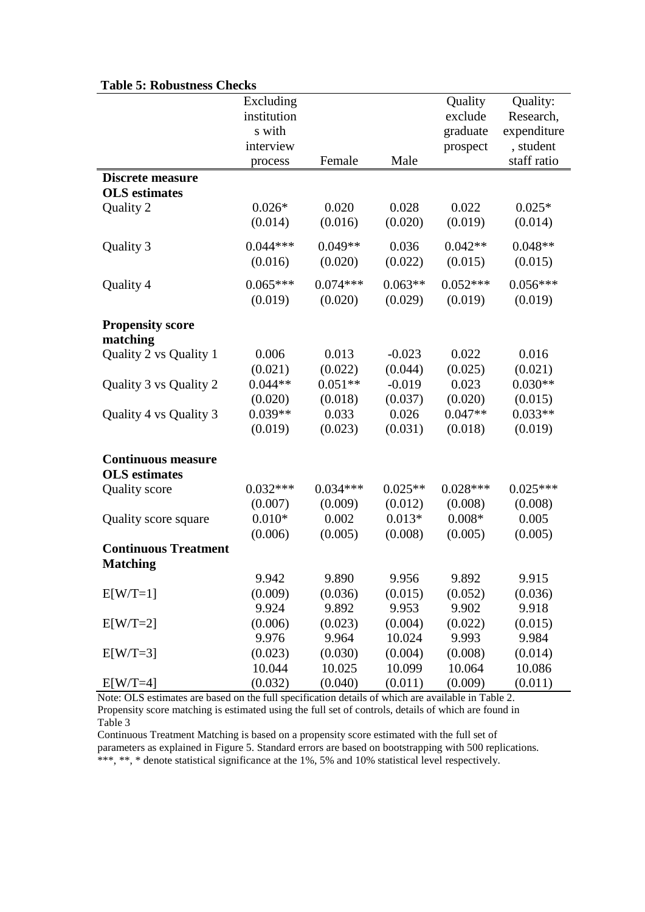**Table 5: Robustness Checks**

| | Excluding institutions with interview process | Female | Male | Quality exclude graduate prospect | Quality: Research, expenditure, student staff ratio |
|---|---|---|---|---|---|
| **Discrete measure** | | | | | |
| **OLS estimates** | | | | | |
| Quality 2 | 0.026* | 0.020 | 0.028 | 0.022 | 0.025* |
| | (0.014) | (0.016) | (0.020) | (0.019) | (0.014) |
| Quality 3 | 0.044*** | 0.049** | 0.036 | 0.042** | 0.048** |
| | (0.016) | (0.020) | (0.022) | (0.015) | (0.015) |
| Quality 4 | 0.065*** | 0.074*** | 0.063** | 0.052*** | 0.056*** |
| | (0.019) | (0.020) | (0.029) | (0.019) | (0.019) |
| **Propensity score matching** | | | | | |
| Quality 2 vs Quality 1 | 0.006 | 0.013 | -0.023 | 0.022 | 0.016 |
| | (0.021) | (0.022) | (0.044) | (0.025) | (0.021) |
| Quality 3 vs Quality 2 | 0.044** | 0.051** | -0.019 | 0.023 | 0.030** |
| | (0.020) | (0.018) | (0.037) | (0.020) | (0.015) |
| Quality 4 vs Quality 3 | 0.039** | 0.033 | 0.026 | 0.047** | 0.033** |
| | (0.019) | (0.023) | (0.031) | (0.018) | (0.019) |
| **Continuous measure** | | | | | |
| **OLS estimates** | | | | | |
| Quality score | 0.032*** | 0.034*** | 0.025** | 0.028*** | 0.025*** |
| | (0.007) | (0.009) | (0.012) | (0.008) | (0.008) |
| Quality score square | 0.010* | 0.002 | 0.013* | 0.008* | 0.005 |
| | (0.006) | (0.005) | (0.008) | (0.005) | (0.005) |
| **Continuous Treatment Matching** | | | | | |
| E[W/T=1] | 9.942 | 9.890 | 9.956 | 9.892 | 9.915 |
| | (0.009) | (0.036) | (0.015) | (0.052) | (0.036) |
| E[W/T=2] | 9.924 | 9.892 | 9.953 | 9.902 | 9.918 |
| | (0.006) | (0.023) | (0.004) | (0.022) | (0.015) |
| E[W/T=3] | 9.976 | 9.964 | 10.024 | 9.993 | 9.984 |
| | (0.023) | (0.030) | (0.004) | (0.008) | (0.014) |
| E[W/T=4] | 10.044 | 10.025 | 10.099 | 10.064 | 10.086 |
| | (0.032) | (0.040) | (0.011) | (0.009) | (0.011) |

Note: OLS estimates are based on the full specification details of which are available in Table 2.
Propensity score matching is estimated using the full set of controls, details of which are found in Table 3

Continuous Treatment Matching is based on a propensity score estimated with the full set of parameters as explained in Figure 5. Standard errors are based on bootstrapping with 500 replications.
***, **, * denote statistical significance at the 1%, 5% and 10% statistical level respectively.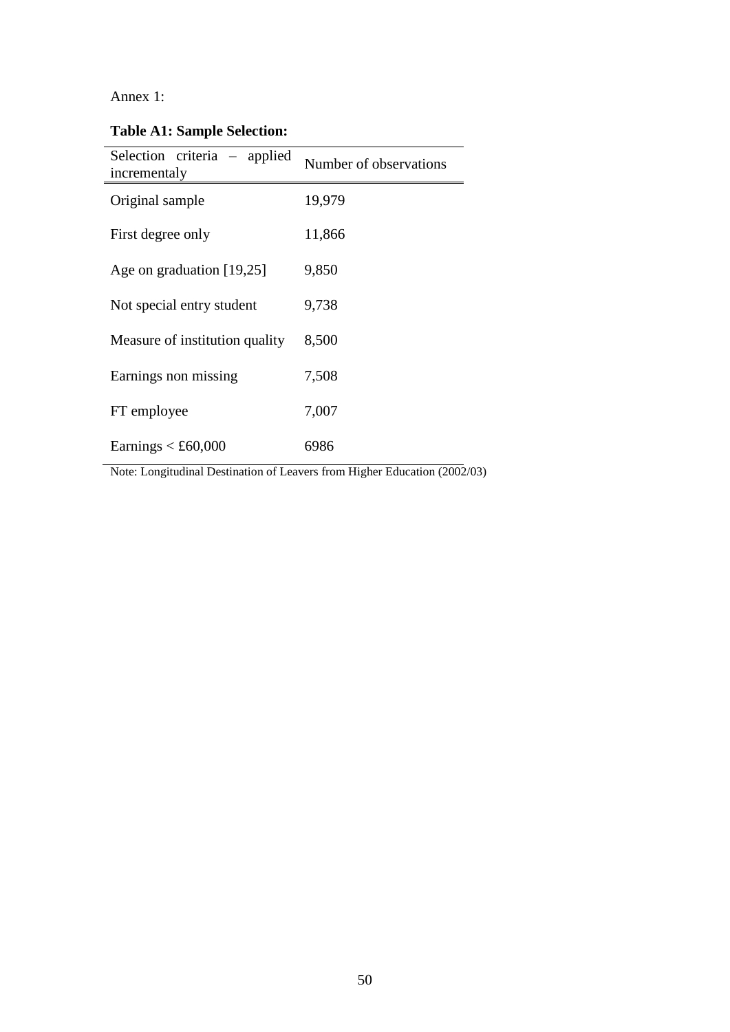Annex 1:

**Table A1: Sample Selection:**

| Selection criteria – applied incrementaly | Number of observations |
|---|---|
| Original sample | 19,979 |
| First degree only | 11,866 |
| Age on graduation [19,25] | 9,850 |
| Not special entry student | 9,738 |
| Measure of institution quality | 8,500 |
| Earnings non missing | 7,508 |
| FT employee | 7,007 |
| Earnings < £60,000 | 6986 |

Note: Longitudinal Destination of Leavers from Higher Education (2002/03)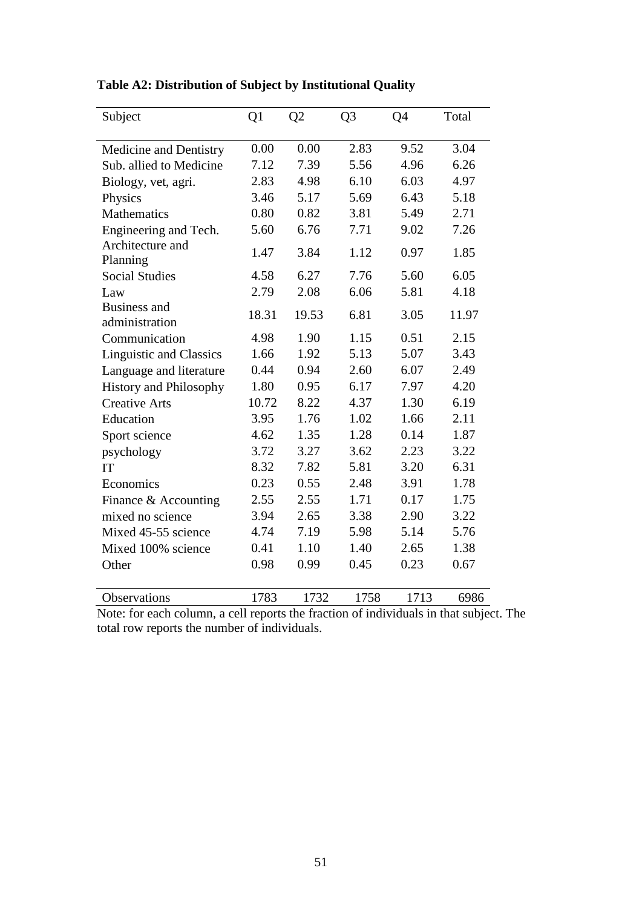**Table A2: Distribution of Subject by Institutional Quality**

| Subject | Q1 | Q2 | Q3 | Q4 | Total |
|---|---|---|---|---|---|
| Medicine and Dentistry | 0.00 | 0.00 | 2.83 | 9.52 | 3.04 |
| Sub. allied to Medicine | 7.12 | 7.39 | 5.56 | 4.96 | 6.26 |
| Biology, vet, agri. | 2.83 | 4.98 | 6.10 | 6.03 | 4.97 |
| Physics | 3.46 | 5.17 | 5.69 | 6.43 | 5.18 |
| Mathematics | 0.80 | 0.82 | 3.81 | 5.49 | 2.71 |
| Engineering and Tech. | 5.60 | 6.76 | 7.71 | 9.02 | 7.26 |
| Architecture and Planning | 1.47 | 3.84 | 1.12 | 0.97 | 1.85 |
| Social Studies | 4.58 | 6.27 | 7.76 | 5.60 | 6.05 |
| Law | 2.79 | 2.08 | 6.06 | 5.81 | 4.18 |
| Business and administration | 18.31 | 19.53 | 6.81 | 3.05 | 11.97 |
| Communication | 4.98 | 1.90 | 1.15 | 0.51 | 2.15 |
| Linguistic and Classics | 1.66 | 1.92 | 5.13 | 5.07 | 3.43 |
| Language and literature | 0.44 | 0.94 | 2.60 | 6.07 | 2.49 |
| History and Philosophy | 1.80 | 0.95 | 6.17 | 7.97 | 4.20 |
| Creative Arts | 10.72 | 8.22 | 4.37 | 1.30 | 6.19 |
| Education | 3.95 | 1.76 | 1.02 | 1.66 | 2.11 |
| Sport science | 4.62 | 1.35 | 1.28 | 0.14 | 1.87 |
| psychology | 3.72 | 3.27 | 3.62 | 2.23 | 3.22 |
| IT | 8.32 | 7.82 | 5.81 | 3.20 | 6.31 |
| Economics | 0.23 | 0.55 | 2.48 | 3.91 | 1.78 |
| Finance & Accounting | 2.55 | 2.55 | 1.71 | 0.17 | 1.75 |
| mixed no science | 3.94 | 2.65 | 3.38 | 2.90 | 3.22 |
| Mixed 45-55 science | 4.74 | 7.19 | 5.98 | 5.14 | 5.76 |
| Mixed 100% science | 0.41 | 1.10 | 1.40 | 2.65 | 1.38 |
| Other | 0.98 | 0.99 | 0.45 | 0.23 | 0.67 |
| Observations | 1783 | 1732 | 1758 | 1713 | 6986 |

Note: for each column, a cell reports the fraction of individuals in that subject. The total row reports the number of individuals.